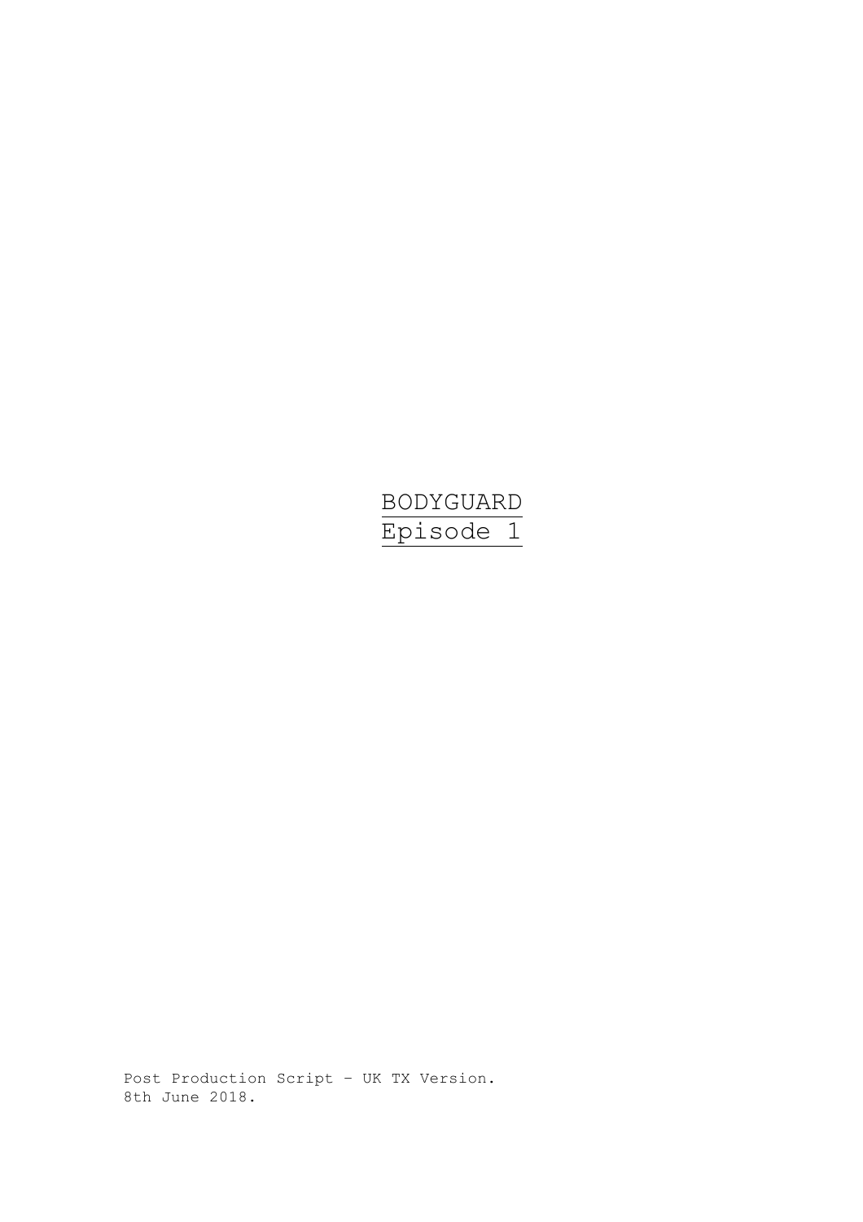# BODYGUARD

## Episode 1

Post Production Script – UK TX Version.
8th June 2018.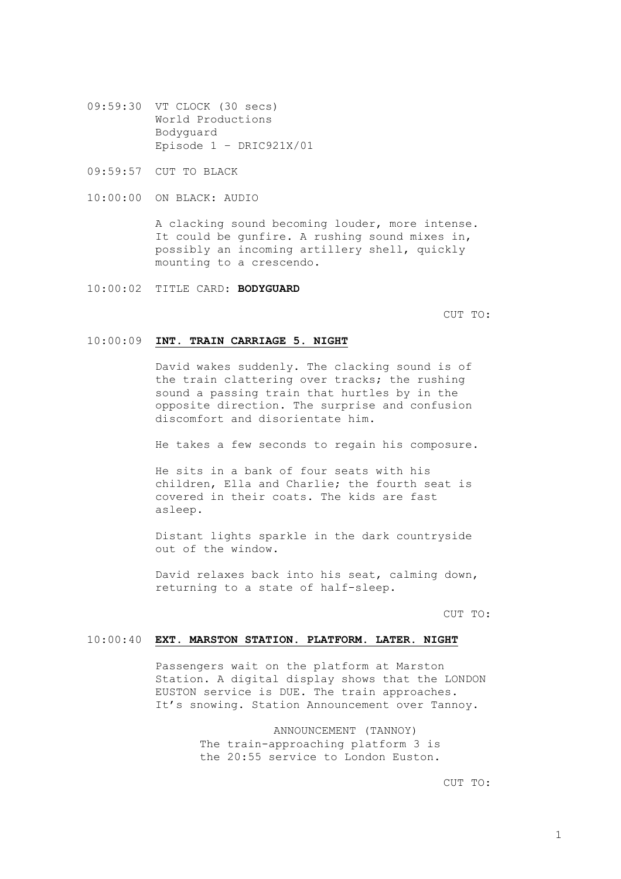09:59:30 VT CLOCK (30 secs)
World Productions
Bodyguard
Episode 1 – DRIC921X/01

09:59:57 CUT TO BLACK

10:00:00 ON BLACK: AUDIO

A clacking sound becoming louder, more intense. It could be gunfire. A rushing sound mixes in, possibly an incoming artillery shell, quickly mounting to a crescendo.

10:00:02 TITLE CARD: **BODYGUARD**

CUT TO:

10:00:09 **INT. TRAIN CARRIAGE 5. NIGHT**

David wakes suddenly. The clacking sound is of the train clattering over tracks; the rushing sound a passing train that hurtles by in the opposite direction. The surprise and confusion discomfort and disorientate him.

He takes a few seconds to regain his composure.

He sits in a bank of four seats with his children, Ella and Charlie; the fourth seat is covered in their coats. The kids are fast asleep.

Distant lights sparkle in the dark countryside out of the window.

David relaxes back into his seat, calming down, returning to a state of half-sleep.

CUT TO:

10:00:40 **EXT. MARSTON STATION. PLATFORM. LATER. NIGHT**

Passengers wait on the platform at Marston Station. A digital display shows that the LONDON EUSTON service is DUE. The train approaches. It's snowing. Station Announcement over Tannoy.

ANNOUNCEMENT (TANNOY)
The train-approaching platform 3 is the 20:55 service to London Euston.

CUT TO: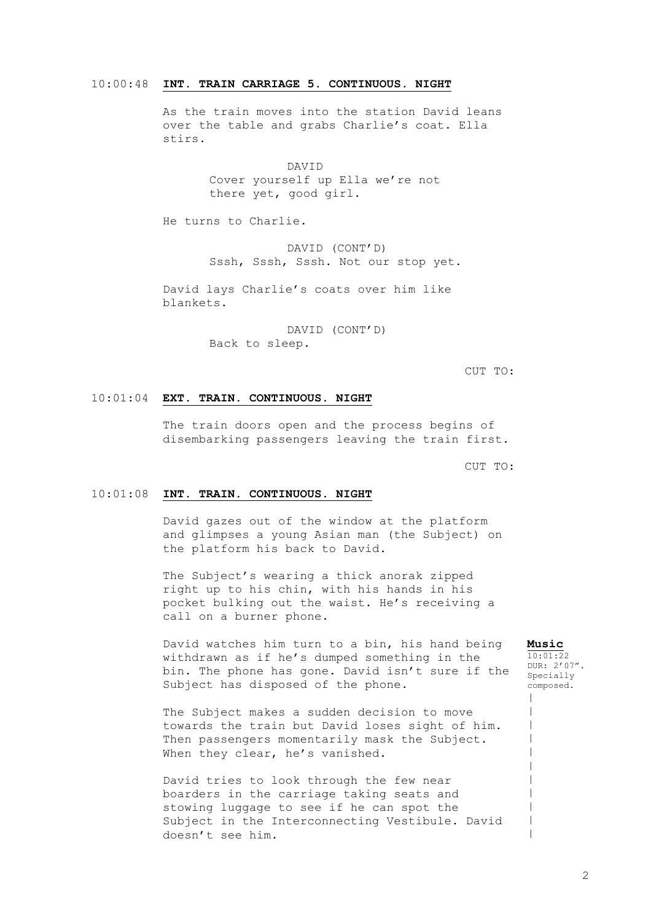10:00:48 **INT. TRAIN CARRIAGE 5. CONTINUOUS. NIGHT**

As the train moves into the station David leans over the table and grabs Charlie's coat. Ella stirs.

DAVID
Cover yourself up Ella we're not there yet, good girl.

He turns to Charlie.

DAVID (CONT'D)
Sssh, Sssh, Sssh. Not our stop yet.

David lays Charlie's coats over him like blankets.

DAVID (CONT'D)
Back to sleep.

CUT TO:

10:01:04 **EXT. TRAIN. CONTINUOUS. NIGHT**

The train doors open and the process begins of disembarking passengers leaving the train first.

CUT TO:

10:01:08 **INT. TRAIN. CONTINUOUS. NIGHT**

David gazes out of the window at the platform and glimpses a young Asian man (the Subject) on the platform his back to David.

The Subject's wearing a thick anorak zipped right up to his chin, with his hands in his pocket bulking out the waist. He's receiving a call on a burner phone.

David watches him turn to a bin, his hand being withdrawn as if he's dumped something in the bin. The phone has gone. David isn't sure if the Subject has disposed of the phone.

**Music**
10:01:22
DUR: 2'07". Specially composed.

The Subject makes a sudden decision to move towards the train but David loses sight of him. Then passengers momentarily mask the Subject. When they clear, he's vanished.

David tries to look through the few near boarders in the carriage taking seats and stowing luggage to see if he can spot the Subject in the Interconnecting Vestibule. David doesn't see him.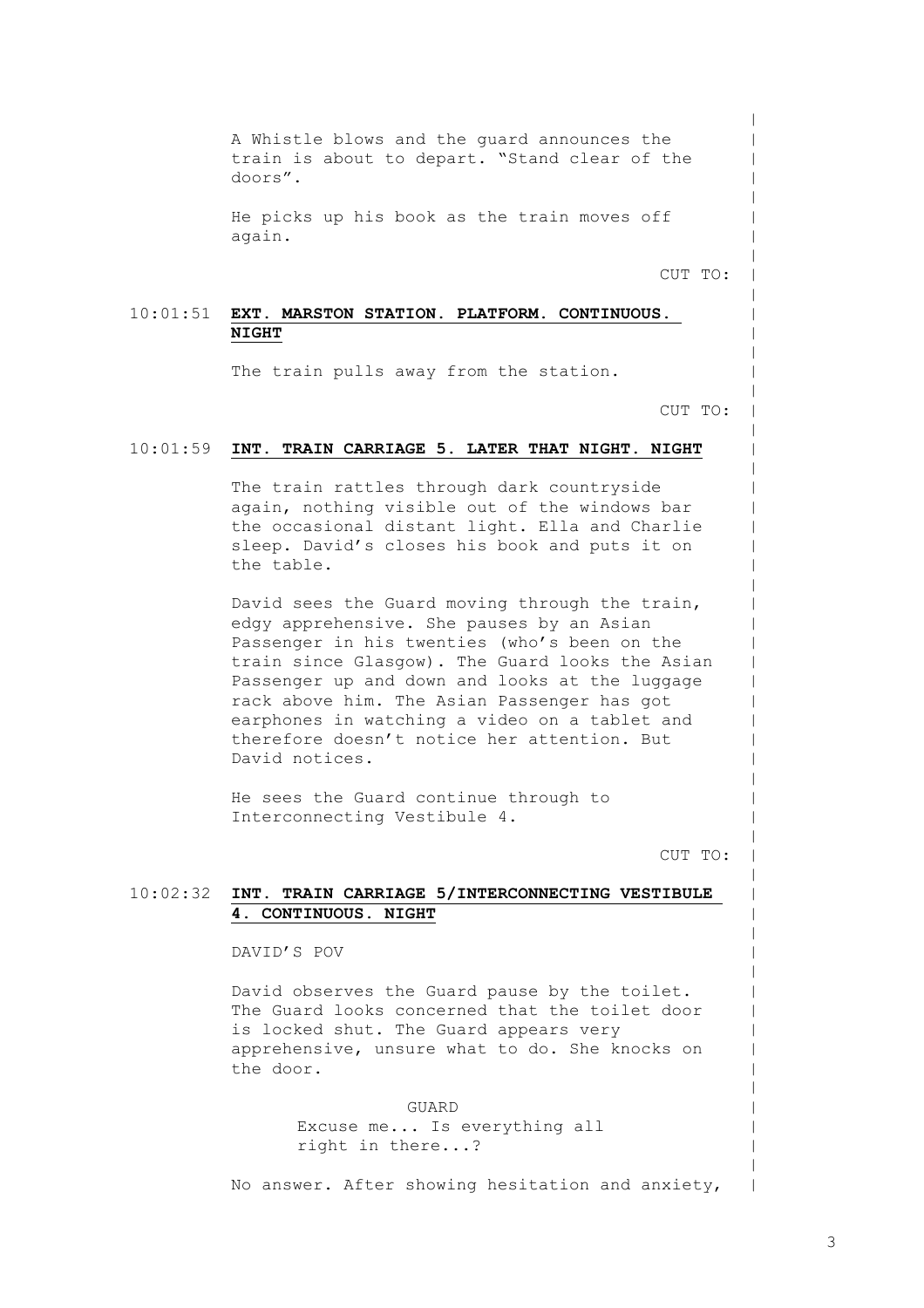A Whistle blows and the guard announces the train is about to depart. "Stand clear of the doors".

He picks up his book as the train moves off again.

CUT TO:

10:01:51 **EXT. MARSTON STATION. PLATFORM. CONTINUOUS. NIGHT**

The train pulls away from the station.

CUT TO:

10:01:59 **INT. TRAIN CARRIAGE 5. LATER THAT NIGHT. NIGHT**

The train rattles through dark countryside again, nothing visible out of the windows bar the occasional distant light. Ella and Charlie sleep. David's closes his book and puts it on the table.

David sees the Guard moving through the train, edgy apprehensive. She pauses by an Asian Passenger in his twenties (who's been on the train since Glasgow). The Guard looks the Asian Passenger up and down and looks at the luggage rack above him. The Asian Passenger has got earphones in watching a video on a tablet and therefore doesn't notice her attention. But David notices.

He sees the Guard continue through to Interconnecting Vestibule 4.

CUT TO:

10:02:32 **INT. TRAIN CARRIAGE 5/INTERCONNECTING VESTIBULE 4. CONTINUOUS. NIGHT**

DAVID'S POV

David observes the Guard pause by the toilet. The Guard looks concerned that the toilet door is locked shut. The Guard appears very apprehensive, unsure what to do. She knocks on the door.

GUARD

Excuse me... Is everything all right in there...?

No answer. After showing hesitation and anxiety,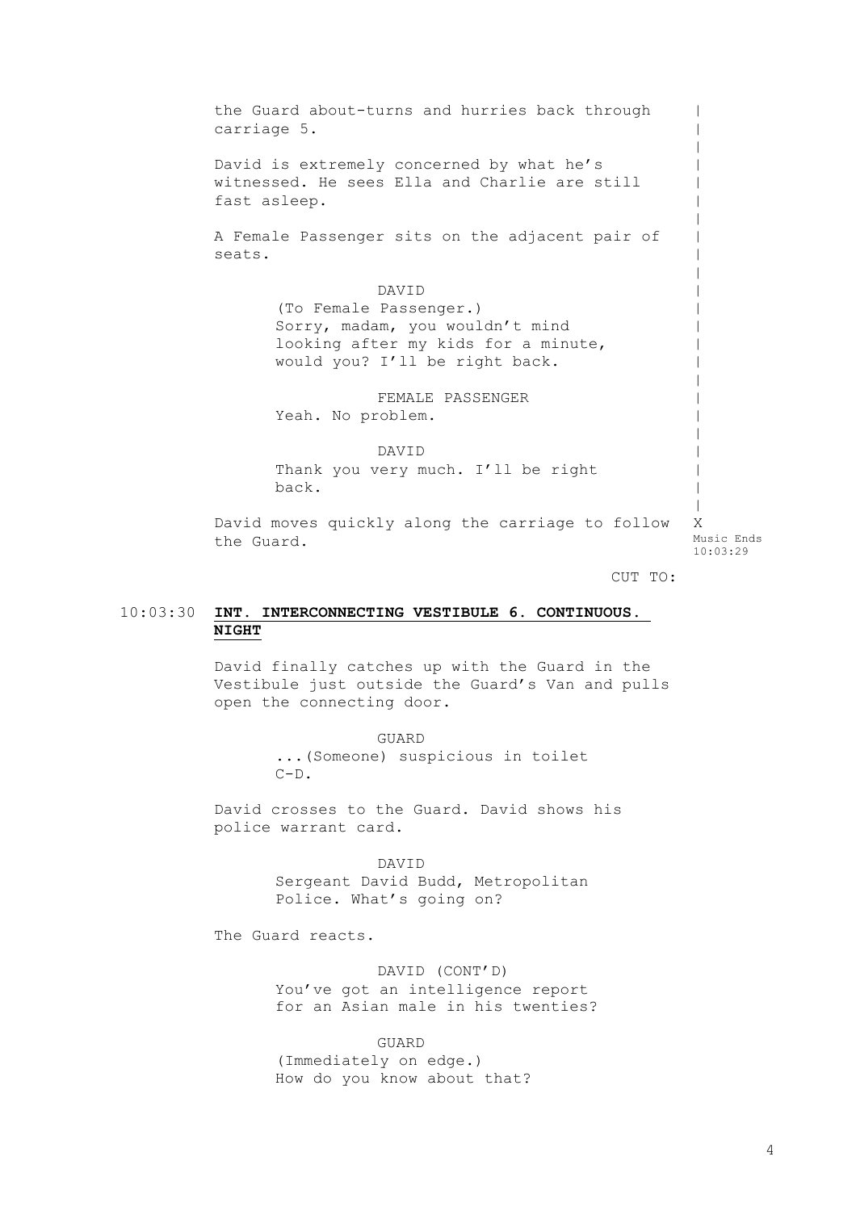the Guard about-turns and hurries back through carriage 5.

David is extremely concerned by what he's witnessed. He sees Ella and Charlie are still fast asleep.

A Female Passenger sits on the adjacent pair of seats.

DAVID
(To Female Passenger.)
Sorry, madam, you wouldn't mind looking after my kids for a minute, would you? I'll be right back.

FEMALE PASSENGER
Yeah. No problem.

DAVID
Thank you very much. I'll be right back.

David moves quickly along the carriage to follow the Guard. X

Music Ends 10:03:29

CUT TO:

10:03:30 **INT. INTERCONNECTING VESTIBULE 6. CONTINUOUS. NIGHT**

David finally catches up with the Guard in the Vestibule just outside the Guard's Van and pulls open the connecting door.

GUARD
...(Someone) suspicious in toilet C-D.

David crosses to the Guard. David shows his police warrant card.

DAVID
Sergeant David Budd, Metropolitan Police. What's going on?

The Guard reacts.

DAVID (CONT'D)
You've got an intelligence report for an Asian male in his twenties?

GUARD
(Immediately on edge.)
How do you know about that?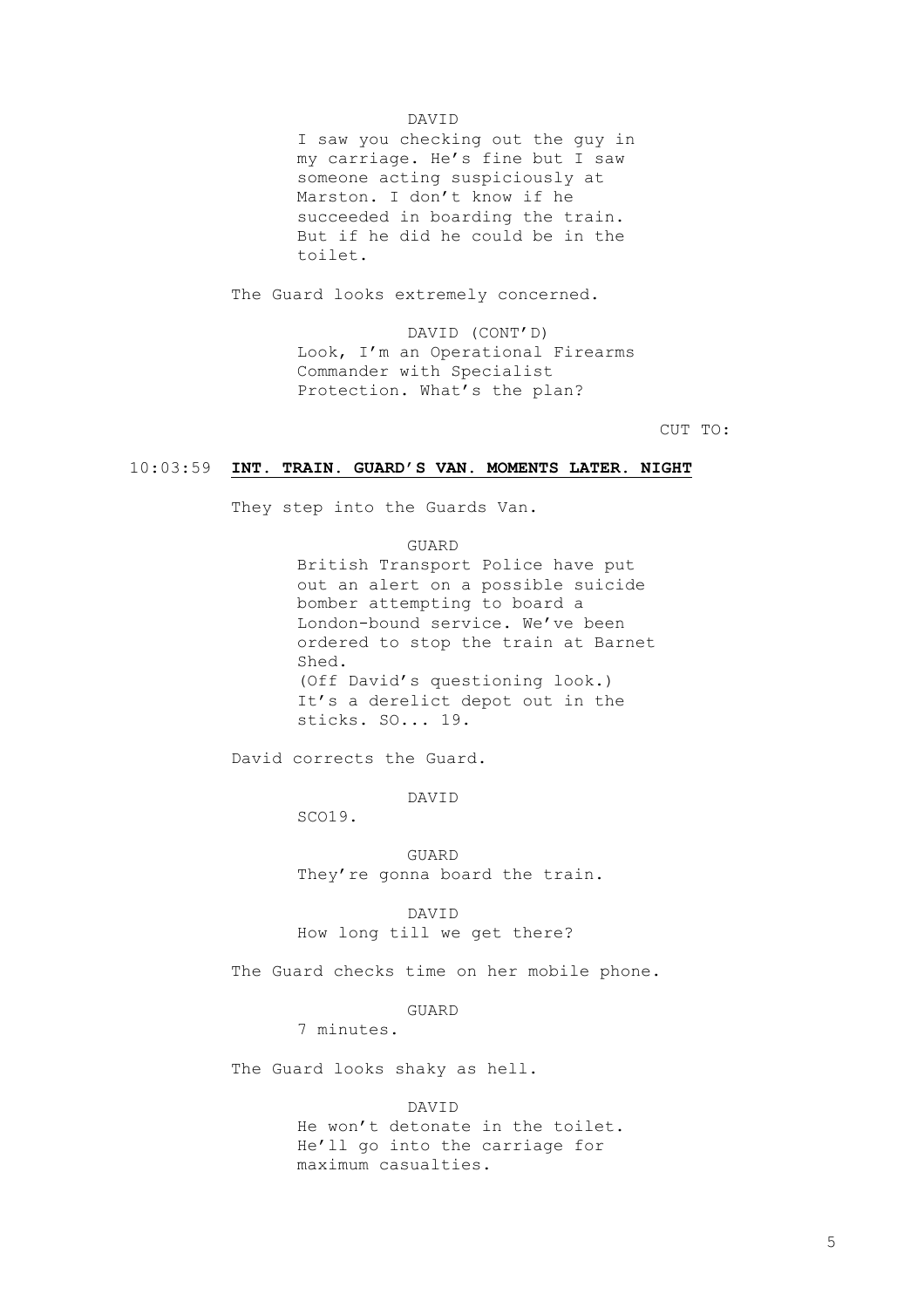DAVID

I saw you checking out the guy in my carriage. He's fine but I saw someone acting suspiciously at Marston. I don't know if he succeeded in boarding the train. But if he did he could be in the toilet.

The Guard looks extremely concerned.

DAVID (CONT'D)

Look, I'm an Operational Firearms Commander with Specialist Protection. What's the plan?

CUT TO:

10:03:59 **INT. TRAIN. GUARD'S VAN. MOMENTS LATER. NIGHT**

They step into the Guards Van.

GUARD

British Transport Police have put out an alert on a possible suicide bomber attempting to board a London-bound service. We've been ordered to stop the train at Barnet Shed.
(Off David's questioning look.)
It's a derelict depot out in the sticks. SO... 19.

David corrects the Guard.

DAVID

SCO19.

GUARD

They're gonna board the train.

DAVID

How long till we get there?

The Guard checks time on her mobile phone.

GUARD

7 minutes.

The Guard looks shaky as hell.

DAVID

He won't detonate in the toilet. He'll go into the carriage for maximum casualties.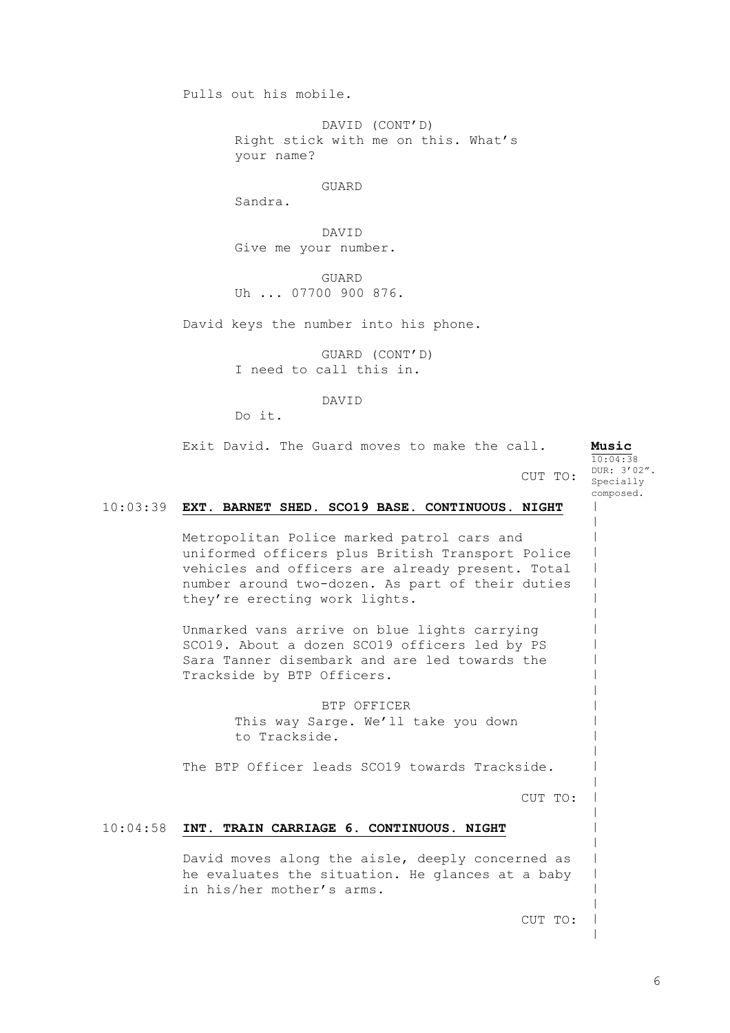Pulls out his mobile.

DAVID (CONT'D)
Right stick with me on this. What's your name?

GUARD
Sandra.

DAVID
Give me your number.

GUARD
Uh ... 07700 900 876.

David keys the number into his phone.

GUARD (CONT'D)
I need to call this in.

DAVID
Do it.

Exit David. The Guard moves to make the call.

**Music**
10:04:38
DUR: 3'02".
Specially composed.

CUT TO:

10:03:39 **EXT. BARNET SHED. SCO19 BASE. CONTINUOUS. NIGHT**

Metropolitan Police marked patrol cars and uniformed officers plus British Transport Police vehicles and officers are already present. Total number around two-dozen. As part of their duties they're erecting work lights.

Unmarked vans arrive on blue lights carrying SCO19. About a dozen SCO19 officers led by PS Sara Tanner disembark and are led towards the Trackside by BTP Officers.

BTP OFFICER
This way Sarge. We'll take you down to Trackside.

The BTP Officer leads SCO19 towards Trackside.

CUT TO:

10:04:58 **INT. TRAIN CARRIAGE 6. CONTINUOUS. NIGHT**

David moves along the aisle, deeply concerned as he evaluates the situation. He glances at a baby in his/her mother's arms.

CUT TO: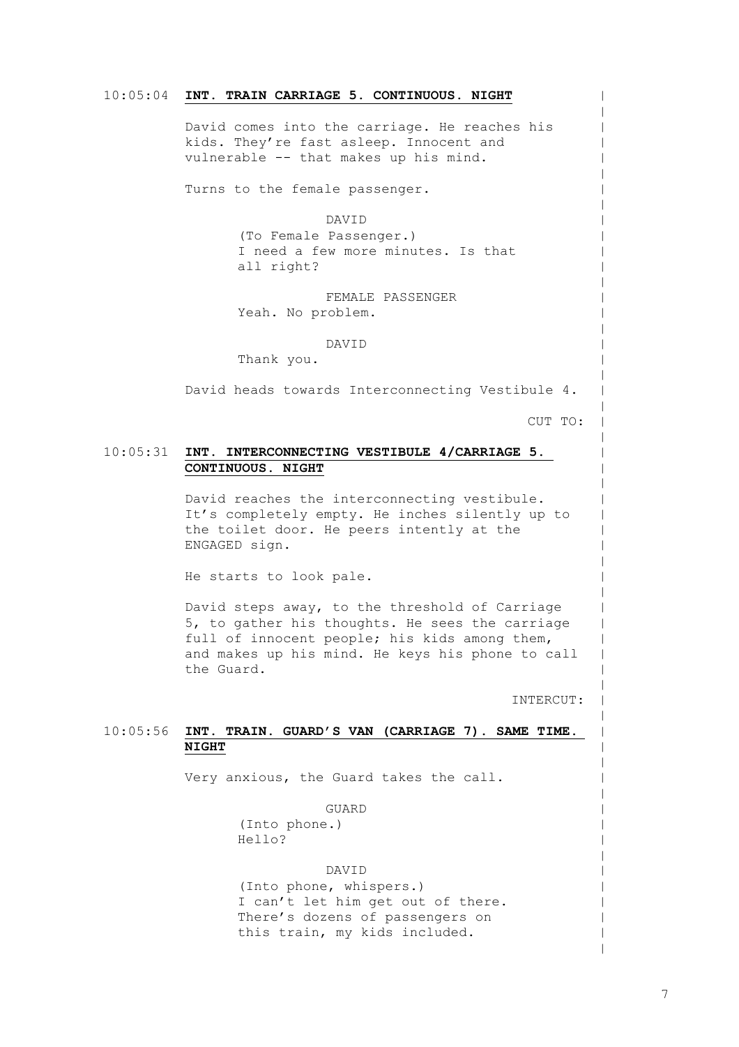10:05:04 **INT. TRAIN CARRIAGE 5. CONTINUOUS. NIGHT**

David comes into the carriage. He reaches his kids. They're fast asleep. Innocent and vulnerable -- that makes up his mind.

Turns to the female passenger.

DAVID
(To Female Passenger.)
I need a few more minutes. Is that all right?

FEMALE PASSENGER
Yeah. No problem.

DAVID
Thank you.

David heads towards Interconnecting Vestibule 4.

CUT TO:

10:05:31 **INT. INTERCONNECTING VESTIBULE 4/CARRIAGE 5. CONTINUOUS. NIGHT**

David reaches the interconnecting vestibule. It's completely empty. He inches silently up to the toilet door. He peers intently at the ENGAGED sign.

He starts to look pale.

David steps away, to the threshold of Carriage 5, to gather his thoughts. He sees the carriage full of innocent people; his kids among them, and makes up his mind. He keys his phone to call the Guard.

INTERCUT:

10:05:56 **INT. TRAIN. GUARD'S VAN (CARRIAGE 7). SAME TIME. NIGHT**

Very anxious, the Guard takes the call.

GUARD
(Into phone.)
Hello?

DAVID
(Into phone, whispers.)
I can't let him get out of there. There's dozens of passengers on this train, my kids included.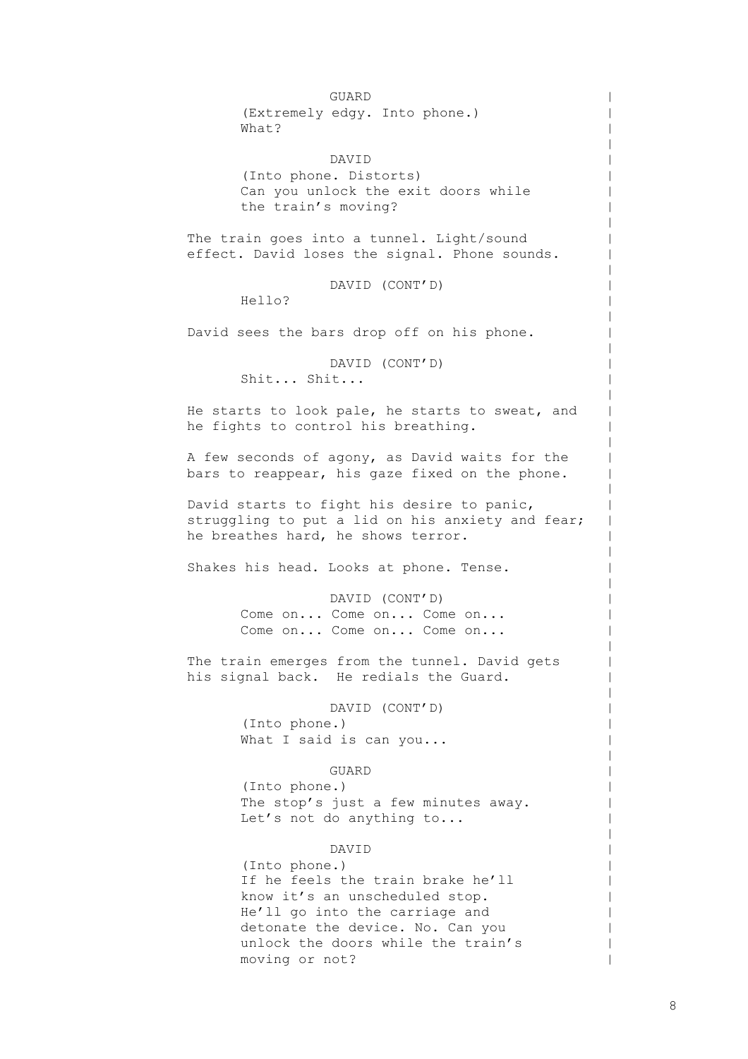GUARD

(Extremely edgy. Into phone.)

What?

DAVID

(Into phone. Distorts)

Can you unlock the exit doors while the train's moving?

The train goes into a tunnel. Light/sound effect. David loses the signal. Phone sounds.

DAVID (CONT'D)

Hello?

David sees the bars drop off on his phone.

DAVID (CONT'D)

Shit... Shit...

He starts to look pale, he starts to sweat, and he fights to control his breathing.

A few seconds of agony, as David waits for the bars to reappear, his gaze fixed on the phone.

David starts to fight his desire to panic, struggling to put a lid on his anxiety and fear; he breathes hard, he shows terror.

Shakes his head. Looks at phone. Tense.

DAVID (CONT'D)

Come on... Come on... Come on...
Come on... Come on... Come on...

The train emerges from the tunnel. David gets his signal back. He redials the Guard.

DAVID (CONT'D)

(Into phone.)

What I said is can you...

GUARD

(Into phone.)

The stop's just a few minutes away. Let's not do anything to...

DAVID

(Into phone.)

If he feels the train brake he'll know it's an unscheduled stop. He'll go into the carriage and detonate the device. No. Can you unlock the doors while the train's moving or not?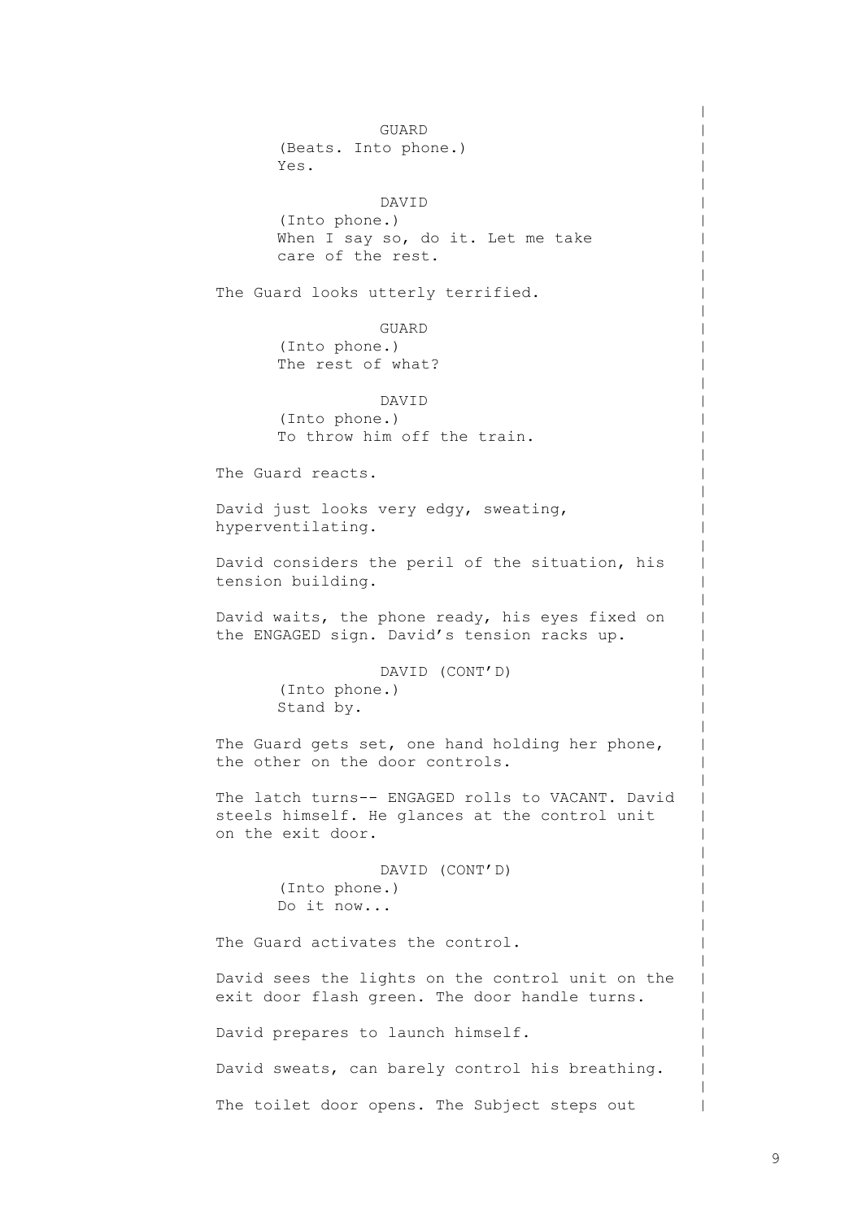GUARD
(Beats. Into phone.)
Yes.

DAVID
(Into phone.)
When I say so, do it. Let me take care of the rest.

The Guard looks utterly terrified.

GUARD
(Into phone.)
The rest of what?

DAVID
(Into phone.)
To throw him off the train.

The Guard reacts.

David just looks very edgy, sweating, hyperventilating.

David considers the peril of the situation, his tension building.

David waits, the phone ready, his eyes fixed on the ENGAGED sign. David's tension racks up.

DAVID (CONT'D)
(Into phone.)
Stand by.

The Guard gets set, one hand holding her phone, the other on the door controls.

The latch turns-- ENGAGED rolls to VACANT. David steels himself. He glances at the control unit on the exit door.

DAVID (CONT'D)
(Into phone.)
Do it now...

The Guard activates the control.

David sees the lights on the control unit on the exit door flash green. The door handle turns.

David prepares to launch himself.

David sweats, can barely control his breathing.

The toilet door opens. The Subject steps out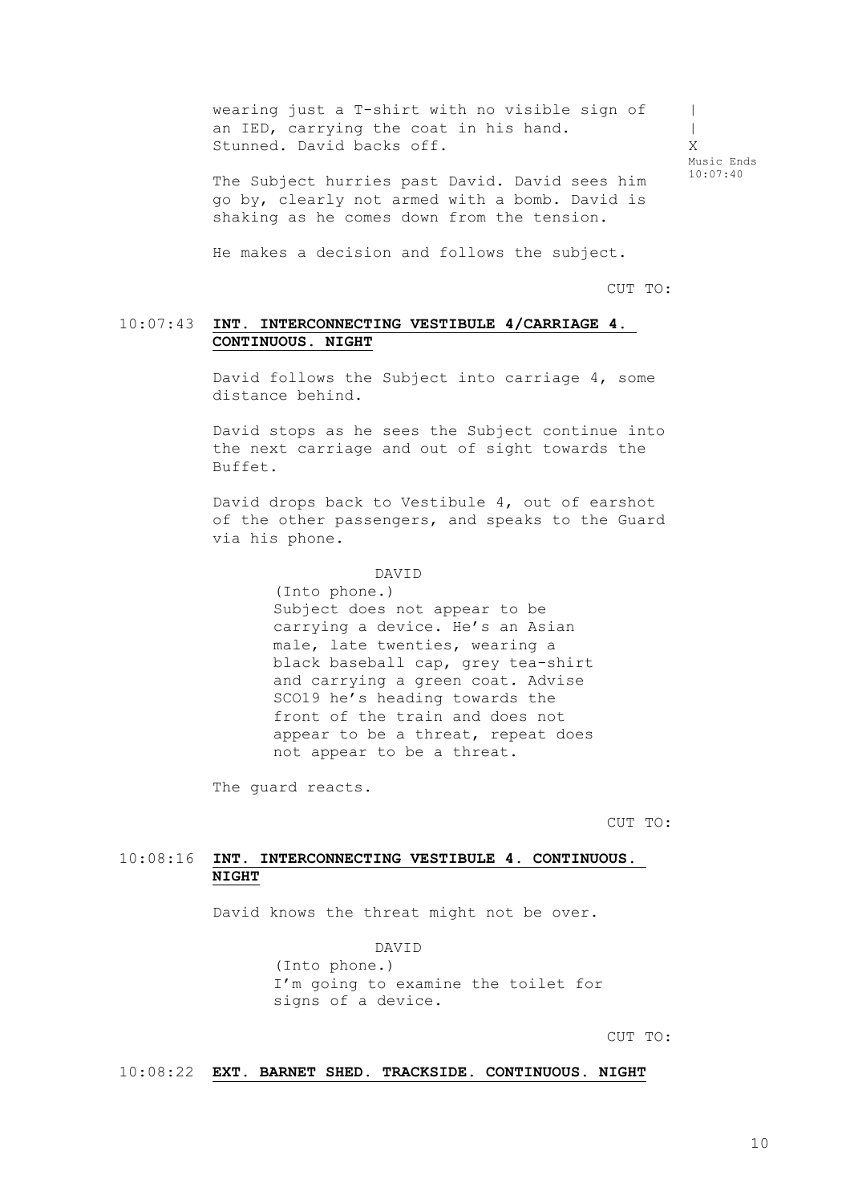wearing just a T-shirt with no visible sign of an IED, carrying the coat in his hand. Stunned. David backs off.

|
|
X
Music Ends
10:07:40

The Subject hurries past David. David sees him go by, clearly not armed with a bomb. David is shaking as he comes down from the tension.

He makes a decision and follows the subject.

CUT TO:

10:07:43 **INT. INTERCONNECTING VESTIBULE 4/CARRIAGE 4. CONTINUOUS. NIGHT**

David follows the Subject into carriage 4, some distance behind.

David stops as he sees the Subject continue into the next carriage and out of sight towards the Buffet.

David drops back to Vestibule 4, out of earshot of the other passengers, and speaks to the Guard via his phone.

DAVID
(Into phone.)
Subject does not appear to be carrying a device. He's an Asian male, late twenties, wearing a black baseball cap, grey tea-shirt and carrying a green coat. Advise SCO19 he's heading towards the front of the train and does not appear to be a threat, repeat does not appear to be a threat.

The guard reacts.

CUT TO:

10:08:16 **INT. INTERCONNECTING VESTIBULE 4. CONTINUOUS. NIGHT**

David knows the threat might not be over.

DAVID
(Into phone.)
I'm going to examine the toilet for signs of a device.

CUT TO:

10:08:22 **EXT. BARNET SHED. TRACKSIDE. CONTINUOUS. NIGHT**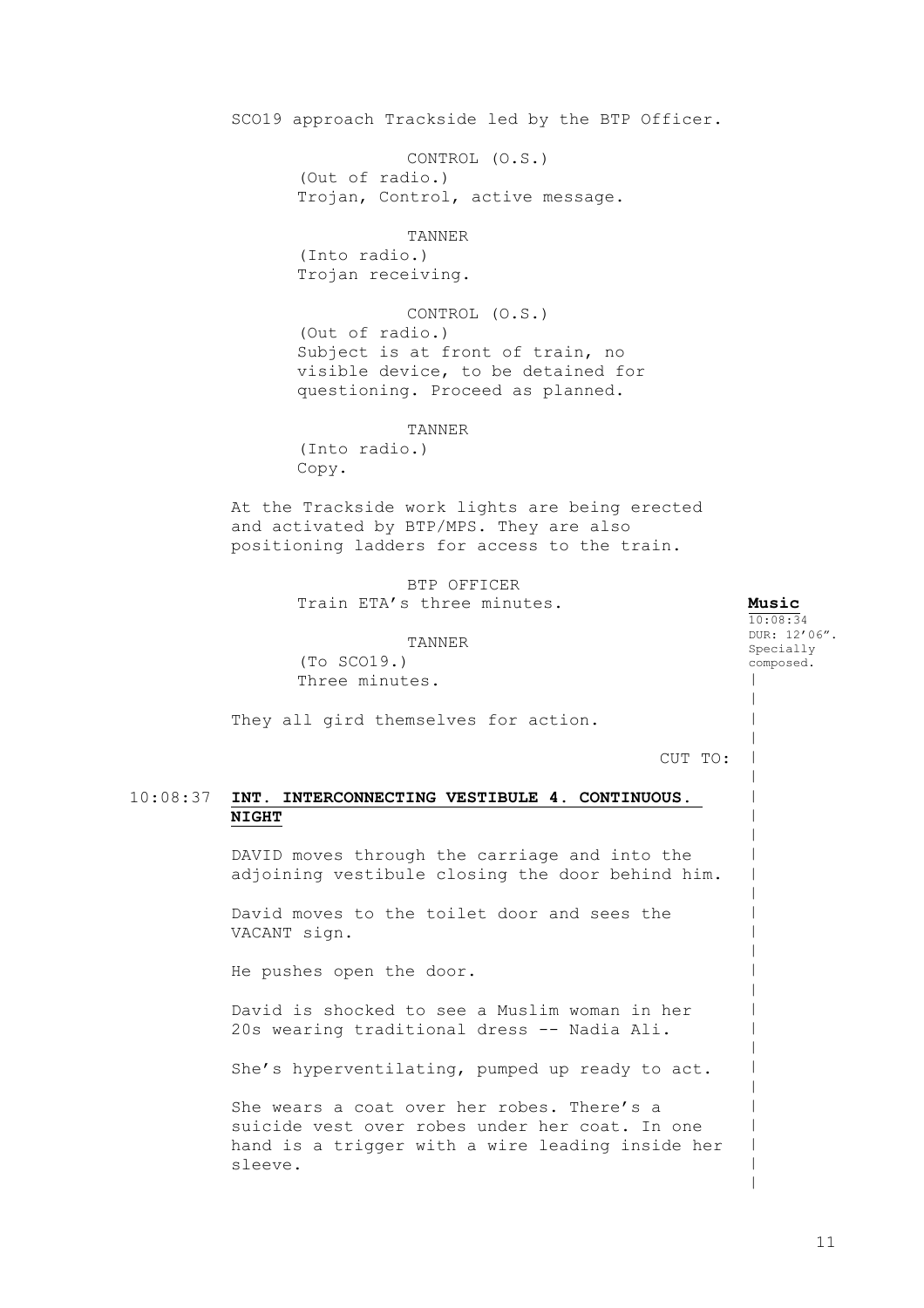SCO19 approach Trackside led by the BTP Officer.

CONTROL (O.S.)
(Out of radio.)
Trojan, Control, active message.

TANNER
(Into radio.)
Trojan receiving.

CONTROL (O.S.)
(Out of radio.)
Subject is at front of train, no visible device, to be detained for questioning. Proceed as planned.

TANNER
(Into radio.)
Copy.

At the Trackside work lights are being erected and activated by BTP/MPS. They are also positioning ladders for access to the train.

BTP OFFICER
Train ETA's three minutes.

**Music**
10:08:34
DUR: 12'06".
Specially composed.

TANNER
(To SCO19.)
Three minutes.

They all gird themselves for action.

CUT TO:

10:08:37 **INT. INTERCONNECTING VESTIBULE 4. CONTINUOUS. NIGHT**

DAVID moves through the carriage and into the adjoining vestibule closing the door behind him.

David moves to the toilet door and sees the VACANT sign.

He pushes open the door.

David is shocked to see a Muslim woman in her 20s wearing traditional dress -- Nadia Ali.

She's hyperventilating, pumped up ready to act.

She wears a coat over her robes. There's a suicide vest over robes under her coat. In one hand is a trigger with a wire leading inside her sleeve.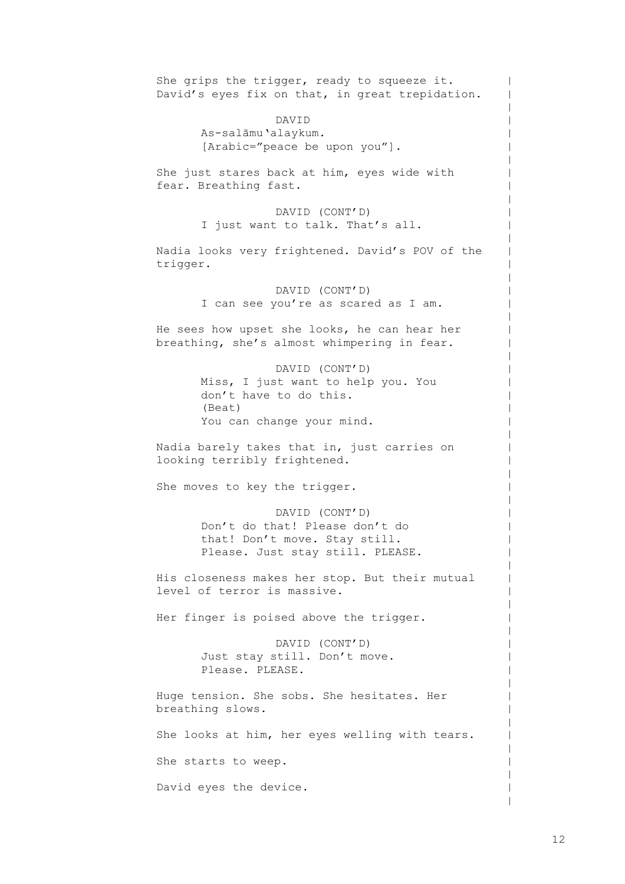She grips the trigger, ready to squeeze it. David's eyes fix on that, in great trepidation.

DAVID
As-salāmu'alaykum.
[Arabic="peace be upon you"].

She just stares back at him, eyes wide with fear. Breathing fast.

DAVID (CONT'D)
I just want to talk. That's all.

Nadia looks very frightened. David's POV of the trigger.

DAVID (CONT'D)
I can see you're as scared as I am.

He sees how upset she looks, he can hear her breathing, she's almost whimpering in fear.

DAVID (CONT'D)
Miss, I just want to help you. You don't have to do this.
(Beat)
You can change your mind.

Nadia barely takes that in, just carries on looking terribly frightened.

She moves to key the trigger.

DAVID (CONT'D)
Don't do that! Please don't do that! Don't move. Stay still. Please. Just stay still. PLEASE.

His closeness makes her stop. But their mutual level of terror is massive.

Her finger is poised above the trigger.

DAVID (CONT'D)
Just stay still. Don't move. Please. PLEASE.

Huge tension. She sobs. She hesitates. Her breathing slows.

She looks at him, her eyes welling with tears.

She starts to weep.

David eyes the device.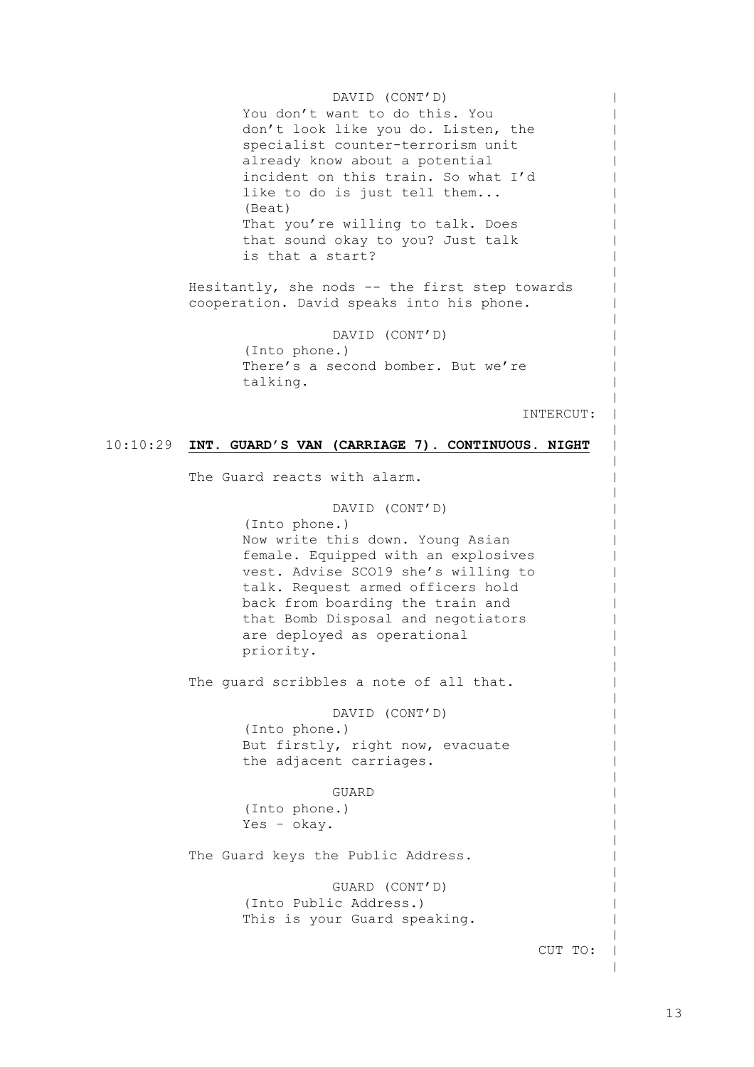DAVID (CONT'D)
You don't want to do this. You don't look like you do. Listen, the specialist counter-terrorism unit already know about a potential incident on this train. So what I'd like to do is just tell them...
(Beat)
That you're willing to talk. Does that sound okay to you? Just talk is that a start?

Hesitantly, she nods -- the first step towards cooperation. David speaks into his phone.

DAVID (CONT'D)
(Into phone.)
There's a second bomber. But we're talking.

INTERCUT:

10:10:29 **INT. GUARD'S VAN (CARRIAGE 7). CONTINUOUS. NIGHT**

The Guard reacts with alarm.

DAVID (CONT'D)
(Into phone.)
Now write this down. Young Asian female. Equipped with an explosives vest. Advise SCO19 she's willing to talk. Request armed officers hold back from boarding the train and that Bomb Disposal and negotiators are deployed as operational priority.

The guard scribbles a note of all that.

DAVID (CONT'D)
(Into phone.)
But firstly, right now, evacuate the adjacent carriages.

GUARD
(Into phone.)
Yes – okay.

The Guard keys the Public Address.

GUARD (CONT'D)
(Into Public Address.)
This is your Guard speaking.

CUT TO: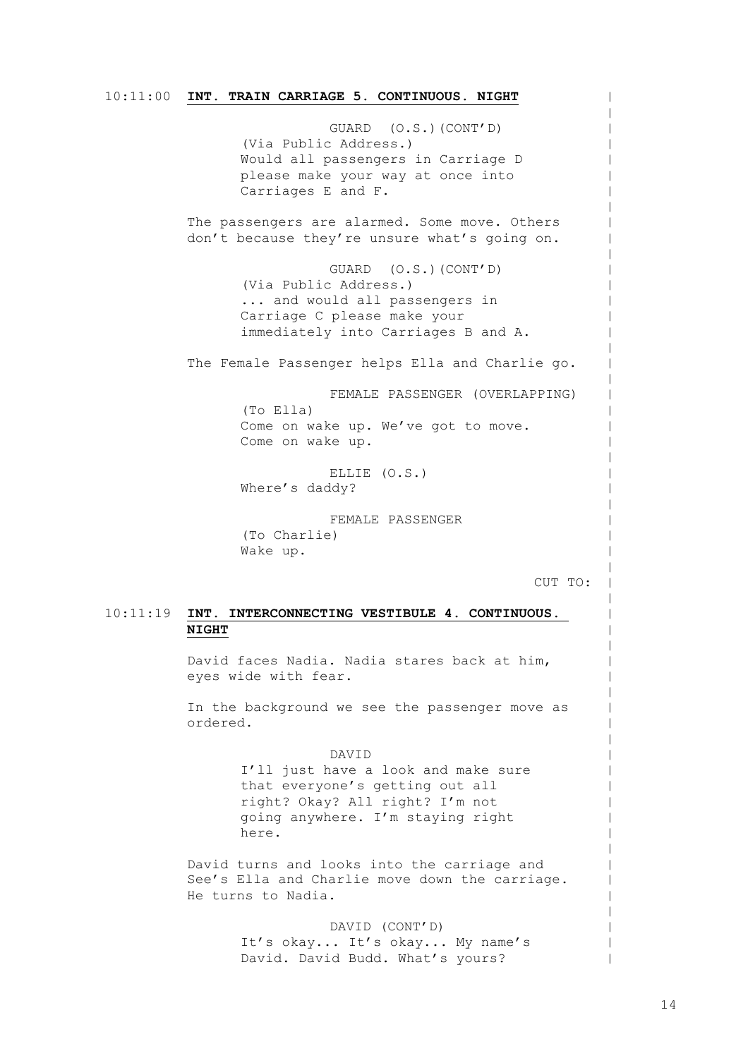10:11:00 **INT. TRAIN CARRIAGE 5. CONTINUOUS. NIGHT**

GUARD (O.S.)(CONT'D)
(Via Public Address.)
Would all passengers in Carriage D please make your way at once into Carriages E and F.

The passengers are alarmed. Some move. Others don't because they're unsure what's going on.

GUARD (O.S.)(CONT'D)
(Via Public Address.)
... and would all passengers in Carriage C please make your immediately into Carriages B and A.

The Female Passenger helps Ella and Charlie go.

FEMALE PASSENGER (OVERLAPPING)
(To Ella)
Come on wake up. We've got to move. Come on wake up.

ELLIE (O.S.)
Where's daddy?

FEMALE PASSENGER
(To Charlie)
Wake up.

CUT TO:

10:11:19 **INT. INTERCONNECTING VESTIBULE 4. CONTINUOUS. NIGHT**

David faces Nadia. Nadia stares back at him, eyes wide with fear.

In the background we see the passenger move as ordered.

DAVID
I'll just have a look and make sure that everyone's getting out all right? Okay? All right? I'm not going anywhere. I'm staying right here.

David turns and looks into the carriage and See's Ella and Charlie move down the carriage. He turns to Nadia.

DAVID (CONT'D)
It's okay... It's okay... My name's David. David Budd. What's yours?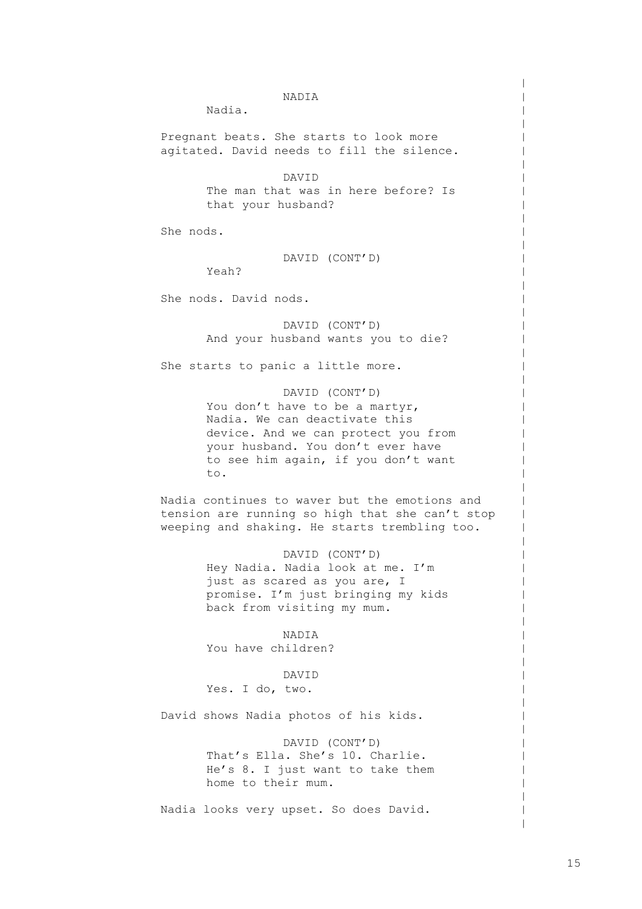NADIA

Nadia.

Pregnant beats. She starts to look more agitated. David needs to fill the silence.

DAVID

The man that was in here before? Is that your husband?

She nods.

DAVID (CONT'D)

Yeah?

She nods. David nods.

DAVID (CONT'D)

And your husband wants you to die?

She starts to panic a little more.

DAVID (CONT'D)

You don't have to be a martyr, Nadia. We can deactivate this device. And we can protect you from your husband. You don't ever have to see him again, if you don't want to.

Nadia continues to waver but the emotions and tension are running so high that she can't stop weeping and shaking. He starts trembling too.

DAVID (CONT'D)

Hey Nadia. Nadia look at me. I'm just as scared as you are, I promise. I'm just bringing my kids back from visiting my mum.

NADIA

You have children?

DAVID

Yes. I do, two.

David shows Nadia photos of his kids.

DAVID (CONT'D)

That's Ella. She's 10. Charlie. He's 8. I just want to take them home to their mum.

Nadia looks very upset. So does David.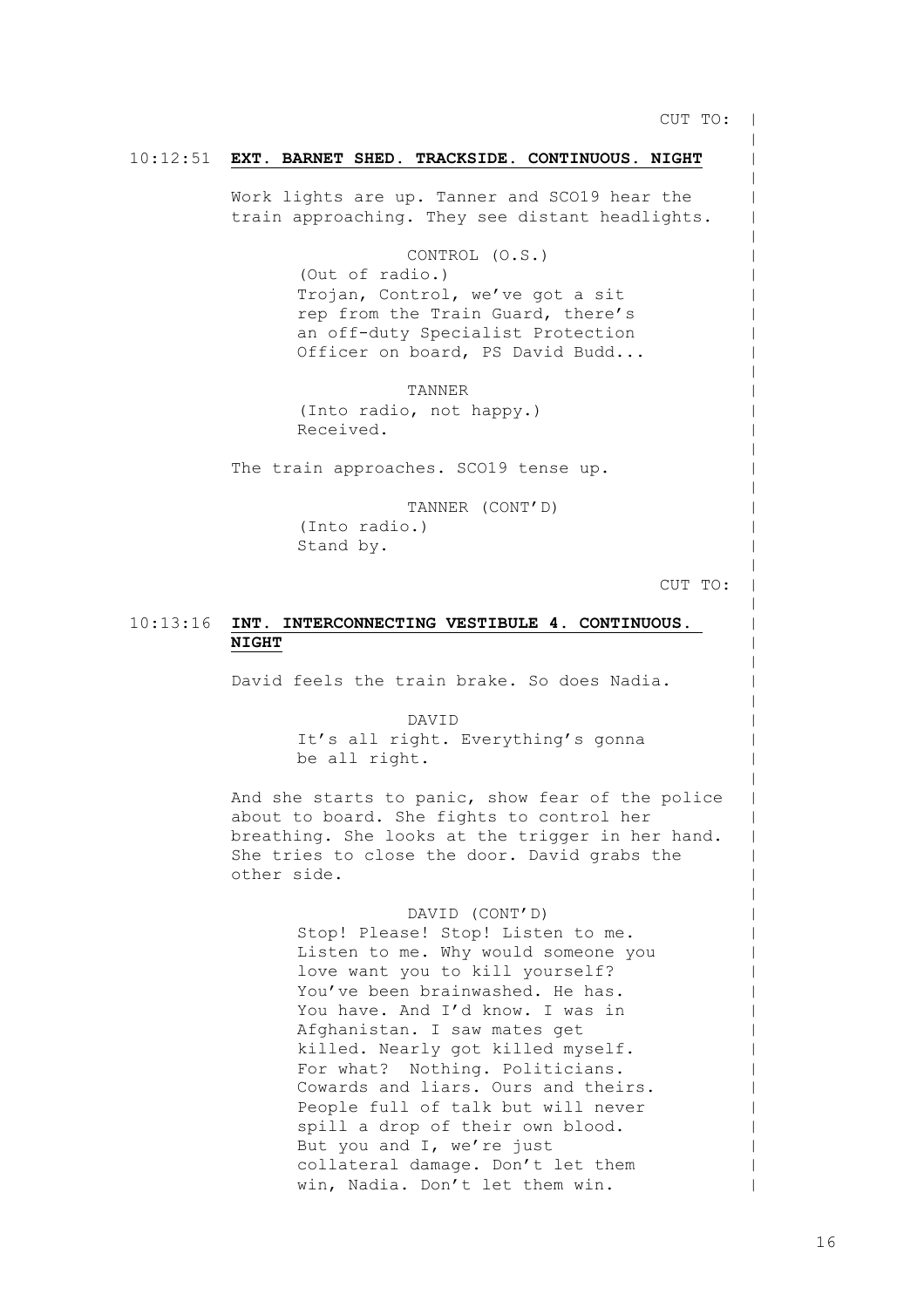CUT TO:

10:12:51 **EXT. BARNET SHED. TRACKSIDE. CONTINUOUS. NIGHT**

Work lights are up. Tanner and SCO19 hear the train approaching. They see distant headlights.

CONTROL (O.S.)
(Out of radio.)
Trojan, Control, we've got a sit rep from the Train Guard, there's an off-duty Specialist Protection Officer on board, PS David Budd...

TANNER
(Into radio, not happy.)
Received.

The train approaches. SCO19 tense up.

TANNER (CONT'D)
(Into radio.)
Stand by.

CUT TO:

10:13:16 **INT. INTERCONNECTING VESTIBULE 4. CONTINUOUS. NIGHT**

David feels the train brake. So does Nadia.

DAVID
It's all right. Everything's gonna be all right.

And she starts to panic, show fear of the police about to board. She fights to control her breathing. She looks at the trigger in her hand. She tries to close the door. David grabs the other side.

DAVID (CONT'D)
Stop! Please! Stop! Listen to me. Listen to me. Why would someone you love want you to kill yourself? You've been brainwashed. He has. You have. And I'd know. I was in Afghanistan. I saw mates get killed. Nearly got killed myself. For what? Nothing. Politicians. Cowards and liars. Ours and theirs. People full of talk but will never spill a drop of their own blood. But you and I, we're just collateral damage. Don't let them win, Nadia. Don't let them win.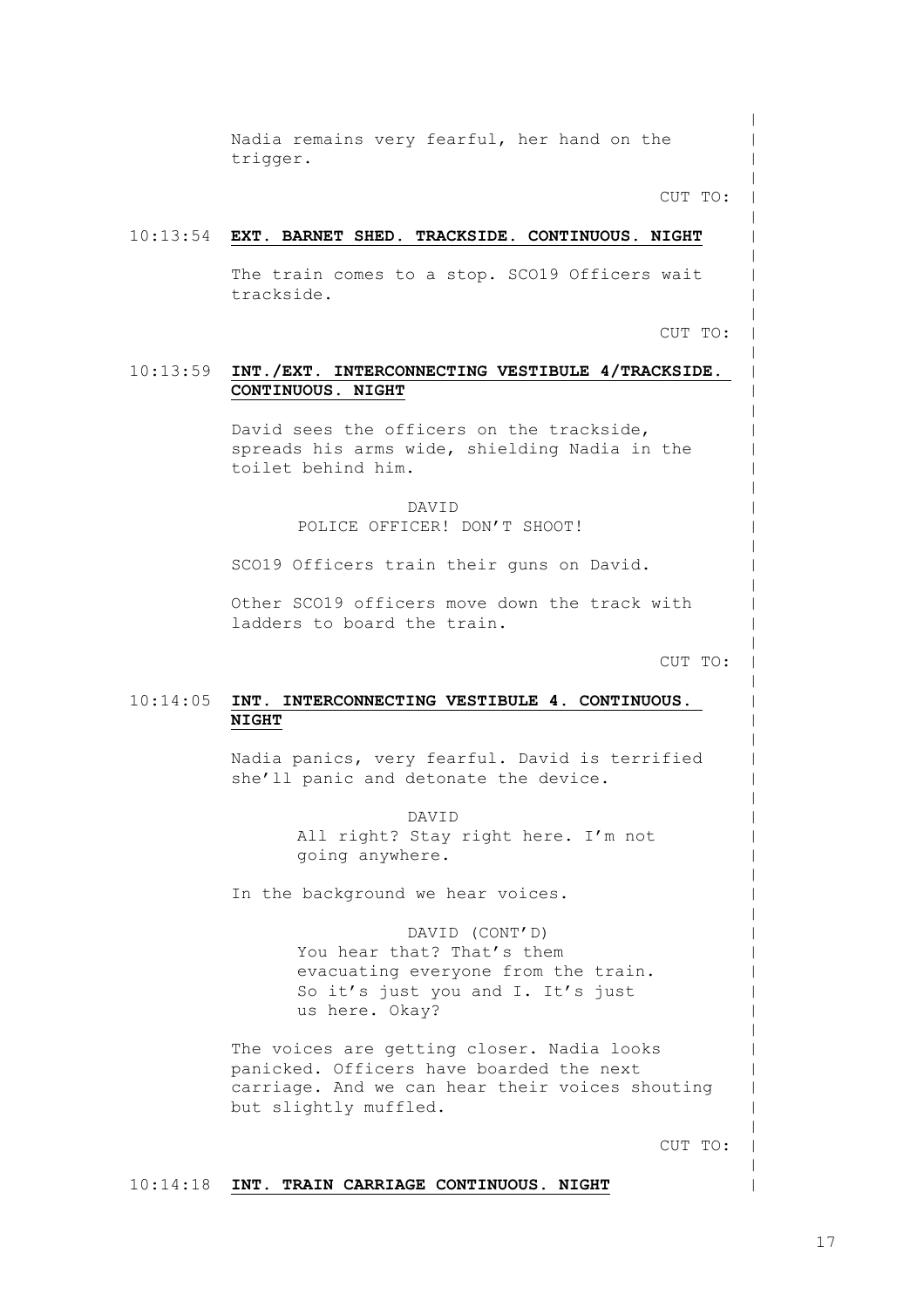Nadia remains very fearful, her hand on the trigger.

CUT TO:

10:13:54 **EXT. BARNET SHED. TRACKSIDE. CONTINUOUS. NIGHT**

The train comes to a stop. SCO19 Officers wait trackside.

CUT TO:

10:13:59 **INT./EXT. INTERCONNECTING VESTIBULE 4/TRACKSIDE. CONTINUOUS. NIGHT**

David sees the officers on the trackside, spreads his arms wide, shielding Nadia in the toilet behind him.

DAVID
POLICE OFFICER! DON'T SHOOT!

SCO19 Officers train their guns on David.

Other SCO19 officers move down the track with ladders to board the train.

CUT TO:

10:14:05 **INT. INTERCONNECTING VESTIBULE 4. CONTINUOUS. NIGHT**

Nadia panics, very fearful. David is terrified she'll panic and detonate the device.

DAVID
All right? Stay right here. I'm not going anywhere.

In the background we hear voices.

DAVID (CONT'D)
You hear that? That's them evacuating everyone from the train. So it's just you and I. It's just us here. Okay?

The voices are getting closer. Nadia looks panicked. Officers have boarded the next carriage. And we can hear their voices shouting but slightly muffled.

CUT TO:

10:14:18 **INT. TRAIN CARRIAGE CONTINUOUS. NIGHT**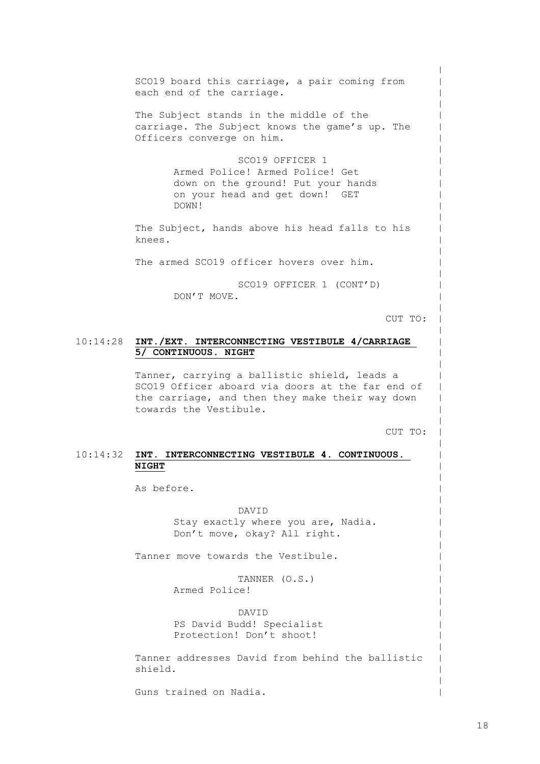SCO19 board this carriage, a pair coming from each end of the carriage.

The Subject stands in the middle of the carriage. The Subject knows the game's up. The Officers converge on him.

SCO19 OFFICER 1
Armed Police! Armed Police! Get down on the ground! Put your hands on your head and get down! GET DOWN!

The Subject, hands above his head falls to his knees.

The armed SCO19 officer hovers over him.

SCO19 OFFICER 1 (CONT'D)
DON'T MOVE.

CUT TO:

10:14:28 **INT./EXT. INTERCONNECTING VESTIBULE 4/CARRIAGE 5/ CONTINUOUS. NIGHT**

Tanner, carrying a ballistic shield, leads a SCO19 Officer aboard via doors at the far end of the carriage, and then they make their way down towards the Vestibule.

CUT TO:

10:14:32 **INT. INTERCONNECTING VESTIBULE 4. CONTINUOUS. NIGHT**

As before.

DAVID
Stay exactly where you are, Nadia. Don't move, okay? All right.

Tanner move towards the Vestibule.

TANNER (O.S.)
Armed Police!

DAVID
PS David Budd! Specialist Protection! Don't shoot!

Tanner addresses David from behind the ballistic shield.

Guns trained on Nadia.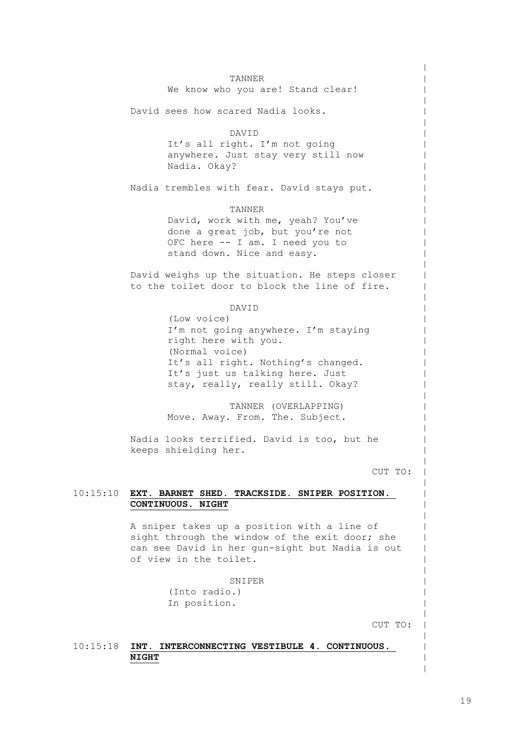TANNER

We know who you are! Stand clear!

David sees how scared Nadia looks.

DAVID

It's all right. I'm not going anywhere. Just stay very still now Nadia. Okay?

Nadia trembles with fear. David stays put.

TANNER

David, work with me, yeah? You've done a great job, but you're not OFC here -- I am. I need you to stand down. Nice and easy.

David weighs up the situation. He steps closer to the toilet door to block the line of fire.

DAVID

(Low voice)
I'm not going anywhere. I'm staying right here with you.
(Normal voice)
It's all right. Nothing's changed. It's just us talking here. Just stay, really, really still. Okay?

TANNER (OVERLAPPING)

Move. Away. From. The. Subject.

Nadia looks terrified. David is too, but he keeps shielding her.

CUT TO:

10:15:10 **EXT. BARNET SHED. TRACKSIDE. SNIPER POSITION. CONTINUOUS. NIGHT**

A sniper takes up a position with a line of sight through the window of the exit door; she can see David in her gun-sight but Nadia is out of view in the toilet.

SNIPER

(Into radio.)
In position.

CUT TO:

10:15:18 **INT. INTERCONNECTING VESTIBULE 4. CONTINUOUS. NIGHT**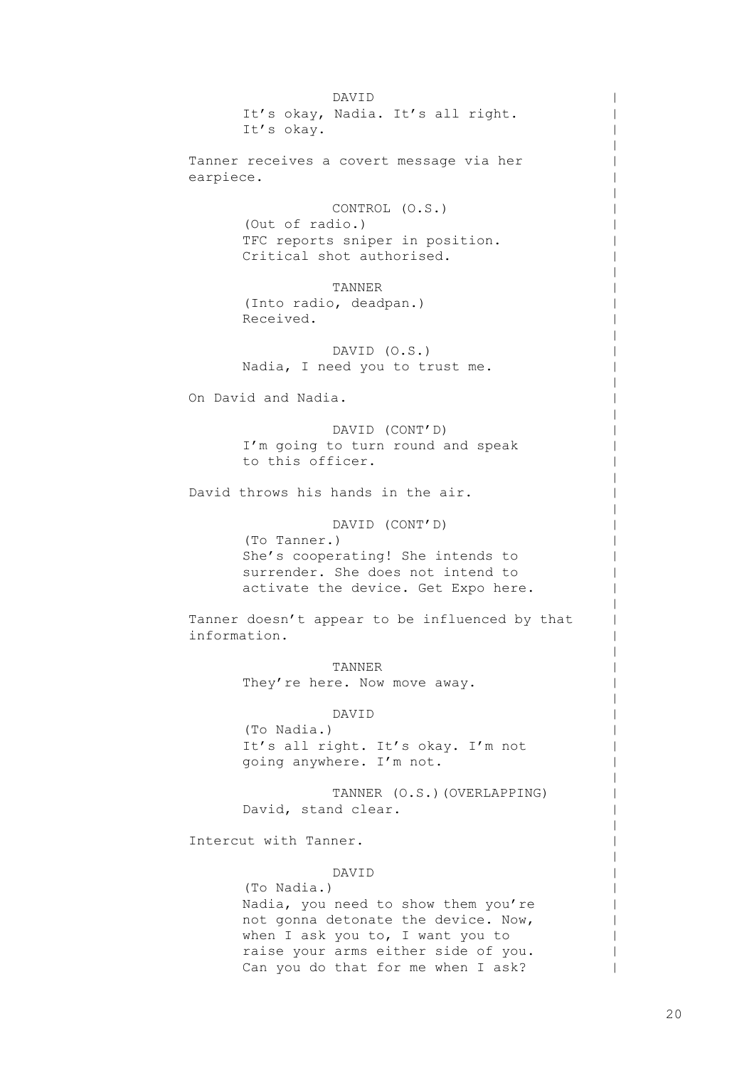DAVID

It's okay, Nadia. It's all right. It's okay.

Tanner receives a covert message via her earpiece.

CONTROL (O.S.)

(Out of radio.)
TFC reports sniper in position. Critical shot authorised.

TANNER

(Into radio, deadpan.)
Received.

DAVID (O.S.)

Nadia, I need you to trust me.

On David and Nadia.

DAVID (CONT'D)

I'm going to turn round and speak to this officer.

David throws his hands in the air.

DAVID (CONT'D)

(To Tanner.)
She's cooperating! She intends to surrender. She does not intend to activate the device. Get Expo here.

Tanner doesn't appear to be influenced by that information.

TANNER

They're here. Now move away.

DAVID

(To Nadia.)
It's all right. It's okay. I'm not going anywhere. I'm not.

TANNER (O.S.)(OVERLAPPING)

David, stand clear.

Intercut with Tanner.

DAVID

(To Nadia.)
Nadia, you need to show them you're not gonna detonate the device. Now, when I ask you to, I want you to raise your arms either side of you. Can you do that for me when I ask?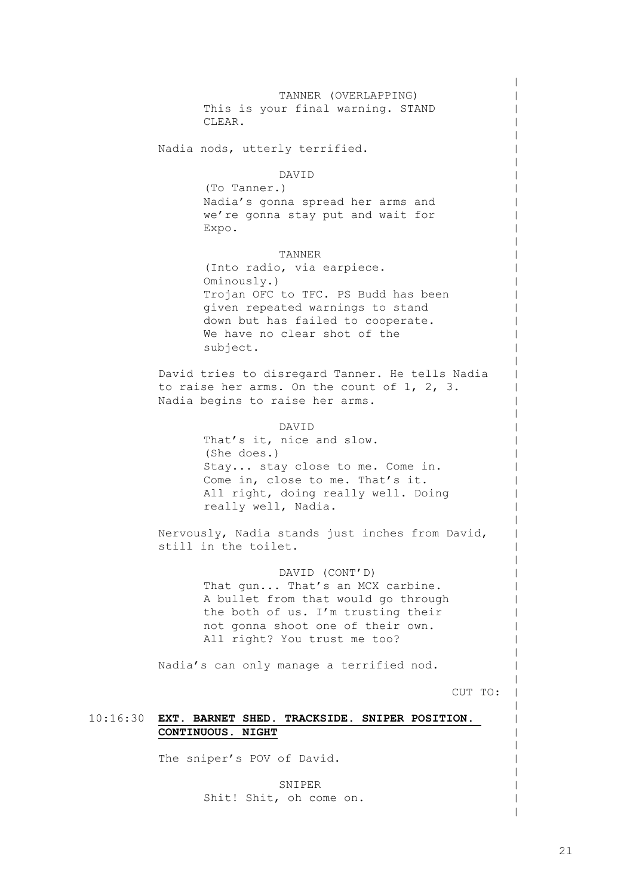TANNER (OVERLAPPING)
This is your final warning. STAND CLEAR.

Nadia nods, utterly terrified.

DAVID
(To Tanner.)
Nadia's gonna spread her arms and we're gonna stay put and wait for Expo.

TANNER
(Into radio, via earpiece. Ominously.)
Trojan OFC to TFC. PS Budd has been given repeated warnings to stand down but has failed to cooperate. We have no clear shot of the subject.

David tries to disregard Tanner. He tells Nadia to raise her arms. On the count of 1, 2, 3. Nadia begins to raise her arms.

DAVID
That's it, nice and slow.
(She does.)
Stay... stay close to me. Come in. Come in, close to me. That's it. All right, doing really well. Doing really well, Nadia.

Nervously, Nadia stands just inches from David, still in the toilet.

DAVID (CONT'D)
That gun... That's an MCX carbine. A bullet from that would go through the both of us. I'm trusting their not gonna shoot one of their own. All right? You trust me too?

Nadia's can only manage a terrified nod.

CUT TO:

10:16:30 **EXT. BARNET SHED. TRACKSIDE. SNIPER POSITION. CONTINUOUS. NIGHT**

The sniper's POV of David.

SNIPER
Shit! Shit, oh come on.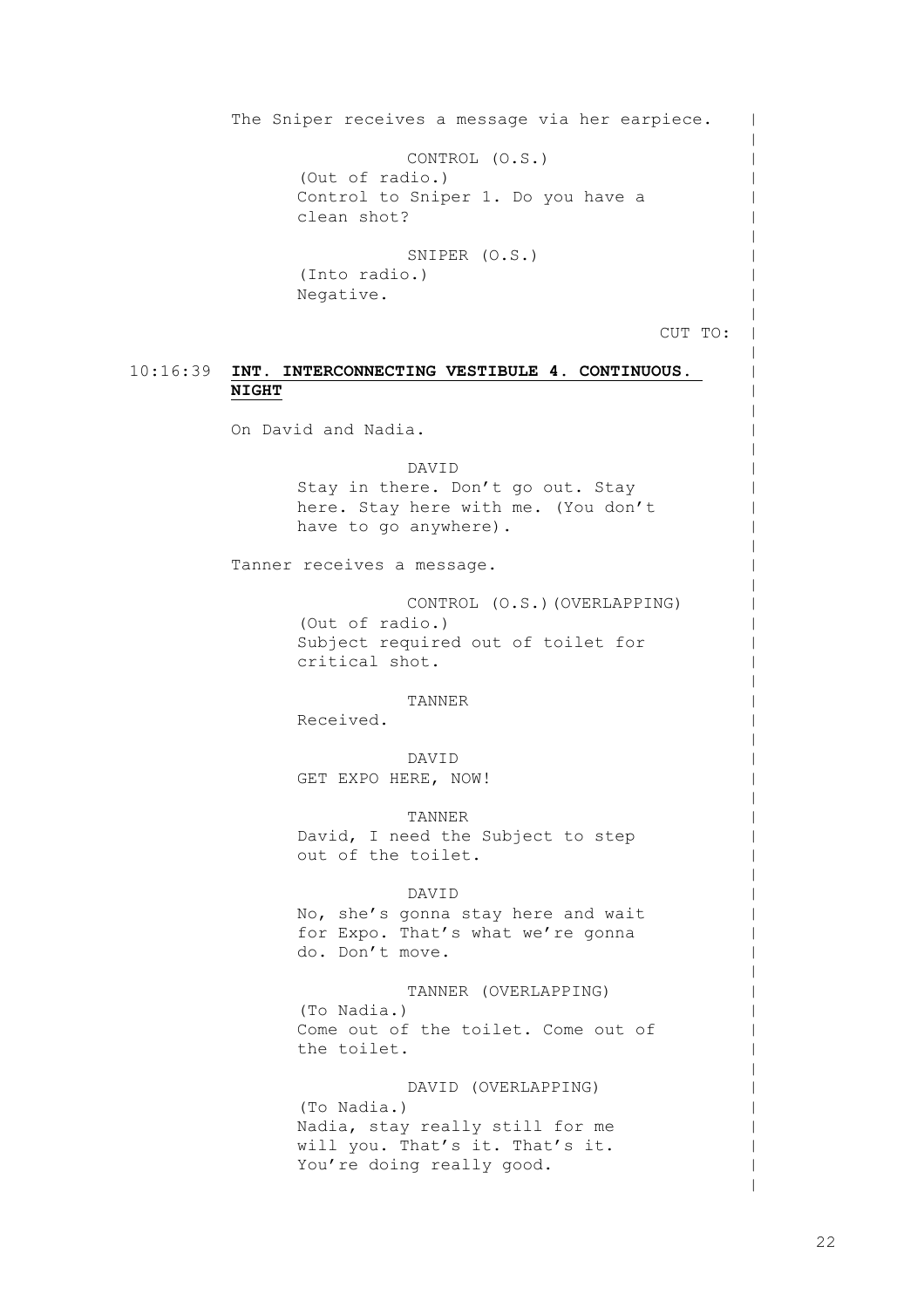The Sniper receives a message via her earpiece.

CONTROL (O.S.)
(Out of radio.)
Control to Sniper 1. Do you have a clean shot?

SNIPER (O.S.)
(Into radio.)
Negative.

CUT TO:

10:16:39 **INT. INTERCONNECTING VESTIBULE 4. CONTINUOUS. NIGHT**

On David and Nadia.

DAVID
Stay in there. Don't go out. Stay here. Stay here with me. (You don't have to go anywhere).

Tanner receives a message.

CONTROL (O.S.)(OVERLAPPING)
(Out of radio.)
Subject required out of toilet for critical shot.

TANNER
Received.

DAVID
GET EXPO HERE, NOW!

TANNER
David, I need the Subject to step out of the toilet.

DAVID
No, she's gonna stay here and wait for Expo. That's what we're gonna do. Don't move.

TANNER (OVERLAPPING)
(To Nadia.)
Come out of the toilet. Come out of the toilet.

DAVID (OVERLAPPING)
(To Nadia.)
Nadia, stay really still for me will you. That's it. That's it. You're doing really good.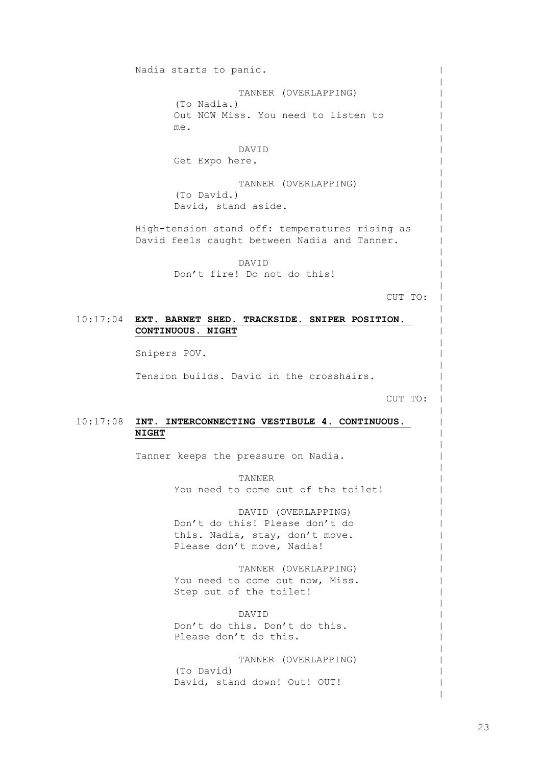Nadia starts to panic.

TANNER (OVERLAPPING)
(To Nadia.)
Out NOW Miss. You need to listen to me.

DAVID
Get Expo here.

TANNER (OVERLAPPING)
(To David.)
David, stand aside.

High-tension stand off: temperatures rising as David feels caught between Nadia and Tanner.

DAVID
Don't fire! Do not do this!

CUT TO:

10:17:04 **EXT. BARNET SHED. TRACKSIDE. SNIPER POSITION. CONTINUOUS. NIGHT**

Snipers POV.

Tension builds. David in the crosshairs.

CUT TO:

10:17:08 **INT. INTERCONNECTING VESTIBULE 4. CONTINUOUS. NIGHT**

Tanner keeps the pressure on Nadia.

TANNER
You need to come out of the toilet!

DAVID (OVERLAPPING)
Don't do this! Please don't do this. Nadia, stay, don't move. Please don't move, Nadia!

TANNER (OVERLAPPING)
You need to come out now, Miss. Step out of the toilet!

DAVID
Don't do this. Don't do this. Please don't do this.

TANNER (OVERLAPPING)
(To David)
David, stand down! Out! OUT!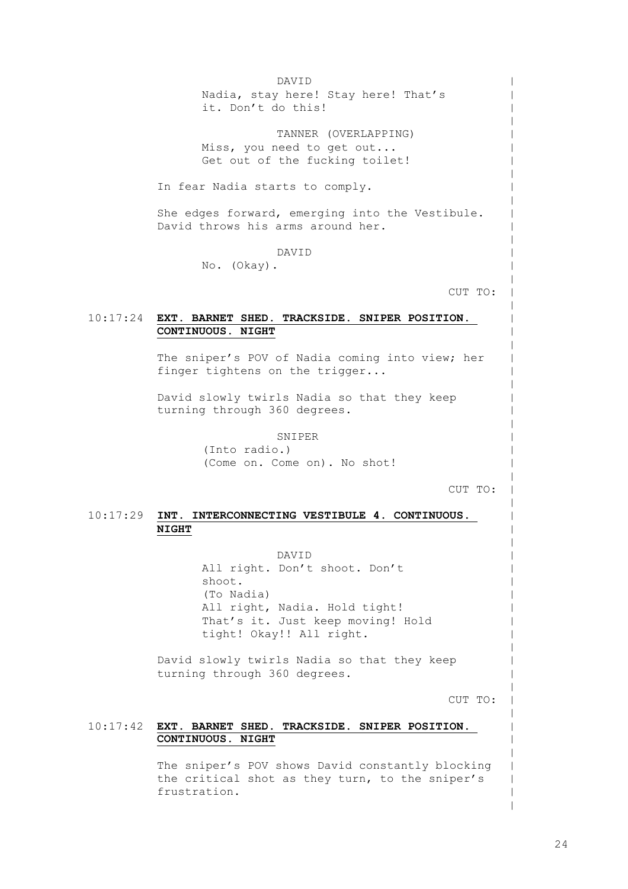DAVID

Nadia, stay here! Stay here! That's it. Don't do this!

TANNER (OVERLAPPING)

Miss, you need to get out...
Get out of the fucking toilet!

In fear Nadia starts to comply.

She edges forward, emerging into the Vestibule. David throws his arms around her.

DAVID

No. (Okay).

CUT TO:

10:17:24 **EXT. BARNET SHED. TRACKSIDE. SNIPER POSITION. CONTINUOUS. NIGHT**

The sniper's POV of Nadia coming into view; her finger tightens on the trigger...

David slowly twirls Nadia so that they keep turning through 360 degrees.

SNIPER

(Into radio.)
(Come on. Come on). No shot!

CUT TO:

10:17:29 **INT. INTERCONNECTING VESTIBULE 4. CONTINUOUS. NIGHT**

DAVID

All right. Don't shoot. Don't shoot.
(To Nadia)
All right, Nadia. Hold tight! That's it. Just keep moving! Hold tight! Okay!! All right.

David slowly twirls Nadia so that they keep turning through 360 degrees.

CUT TO:

10:17:42 **EXT. BARNET SHED. TRACKSIDE. SNIPER POSITION. CONTINUOUS. NIGHT**

The sniper's POV shows David constantly blocking the critical shot as they turn, to the sniper's frustration.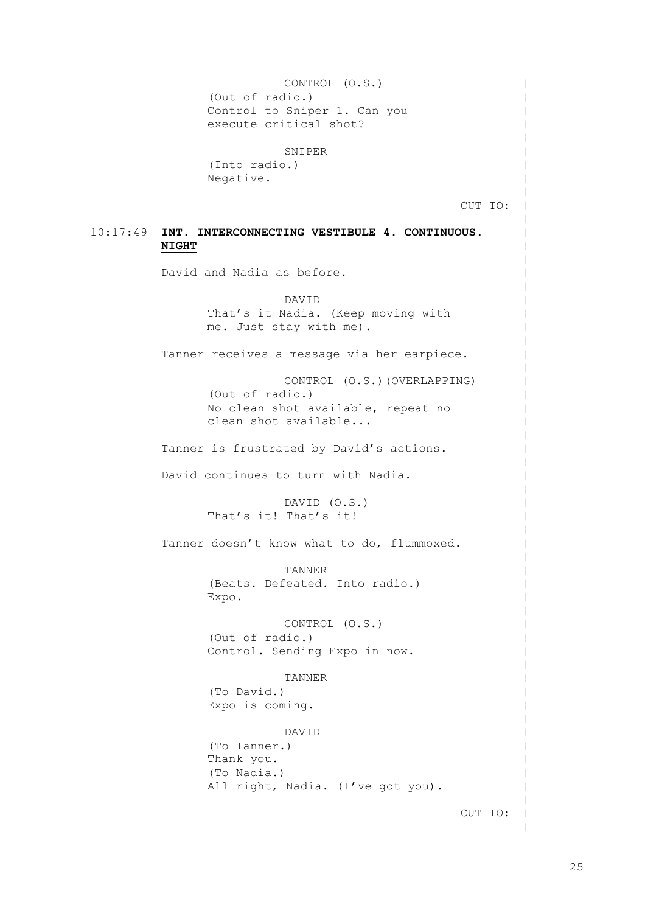CONTROL (O.S.)
(Out of radio.)
Control to Sniper 1. Can you execute critical shot?

SNIPER
(Into radio.)
Negative.

CUT TO:

10:17:49 **INT. INTERCONNECTING VESTIBULE 4. CONTINUOUS. NIGHT**

David and Nadia as before.

DAVID
That's it Nadia. (Keep moving with me. Just stay with me).

Tanner receives a message via her earpiece.

CONTROL (O.S.)(OVERLAPPING)
(Out of radio.)
No clean shot available, repeat no clean shot available...

Tanner is frustrated by David's actions.

David continues to turn with Nadia.

DAVID (O.S.)
That's it! That's it!

Tanner doesn't know what to do, flummoxed.

TANNER
(Beats. Defeated. Into radio.)
Expo.

CONTROL (O.S.)
(Out of radio.)
Control. Sending Expo in now.

TANNER
(To David.)
Expo is coming.

DAVID
(To Tanner.)
Thank you.
(To Nadia.)
All right, Nadia. (I've got you).

CUT TO: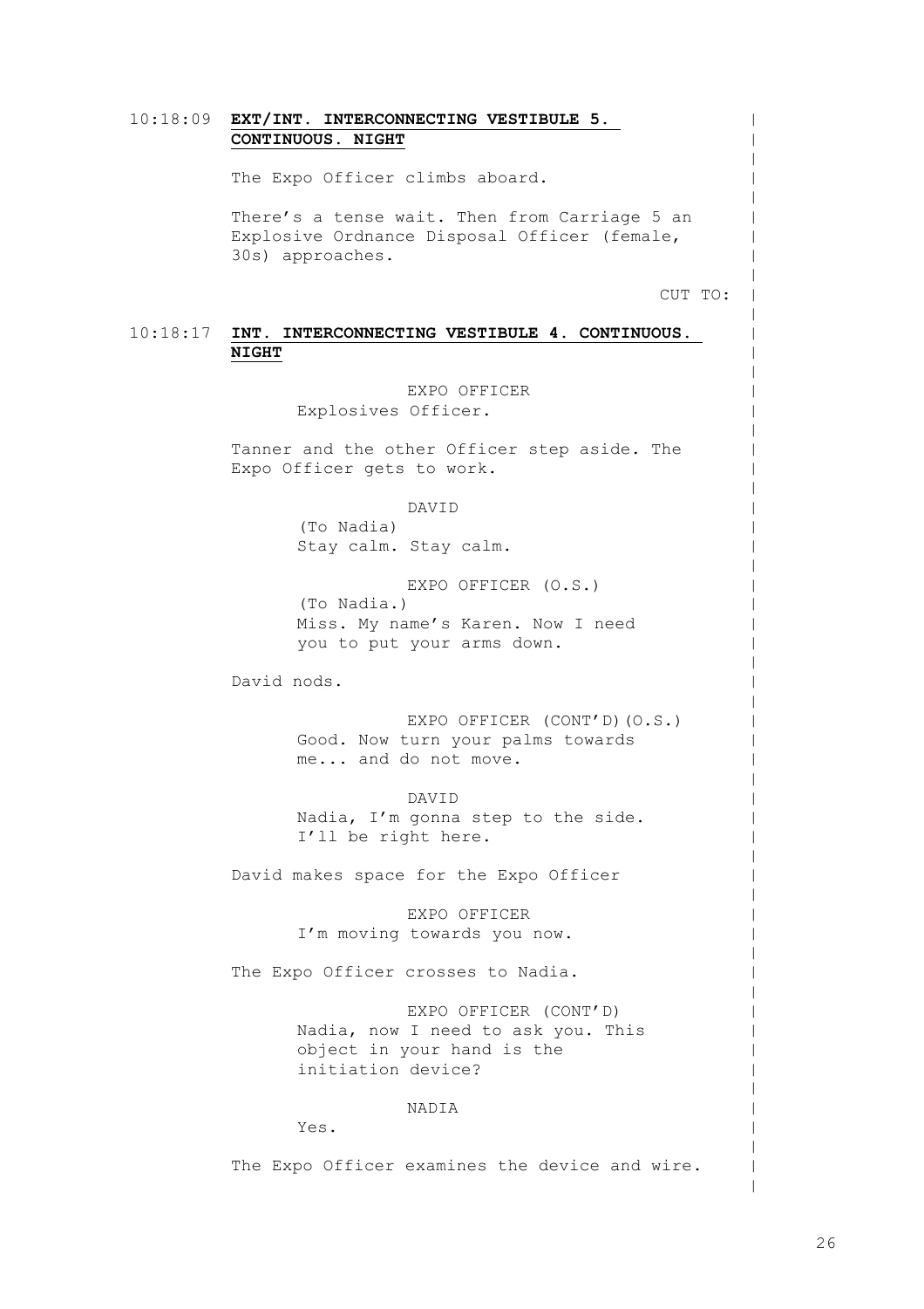10:18:09 **EXT/INT. INTERCONNECTING VESTIBULE 5. CONTINUOUS. NIGHT**

The Expo Officer climbs aboard.

There's a tense wait. Then from Carriage 5 an Explosive Ordnance Disposal Officer (female, 30s) approaches.

CUT TO:

10:18:17 **INT. INTERCONNECTING VESTIBULE 4. CONTINUOUS. NIGHT**

EXPO OFFICER
Explosives Officer.

Tanner and the other Officer step aside. The Expo Officer gets to work.

DAVID
(To Nadia)
Stay calm. Stay calm.

EXPO OFFICER (O.S.)
(To Nadia.)
Miss. My name's Karen. Now I need you to put your arms down.

David nods.

EXPO OFFICER (CONT'D)(O.S.)
Good. Now turn your palms towards me... and do not move.

DAVID
Nadia, I'm gonna step to the side. I'll be right here.

David makes space for the Expo Officer

EXPO OFFICER
I'm moving towards you now.

The Expo Officer crosses to Nadia.

EXPO OFFICER (CONT'D)
Nadia, now I need to ask you. This object in your hand is the initiation device?

NADIA
Yes.

The Expo Officer examines the device and wire.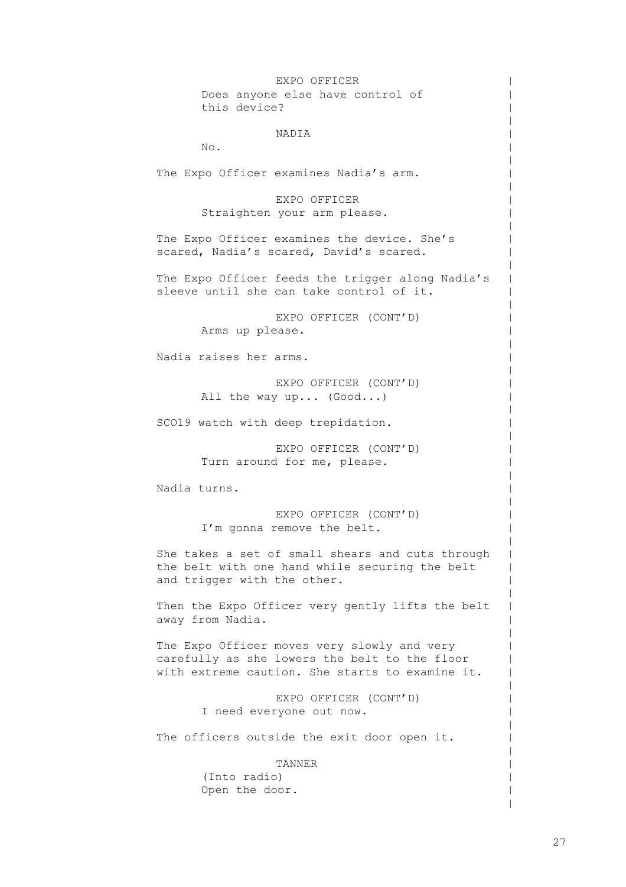EXPO OFFICER

Does anyone else have control of this device?

NADIA

No.

The Expo Officer examines Nadia's arm.

EXPO OFFICER

Straighten your arm please.

The Expo Officer examines the device. She's scared, Nadia's scared, David's scared.

The Expo Officer feeds the trigger along Nadia's sleeve until she can take control of it.

EXPO OFFICER (CONT'D)

Arms up please.

Nadia raises her arms.

EXPO OFFICER (CONT'D)

All the way up... (Good...)

SCO19 watch with deep trepidation.

EXPO OFFICER (CONT'D)

Turn around for me, please.

Nadia turns.

EXPO OFFICER (CONT'D)

I'm gonna remove the belt.

She takes a set of small shears and cuts through the belt with one hand while securing the belt and trigger with the other.

Then the Expo Officer very gently lifts the belt away from Nadia.

The Expo Officer moves very slowly and very carefully as she lowers the belt to the floor with extreme caution. She starts to examine it.

EXPO OFFICER (CONT'D)

I need everyone out now.

The officers outside the exit door open it.

TANNER

(Into radio)
Open the door.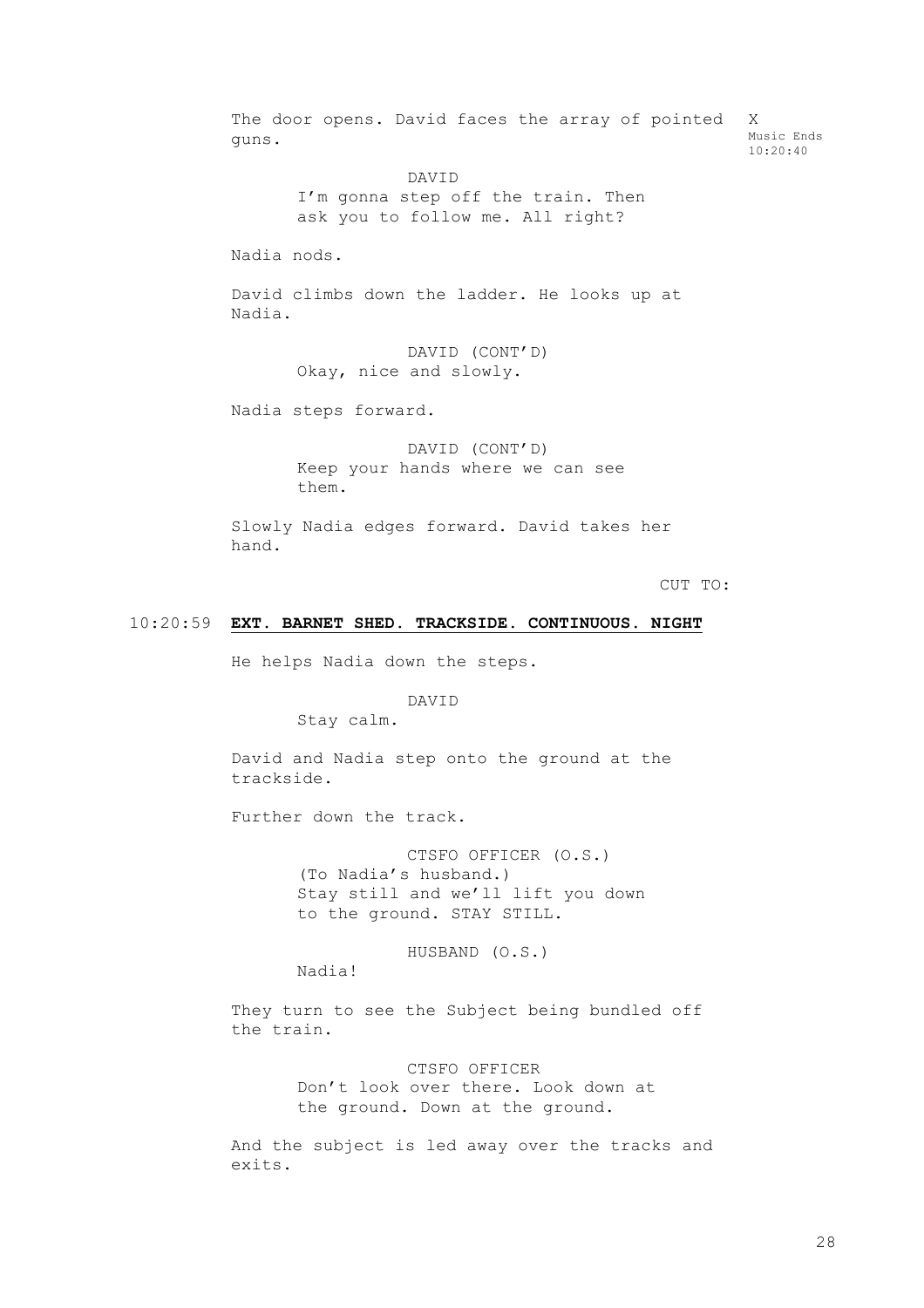The door opens. David faces the array of pointed guns.

X
Music Ends
10:20:40

DAVID
I'm gonna step off the train. Then ask you to follow me. All right?

Nadia nods.

David climbs down the ladder. He looks up at Nadia.

DAVID (CONT'D)
Okay, nice and slowly.

Nadia steps forward.

DAVID (CONT'D)
Keep your hands where we can see them.

Slowly Nadia edges forward. David takes her hand.

CUT TO:

10:20:59 **EXT. BARNET SHED. TRACKSIDE. CONTINUOUS. NIGHT**

He helps Nadia down the steps.

DAVID
Stay calm.

David and Nadia step onto the ground at the trackside.

Further down the track.

CTSFO OFFICER (O.S.)
(To Nadia's husband.)
Stay still and we'll lift you down to the ground. STAY STILL.

HUSBAND (O.S.)
Nadia!

They turn to see the Subject being bundled off the train.

CTSFO OFFICER
Don't look over there. Look down at the ground. Down at the ground.

And the subject is led away over the tracks and exits.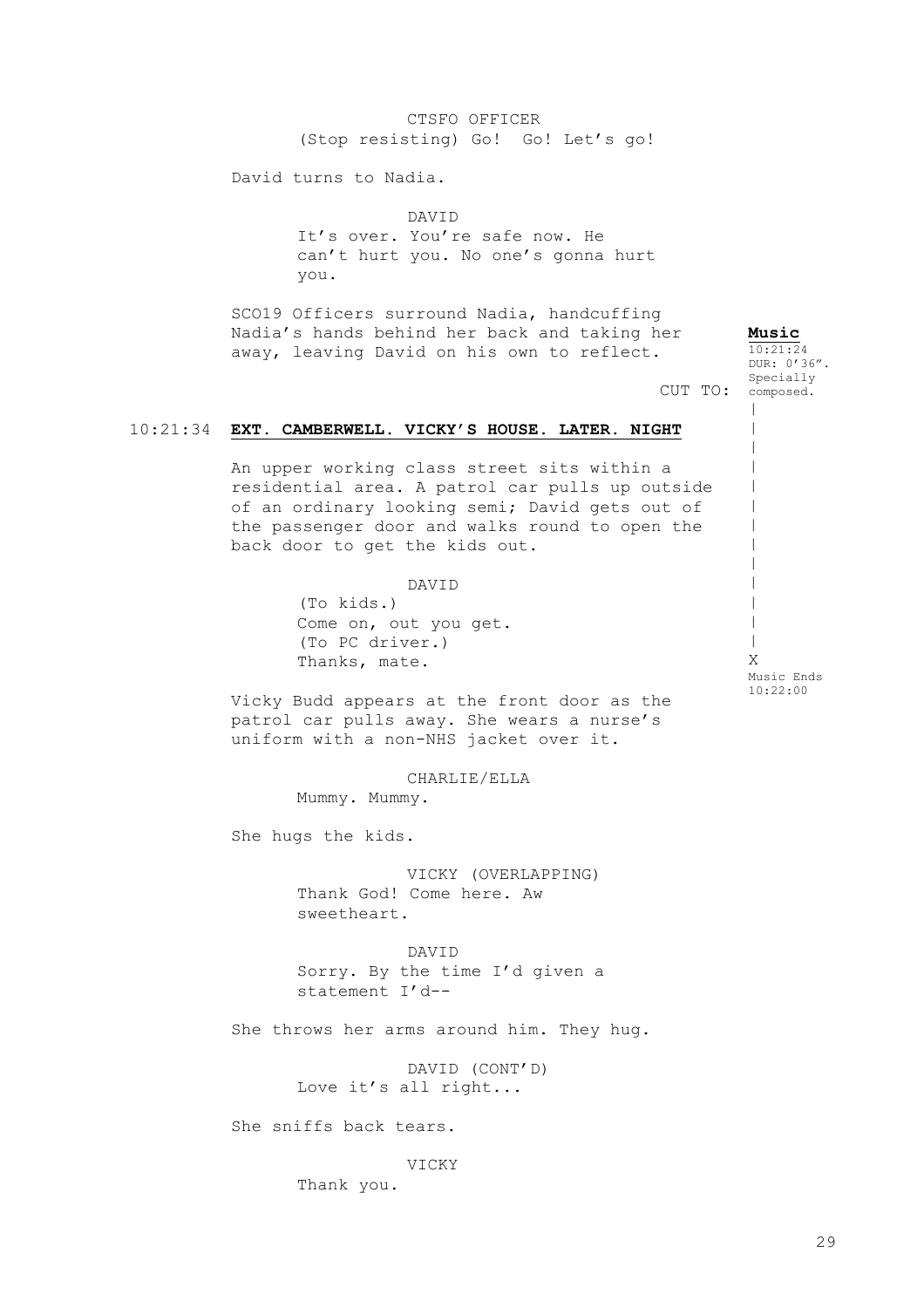CTSFO OFFICER
(Stop resisting) Go! Go! Let's go!

David turns to Nadia.

DAVID
It's over. You're safe now. He can't hurt you. No one's gonna hurt you.

SCO19 Officers surround Nadia, handcuffing Nadia's hands behind her back and taking her away, leaving David on his own to reflect.

**Music**
10:21:24
DUR: 0'36".
Specially composed.

CUT TO:

10:21:34 **EXT. CAMBERWELL. VICKY'S HOUSE. LATER. NIGHT**

An upper working class street sits within a residential area. A patrol car pulls up outside of an ordinary looking semi; David gets out of the passenger door and walks round to open the back door to get the kids out.

DAVID
(To kids.)
Come on, out you get.
(To PC driver.)
Thanks, mate.

Music Ends
10:22:00

Vicky Budd appears at the front door as the patrol car pulls away. She wears a nurse's uniform with a non-NHS jacket over it.

CHARLIE/ELLA
Mummy. Mummy.

She hugs the kids.

VICKY (OVERLAPPING)
Thank God! Come here. Aw sweetheart.

DAVID
Sorry. By the time I'd given a statement I'd--

She throws her arms around him. They hug.

DAVID (CONT'D)
Love it's all right...

She sniffs back tears.

VICKY
Thank you.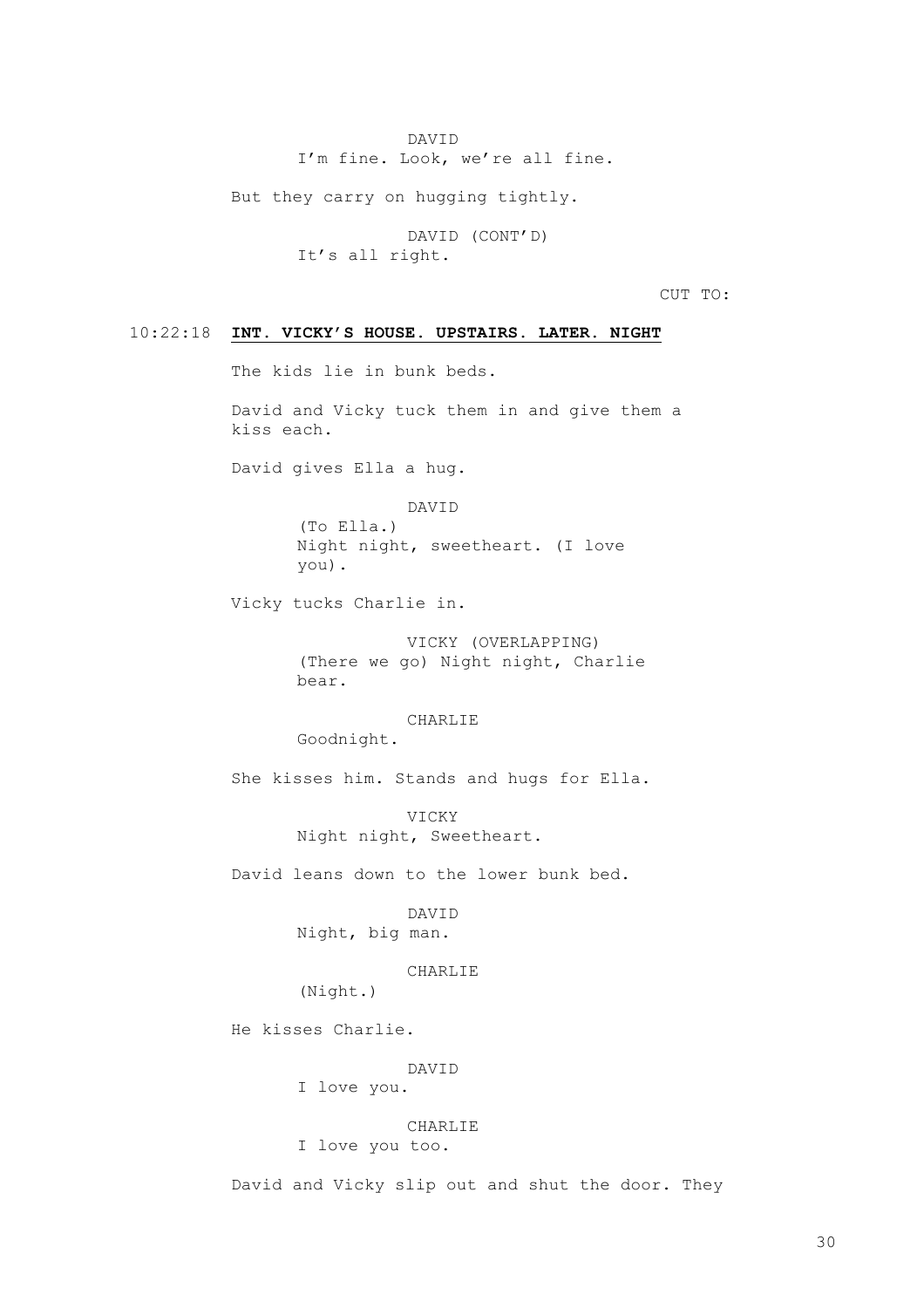DAVID
I'm fine. Look, we're all fine.

But they carry on hugging tightly.

DAVID (CONT'D)
It's all right.

CUT TO:

10:22:18 **INT. VICKY'S HOUSE. UPSTAIRS. LATER. NIGHT**

The kids lie in bunk beds.

David and Vicky tuck them in and give them a kiss each.

David gives Ella a hug.

DAVID
(To Ella.)
Night night, sweetheart. (I love you).

Vicky tucks Charlie in.

VICKY (OVERLAPPING)
(There we go) Night night, Charlie bear.

CHARLIE
Goodnight.

She kisses him. Stands and hugs for Ella.

VICKY
Night night, Sweetheart.

David leans down to the lower bunk bed.

DAVID
Night, big man.

CHARLIE
(Night.)

He kisses Charlie.

DAVID
I love you.

CHARLIE
I love you too.

David and Vicky slip out and shut the door. They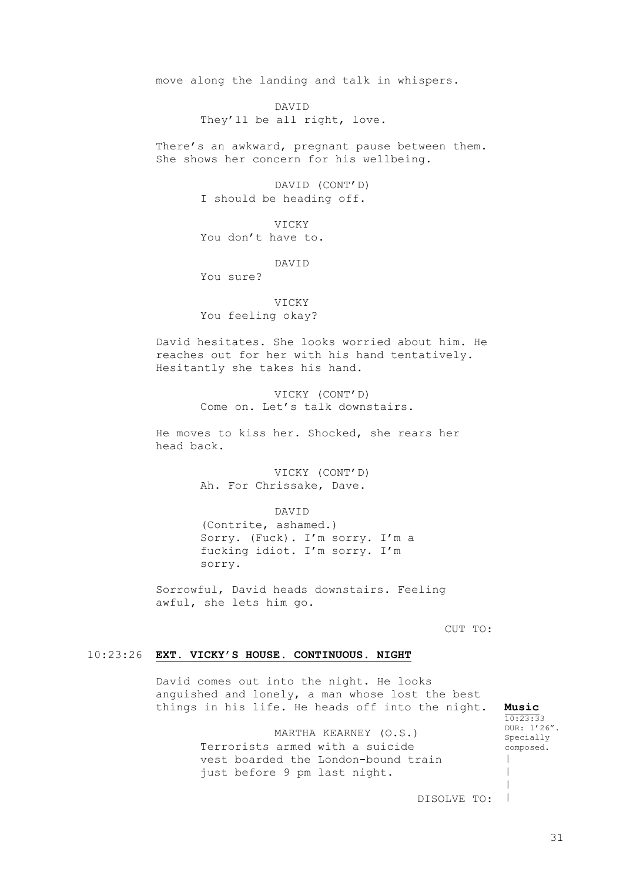move along the landing and talk in whispers.

DAVID
They'll be all right, love.

There's an awkward, pregnant pause between them. She shows her concern for his wellbeing.

DAVID (CONT'D)
I should be heading off.

VICKY
You don't have to.

DAVID
You sure?

VICKY
You feeling okay?

David hesitates. She looks worried about him. He reaches out for her with his hand tentatively. Hesitantly she takes his hand.

VICKY (CONT'D)
Come on. Let's talk downstairs.

He moves to kiss her. Shocked, she rears her head back.

VICKY (CONT'D)
Ah. For Chrissake, Dave.

DAVID
(Contrite, ashamed.)
Sorry. (Fuck). I'm sorry. I'm a fucking idiot. I'm sorry. I'm sorry.

Sorrowful, David heads downstairs. Feeling awful, she lets him go.

CUT TO:

10:23:26 **EXT. VICKY'S HOUSE. CONTINUOUS. NIGHT**

David comes out into the night. He looks anguished and lonely, a man whose lost the best things in his life. He heads off into the night.

**Music**
10:23:33
DUR: 1'26".
Specially composed.

MARTHA KEARNEY (O.S.)
Terrorists armed with a suicide vest boarded the London-bound train just before 9 pm last night.

DISOLVE TO: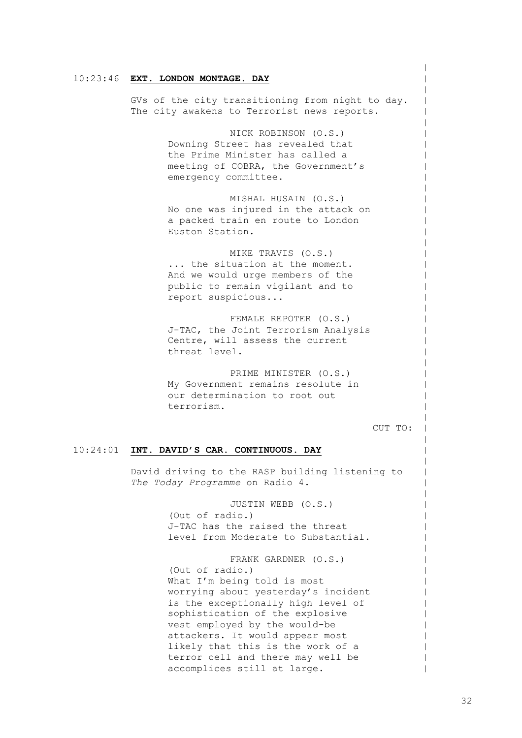10:23:46 **EXT. LONDON MONTAGE. DAY**

GVs of the city transitioning from night to day. The city awakens to Terrorist news reports.

NICK ROBINSON (O.S.)
Downing Street has revealed that the Prime Minister has called a meeting of COBRA, the Government's emergency committee.

MISHAL HUSAIN (O.S.)
No one was injured in the attack on a packed train en route to London Euston Station.

MIKE TRAVIS (O.S.)
... the situation at the moment. And we would urge members of the public to remain vigilant and to report suspicious...

FEMALE REPOTER (O.S.)
J-TAC, the Joint Terrorism Analysis Centre, will assess the current threat level.

PRIME MINISTER (O.S.)
My Government remains resolute in our determination to root out terrorism.

CUT TO:

10:24:01 **INT. DAVID'S CAR. CONTINUOUS. DAY**

David driving to the RASP building listening to *The Today Programme* on Radio 4.

JUSTIN WEBB (O.S.)
(Out of radio.)
J-TAC has the raised the threat level from Moderate to Substantial.

FRANK GARDNER (O.S.)
(Out of radio.)
What I'm being told is most worrying about yesterday's incident is the exceptionally high level of sophistication of the explosive vest employed by the would-be attackers. It would appear most likely that this is the work of a terror cell and there may well be accomplices still at large.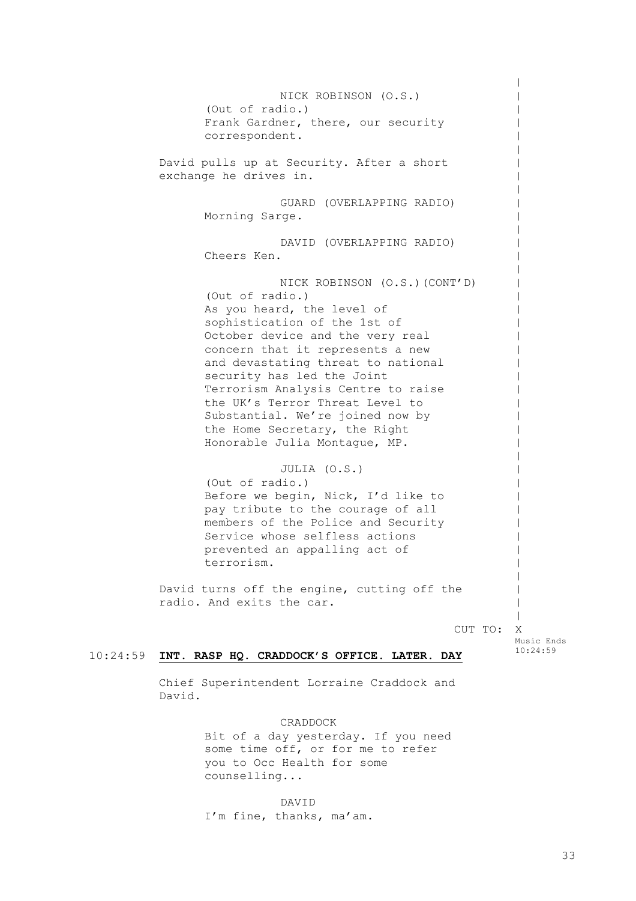NICK ROBINSON (O.S.)
(Out of radio.)
Frank Gardner, there, our security correspondent.

David pulls up at Security. After a short exchange he drives in.

GUARD (OVERLAPPING RADIO)
Morning Sarge.

DAVID (OVERLAPPING RADIO)
Cheers Ken.

NICK ROBINSON (O.S.)(CONT'D)
(Out of radio.)
As you heard, the level of sophistication of the 1st of October device and the very real concern that it represents a new and devastating threat to national security has led the Joint Terrorism Analysis Centre to raise the UK's Terror Threat Level to Substantial. We're joined now by the Home Secretary, the Right Honorable Julia Montague, MP.

JULIA (O.S.)
(Out of radio.)
Before we begin, Nick, I'd like to pay tribute to the courage of all members of the Police and Security Service whose selfless actions prevented an appalling act of terrorism.

David turns off the engine, cutting off the radio. And exits the car.

CUT TO: X

Music Ends 10:24:59

10:24:59 **INT. RASP HQ. CRADDOCK'S OFFICE. LATER. DAY**

Chief Superintendent Lorraine Craddock and David.

CRADDOCK
Bit of a day yesterday. If you need some time off, or for me to refer you to Occ Health for some counselling...

DAVID
I'm fine, thanks, ma'am.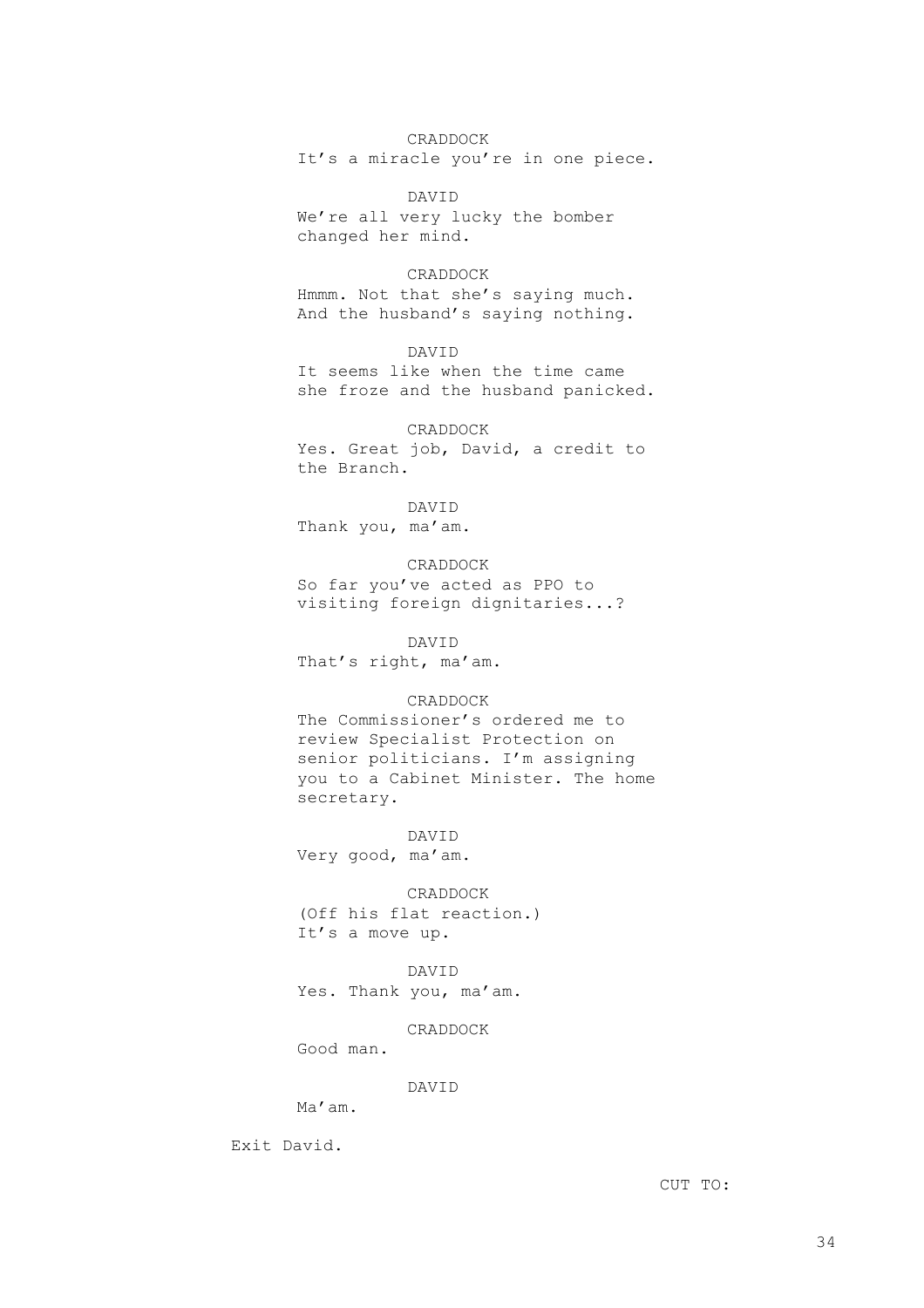CRADDOCK

It's a miracle you're in one piece.

DAVID

We're all very lucky the bomber changed her mind.

CRADDOCK

Hmmm. Not that she's saying much. And the husband's saying nothing.

DAVID

It seems like when the time came she froze and the husband panicked.

CRADDOCK

Yes. Great job, David, a credit to the Branch.

DAVID

Thank you, ma'am.

CRADDOCK

So far you've acted as PPO to visiting foreign dignitaries...?

DAVID

That's right, ma'am.

CRADDOCK

The Commissioner's ordered me to review Specialist Protection on senior politicians. I'm assigning you to a Cabinet Minister. The home secretary.

DAVID

Very good, ma'am.

CRADDOCK

(Off his flat reaction.)
It's a move up.

DAVID

Yes. Thank you, ma'am.

CRADDOCK

Good man.

DAVID

Ma'am.

Exit David.

CUT TO: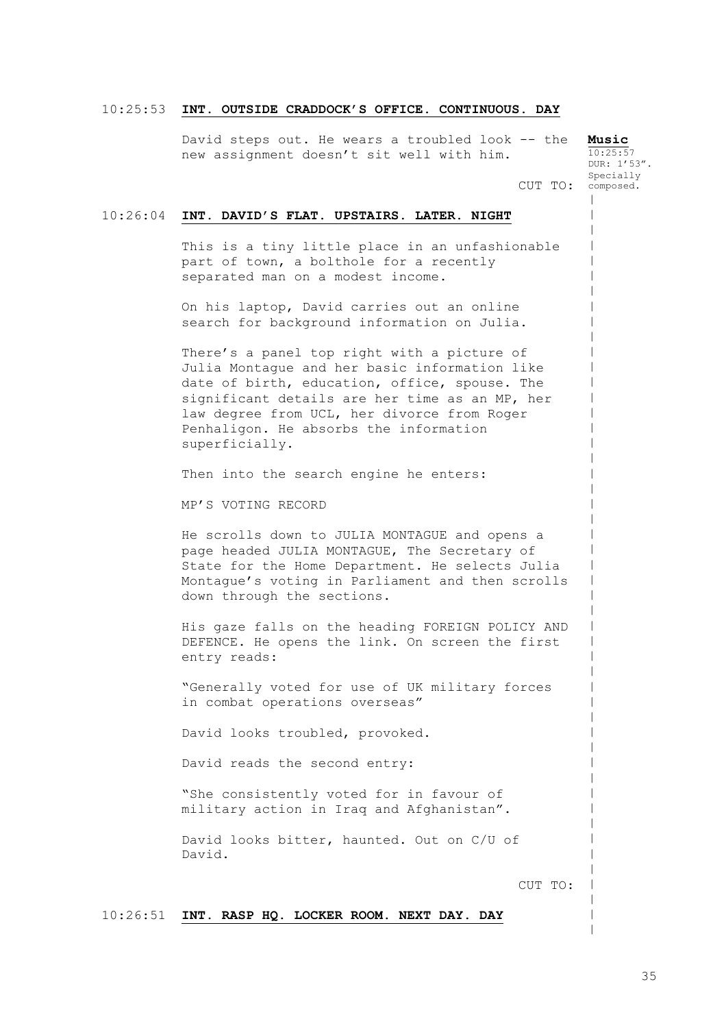10:25:53 **INT. OUTSIDE CRADDOCK'S OFFICE. CONTINUOUS. DAY**

David steps out. He wears a troubled look -- the new assignment doesn't sit well with him.

**Music**
10:25:57
DUR: 1'53".
Specially composed.

CUT TO:

10:26:04 **INT. DAVID'S FLAT. UPSTAIRS. LATER. NIGHT**

This is a tiny little place in an unfashionable part of town, a bolthole for a recently separated man on a modest income.

On his laptop, David carries out an online search for background information on Julia.

There's a panel top right with a picture of Julia Montague and her basic information like date of birth, education, office, spouse. The significant details are her time as an MP, her law degree from UCL, her divorce from Roger Penhaligon. He absorbs the information superficially.

Then into the search engine he enters:

MP'S VOTING RECORD

He scrolls down to JULIA MONTAGUE and opens a page headed JULIA MONTAGUE, The Secretary of State for the Home Department. He selects Julia Montague's voting in Parliament and then scrolls down through the sections.

His gaze falls on the heading FOREIGN POLICY AND DEFENCE. He opens the link. On screen the first entry reads:

"Generally voted for use of UK military forces in combat operations overseas"

David looks troubled, provoked.

David reads the second entry:

"She consistently voted for in favour of military action in Iraq and Afghanistan".

David looks bitter, haunted. Out on C/U of David.

CUT TO:

10:26:51 **INT. RASP HQ. LOCKER ROOM. NEXT DAY. DAY**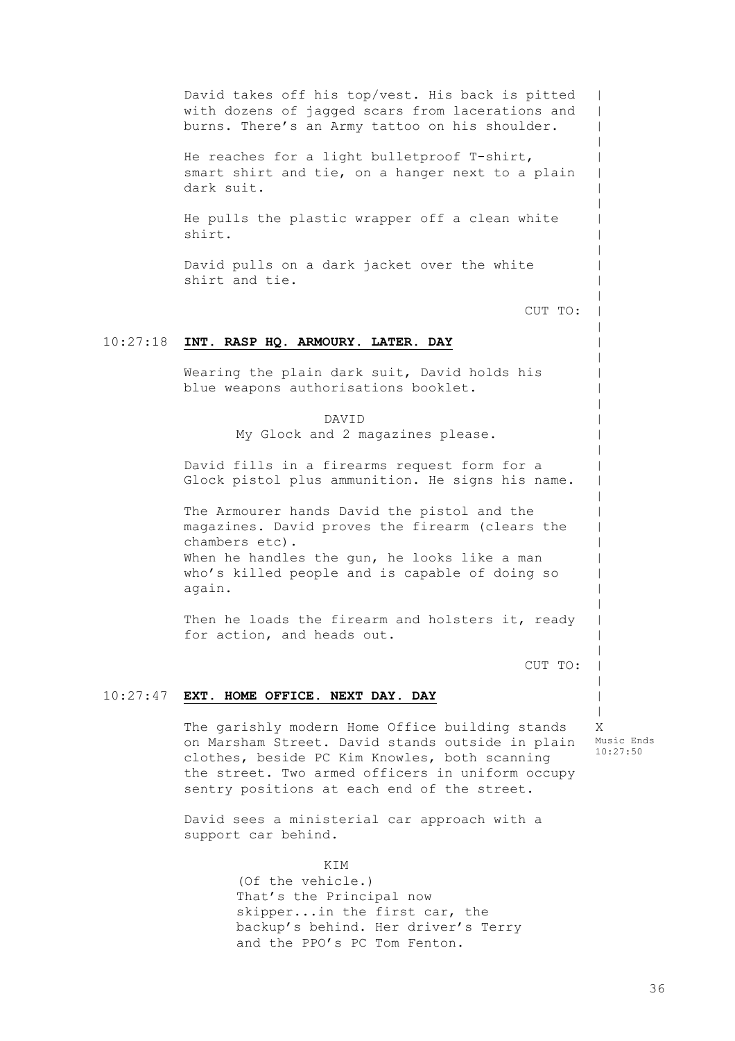David takes off his top/vest. His back is pitted with dozens of jagged scars from lacerations and burns. There's an Army tattoo on his shoulder.

He reaches for a light bulletproof T-shirt, smart shirt and tie, on a hanger next to a plain dark suit.

He pulls the plastic wrapper off a clean white shirt.

David pulls on a dark jacket over the white shirt and tie.

CUT TO:

10:27:18 **INT. RASP HQ. ARMOURY. LATER. DAY**

Wearing the plain dark suit, David holds his blue weapons authorisations booklet.

DAVID
My Glock and 2 magazines please.

David fills in a firearms request form for a Glock pistol plus ammunition. He signs his name.

The Armourer hands David the pistol and the magazines. David proves the firearm (clears the chambers etc).
When he handles the gun, he looks like a man who's killed people and is capable of doing so again.

Then he loads the firearm and holsters it, ready for action, and heads out.

CUT TO:

10:27:47 **EXT. HOME OFFICE. NEXT DAY. DAY**

The garishly modern Home Office building stands on Marsham Street. David stands outside in plain clothes, beside PC Kim Knowles, both scanning the street. Two armed officers in uniform occupy sentry positions at each end of the street.

X
Music Ends 10:27:50

David sees a ministerial car approach with a support car behind.

KIM
(Of the vehicle.)
That's the Principal now skipper...in the first car, the backup's behind. Her driver's Terry and the PPO's PC Tom Fenton.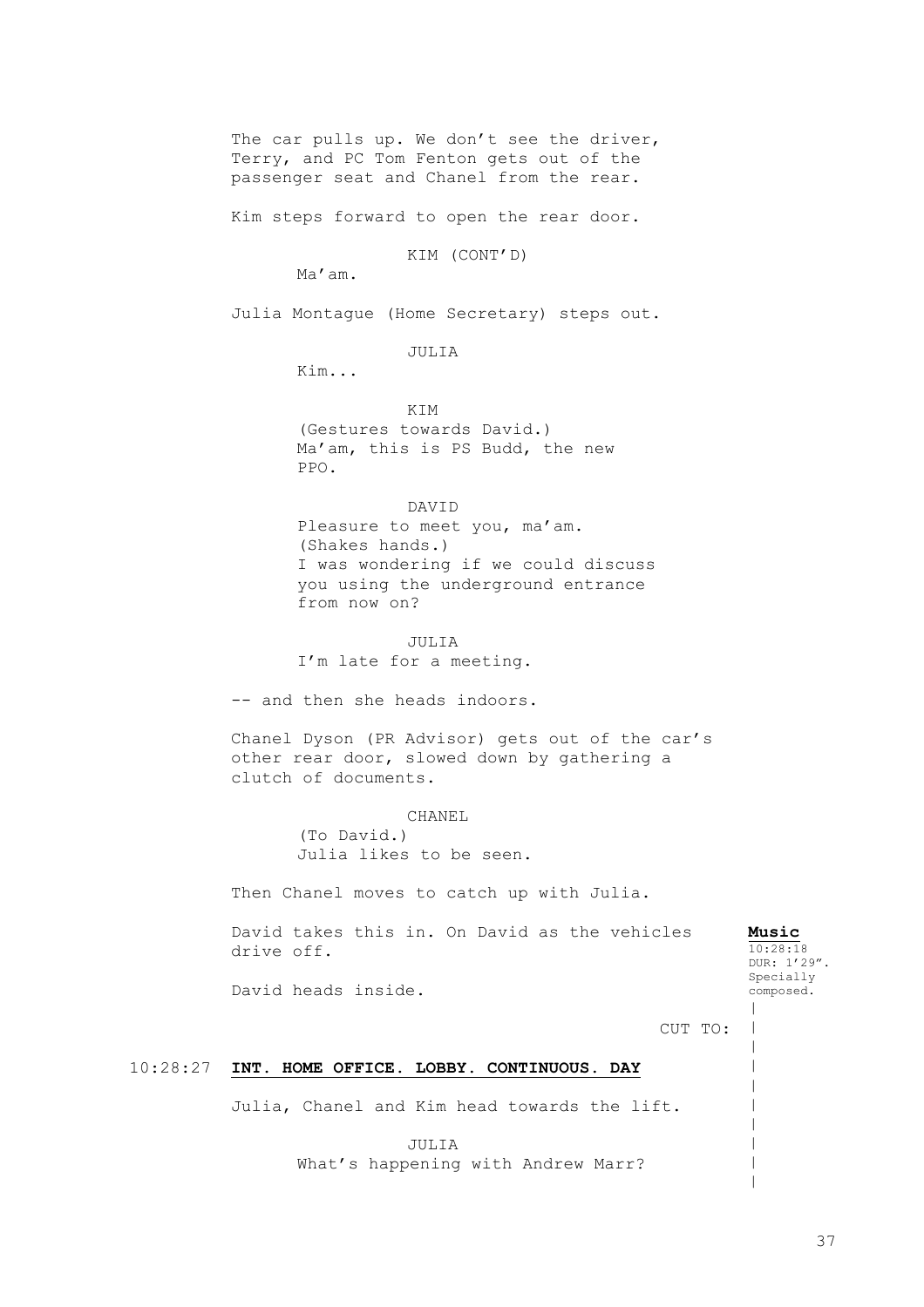The car pulls up. We don't see the driver, Terry, and PC Tom Fenton gets out of the passenger seat and Chanel from the rear.

Kim steps forward to open the rear door.

KIM (CONT'D)
Ma'am.

Julia Montague (Home Secretary) steps out.

JULIA
Kim...

KIM
(Gestures towards David.)
Ma'am, this is PS Budd, the new PPO.

DAVID
Pleasure to meet you, ma'am.
(Shakes hands.)
I was wondering if we could discuss you using the underground entrance from now on?

JULIA
I'm late for a meeting.

-- and then she heads indoors.

Chanel Dyson (PR Advisor) gets out of the car's other rear door, slowed down by gathering a clutch of documents.

CHANEL
(To David.)
Julia likes to be seen.

Then Chanel moves to catch up with Julia.

David takes this in. On David as the vehicles drive off.

**Music**
10:28:18
DUR: 1'29".
Specially composed.

David heads inside.

CUT TO:

10:28:27 **INT. HOME OFFICE. LOBBY. CONTINUOUS. DAY**

Julia, Chanel and Kim head towards the lift.

JULIA
What's happening with Andrew Marr?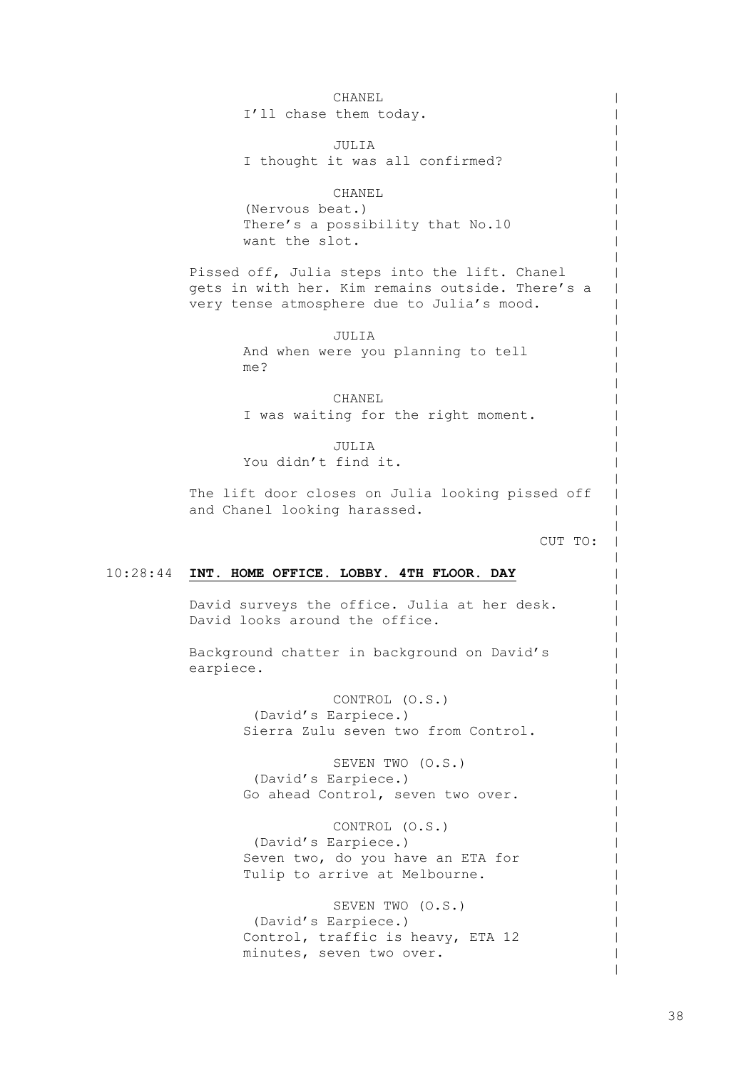CHANEL
I'll chase them today.

JULIA
I thought it was all confirmed?

CHANEL
(Nervous beat.)
There's a possibility that No.10 want the slot.

Pissed off, Julia steps into the lift. Chanel gets in with her. Kim remains outside. There's a very tense atmosphere due to Julia's mood.

JULIA
And when were you planning to tell me?

CHANEL
I was waiting for the right moment.

JULIA
You didn't find it.

The lift door closes on Julia looking pissed off and Chanel looking harassed.

CUT TO:

10:28:44 **INT. HOME OFFICE. LOBBY. 4TH FLOOR. DAY**

David surveys the office. Julia at her desk. David looks around the office.

Background chatter in background on David's earpiece.

CONTROL (O.S.)
(David's Earpiece.)
Sierra Zulu seven two from Control.

SEVEN TWO (O.S.)
(David's Earpiece.)
Go ahead Control, seven two over.

CONTROL (O.S.)
(David's Earpiece.)
Seven two, do you have an ETA for Tulip to arrive at Melbourne.

SEVEN TWO (O.S.)
(David's Earpiece.)
Control, traffic is heavy, ETA 12 minutes, seven two over.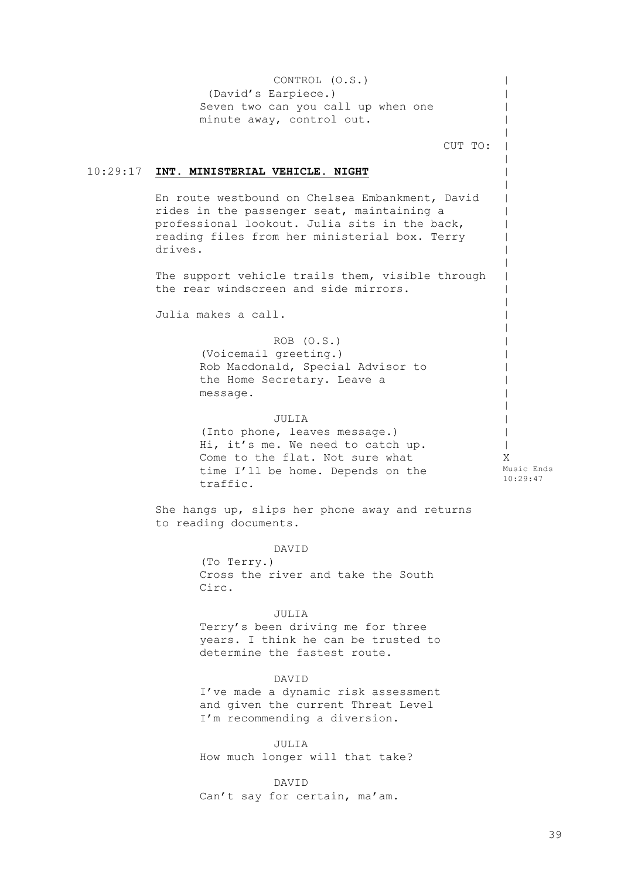CONTROL (O.S.)
(David's Earpiece.)
Seven two can you call up when one minute away, control out.

CUT TO:

10:29:17 **INT. MINISTERIAL VEHICLE. NIGHT**

En route westbound on Chelsea Embankment, David rides in the passenger seat, maintaining a professional lookout. Julia sits in the back, reading files from her ministerial box. Terry drives.

The support vehicle trails them, visible through the rear windscreen and side mirrors.

Julia makes a call.

ROB (O.S.)
(Voicemail greeting.)
Rob Macdonald, Special Advisor to the Home Secretary. Leave a message.

JULIA
(Into phone, leaves message.)
Hi, it's me. We need to catch up. Come to the flat. Not sure what time I'll be home. Depends on the traffic.

X
Music Ends
10:29:47

She hangs up, slips her phone away and returns to reading documents.

DAVID
(To Terry.)
Cross the river and take the South Circ.

JULIA
Terry's been driving me for three years. I think he can be trusted to determine the fastest route.

DAVID
I've made a dynamic risk assessment and given the current Threat Level I'm recommending a diversion.

JULIA
How much longer will that take?

DAVID
Can't say for certain, ma'am.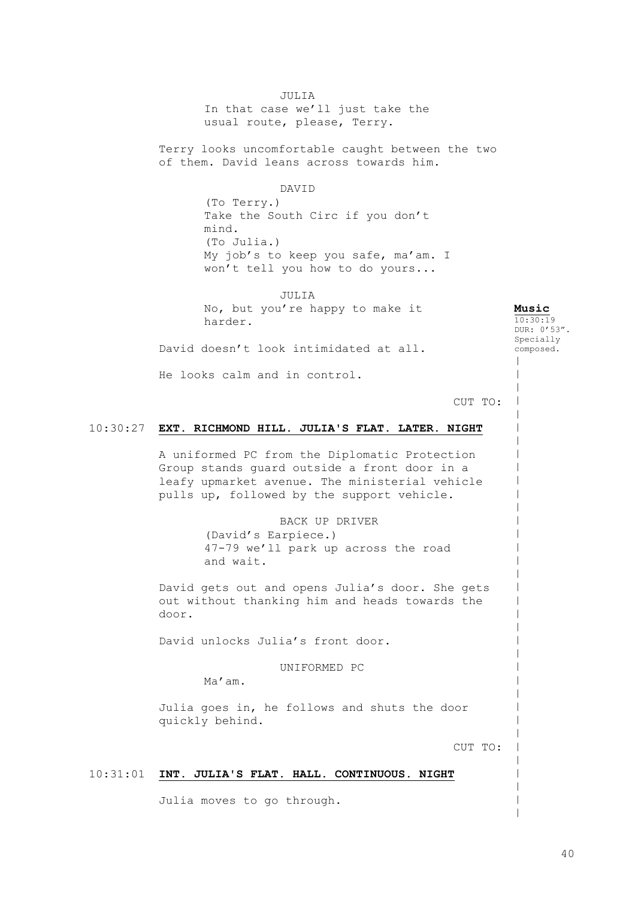JULIA

In that case we'll just take the usual route, please, Terry.

Terry looks uncomfortable caught between the two of them. David leans across towards him.

DAVID

(To Terry.)
Take the South Circ if you don't mind.
(To Julia.)
My job's to keep you safe, ma'am. I won't tell you how to do yours...

JULIA

No, but you're happy to make it harder.

**Music**
10:30:19
DUR: 0'53".
Specially composed.

David doesn't look intimidated at all.

He looks calm and in control.

CUT TO:

10:30:27 **EXT. RICHMOND HILL. JULIA'S FLAT. LATER. NIGHT**

A uniformed PC from the Diplomatic Protection Group stands guard outside a front door in a leafy upmarket avenue. The ministerial vehicle pulls up, followed by the support vehicle.

BACK UP DRIVER

(David's Earpiece.)
47-79 we'll park up across the road and wait.

David gets out and opens Julia's door. She gets out without thanking him and heads towards the door.

David unlocks Julia's front door.

UNIFORMED PC

Ma'am.

Julia goes in, he follows and shuts the door quickly behind.

CUT TO:

10:31:01 **INT. JULIA'S FLAT. HALL. CONTINUOUS. NIGHT**

Julia moves to go through.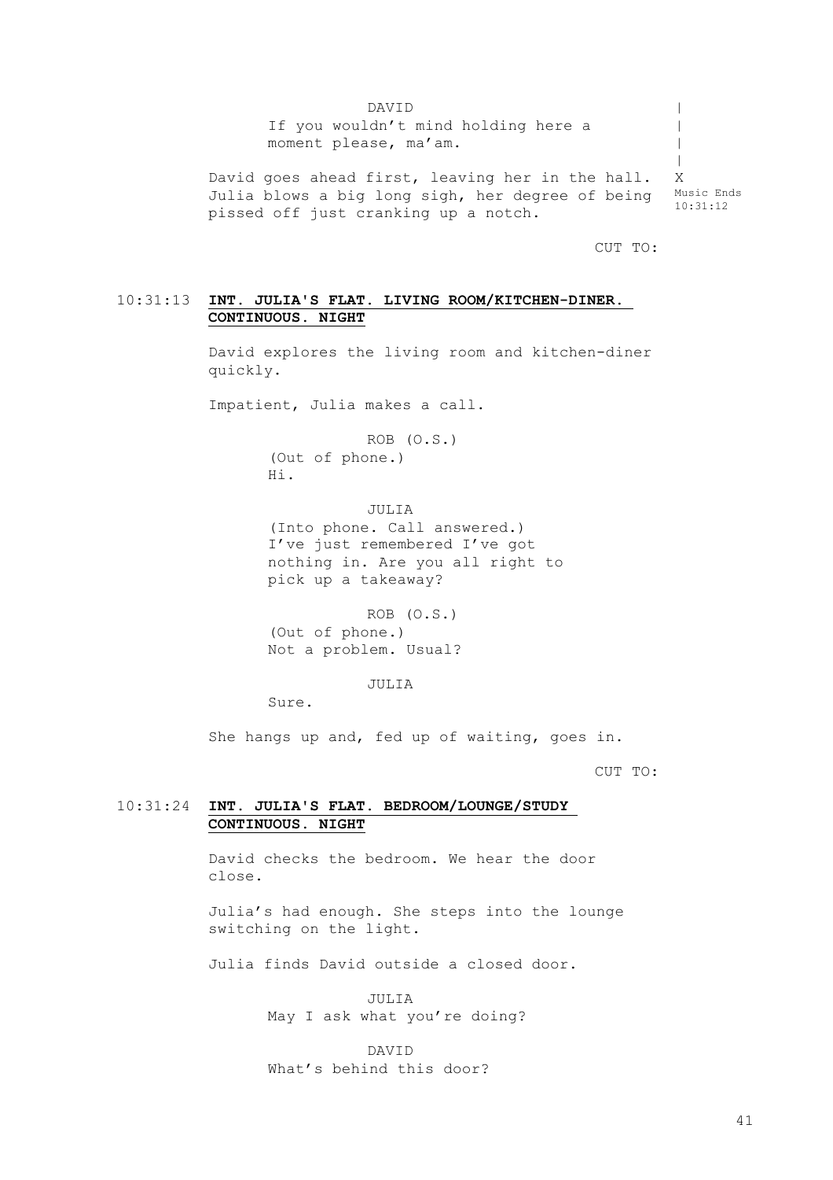DAVID

If you wouldn't mind holding here a moment please, ma'am.

David goes ahead first, leaving her in the hall. Julia blows a big long sigh, her degree of being pissed off just cranking up a notch.

X Music Ends 10:31:12

CUT TO:

10:31:13 **INT. JULIA'S FLAT. LIVING ROOM/KITCHEN-DINER. CONTINUOUS. NIGHT**

David explores the living room and kitchen-diner quickly.

Impatient, Julia makes a call.

ROB (O.S.)

(Out of phone.)

Hi.

JULIA

(Into phone. Call answered.)

I've just remembered I've got nothing in. Are you all right to pick up a takeaway?

ROB (O.S.)

(Out of phone.)

Not a problem. Usual?

JULIA

Sure.

She hangs up and, fed up of waiting, goes in.

CUT TO:

10:31:24 **INT. JULIA'S FLAT. BEDROOM/LOUNGE/STUDY CONTINUOUS. NIGHT**

David checks the bedroom. We hear the door close.

Julia's had enough. She steps into the lounge switching on the light.

Julia finds David outside a closed door.

JULIA

May I ask what you're doing?

DAVID

What's behind this door?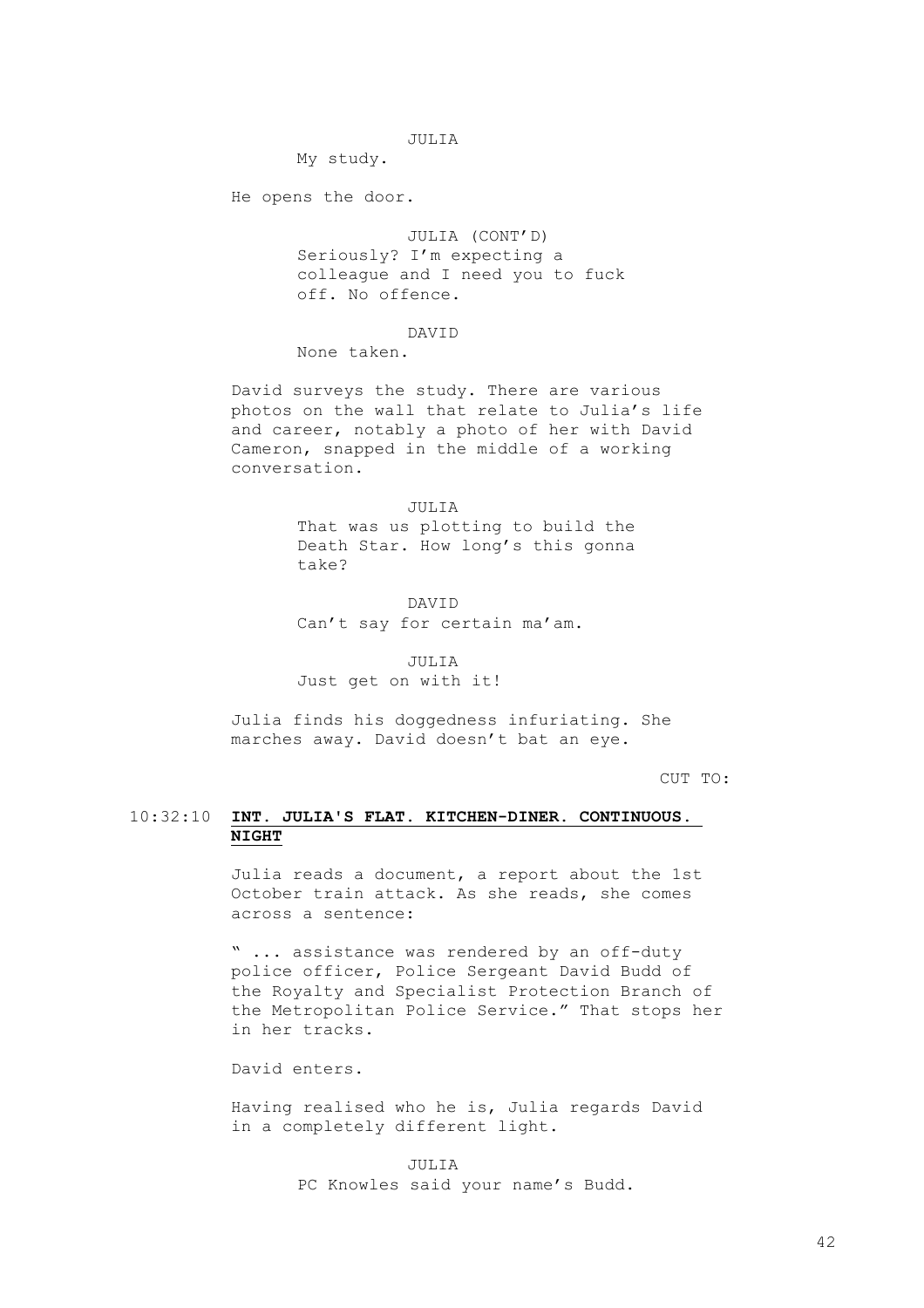JULIA
My study.

He opens the door.

JULIA (CONT'D)
Seriously? I'm expecting a colleague and I need you to fuck off. No offence.

DAVID
None taken.

David surveys the study. There are various photos on the wall that relate to Julia's life and career, notably a photo of her with David Cameron, snapped in the middle of a working conversation.

JULIA
That was us plotting to build the Death Star. How long's this gonna take?

DAVID
Can't say for certain ma'am.

JULIA
Just get on with it!

Julia finds his doggedness infuriating. She marches away. David doesn't bat an eye.

CUT TO:

10:32:10 **INT. JULIA'S FLAT. KITCHEN-DINER. CONTINUOUS. NIGHT**

Julia reads a document, a report about the 1st October train attack. As she reads, she comes across a sentence:

" ... assistance was rendered by an off-duty police officer, Police Sergeant David Budd of the Royalty and Specialist Protection Branch of the Metropolitan Police Service." That stops her in her tracks.

David enters.

Having realised who he is, Julia regards David in a completely different light.

JULIA
PC Knowles said your name's Budd.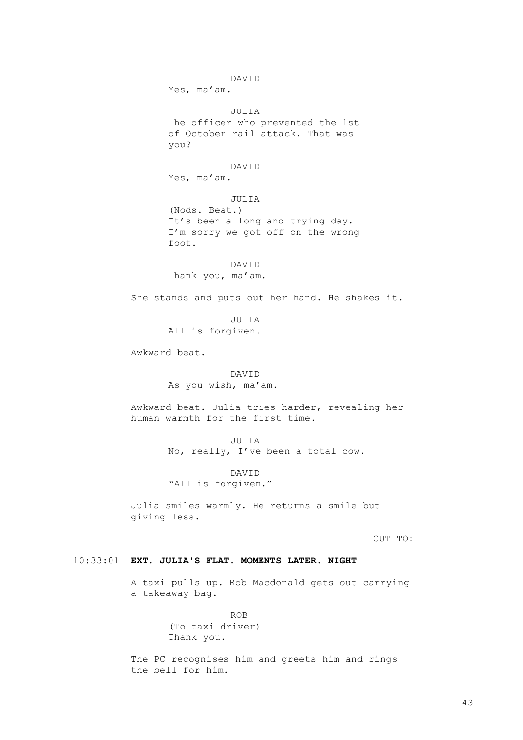DAVID

Yes, ma'am.

JULIA

The officer who prevented the 1st of October rail attack. That was you?

DAVID

Yes, ma'am.

JULIA

(Nods. Beat.)
It's been a long and trying day. I'm sorry we got off on the wrong foot.

DAVID

Thank you, ma'am.

She stands and puts out her hand. He shakes it.

JULIA

All is forgiven.

Awkward beat.

DAVID

As you wish, ma'am.

Awkward beat. Julia tries harder, revealing her human warmth for the first time.

JULIA

No, really, I've been a total cow.

DAVID

"All is forgiven."

Julia smiles warmly. He returns a smile but giving less.

CUT TO:

10:33:01 **EXT. JULIA'S FLAT. MOMENTS LATER. NIGHT**

A taxi pulls up. Rob Macdonald gets out carrying a takeaway bag.

ROB

(To taxi driver)
Thank you.

The PC recognises him and greets him and rings the bell for him.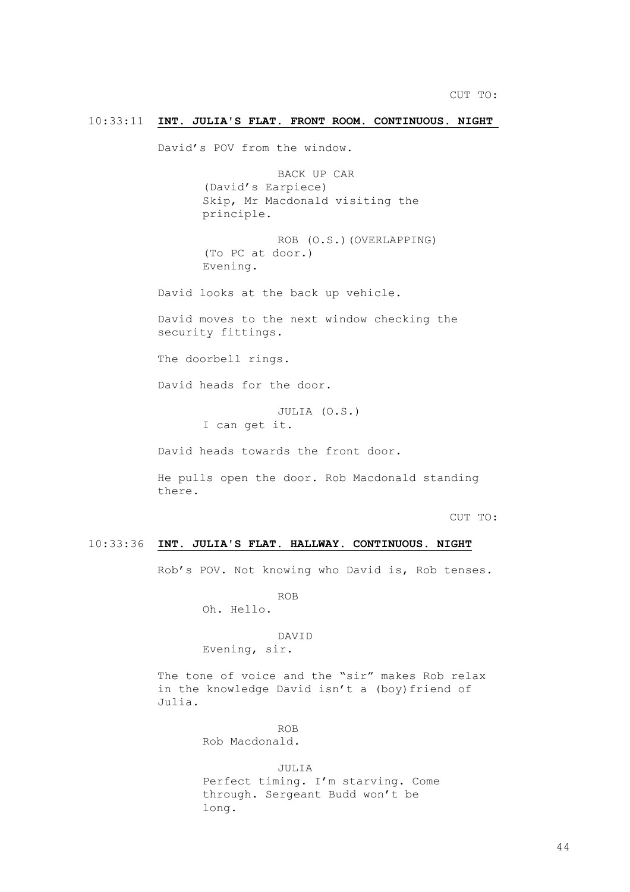CUT TO:

**10:33:11 INT. JULIA'S FLAT. FRONT ROOM. CONTINUOUS. NIGHT**

David's POV from the window.

BACK UP CAR
(David's Earpiece)
Skip, Mr Macdonald visiting the principle.

ROB (O.S.)(OVERLAPPING)
(To PC at door.)
Evening.

David looks at the back up vehicle.

David moves to the next window checking the security fittings.

The doorbell rings.

David heads for the door.

JULIA (O.S.)
I can get it.

David heads towards the front door.

He pulls open the door. Rob Macdonald standing there.

CUT TO:

**10:33:36 INT. JULIA'S FLAT. HALLWAY. CONTINUOUS. NIGHT**

Rob's POV. Not knowing who David is, Rob tenses.

ROB
Oh. Hello.

DAVID
Evening, sir.

The tone of voice and the "sir" makes Rob relax in the knowledge David isn't a (boy)friend of Julia.

ROB
Rob Macdonald.

JULIA
Perfect timing. I'm starving. Come through. Sergeant Budd won't be long.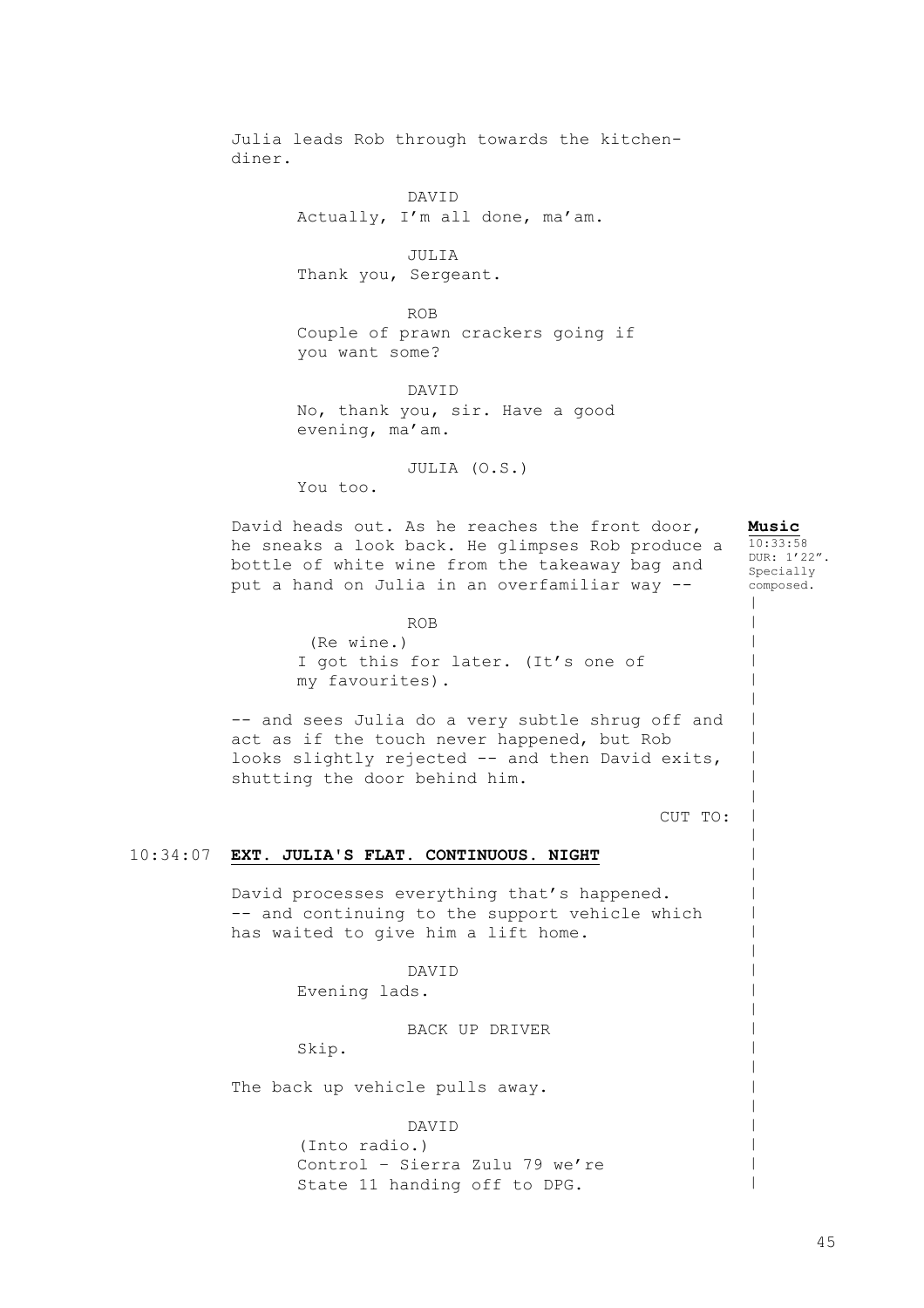Julia leads Rob through towards the kitchen-diner.

DAVID
Actually, I'm all done, ma'am.

JULIA
Thank you, Sergeant.

ROB
Couple of prawn crackers going if you want some?

DAVID
No, thank you, sir. Have a good evening, ma'am.

JULIA (O.S.)
You too.

David heads out. As he reaches the front door, he sneaks a look back. He glimpses Rob produce a bottle of white wine from the takeaway bag and put a hand on Julia in an overfamiliar way --

**Music**
10:33:58
DUR: 1'22". Specially composed.

ROB
(Re wine.)
I got this for later. (It's one of my favourites).

-- and sees Julia do a very subtle shrug off and act as if the touch never happened, but Rob looks slightly rejected -- and then David exits, shutting the door behind him.

CUT TO:

10:34:07 **EXT. JULIA'S FLAT. CONTINUOUS. NIGHT**

David processes everything that's happened.
-- and continuing to the support vehicle which has waited to give him a lift home.

DAVID
Evening lads.

BACK UP DRIVER
Skip.

The back up vehicle pulls away.

DAVID
(Into radio.)
Control – Sierra Zulu 79 we're State 11 handing off to DPG.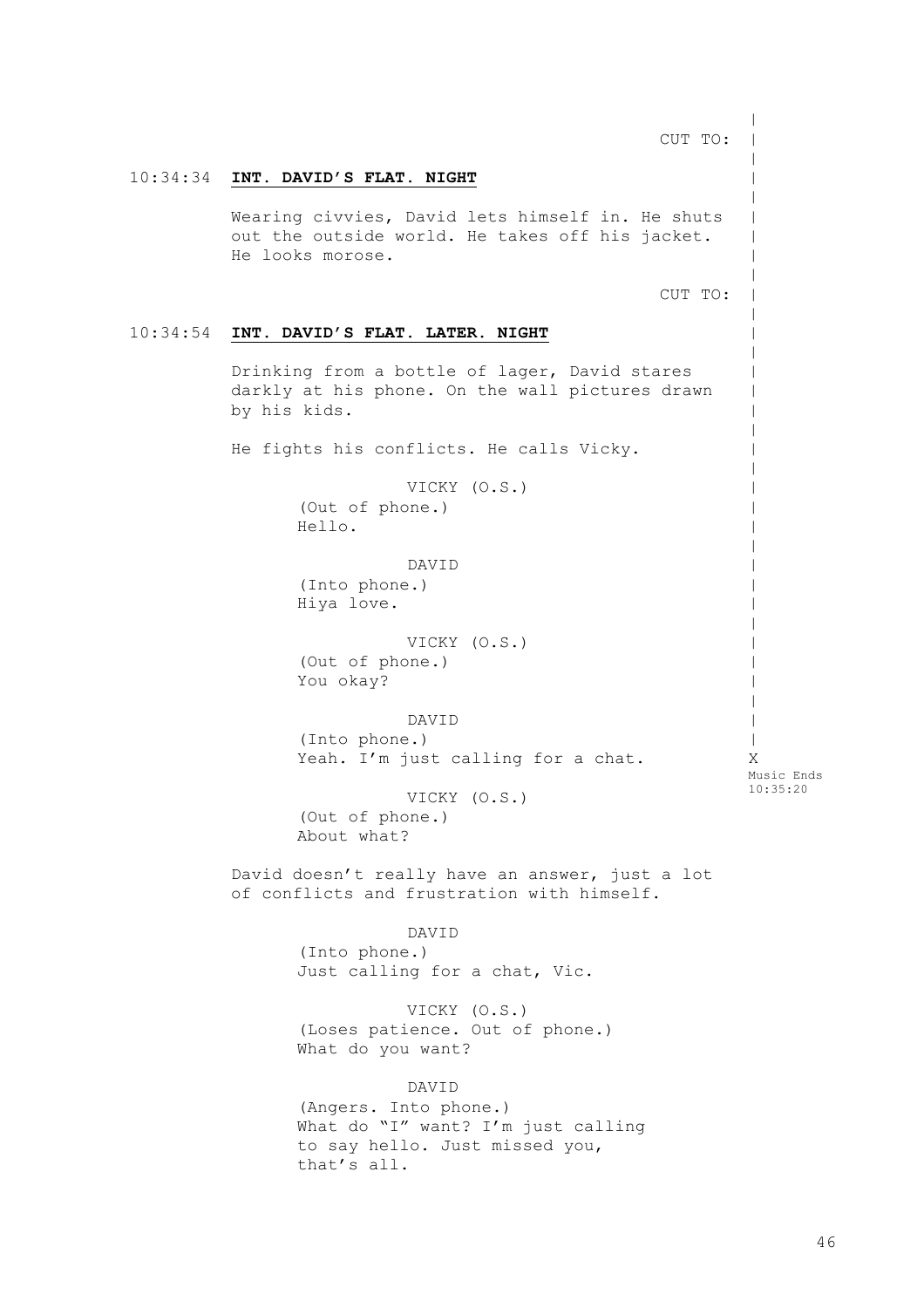CUT TO:

10:34:34 **INT. DAVID'S FLAT. NIGHT**

Wearing civvies, David lets himself in. He shuts out the outside world. He takes off his jacket. He looks morose.

CUT TO:

10:34:54 **INT. DAVID'S FLAT. LATER. NIGHT**

Drinking from a bottle of lager, David stares darkly at his phone. On the wall pictures drawn by his kids.

He fights his conflicts. He calls Vicky.

VICKY (O.S.)
(Out of phone.)
Hello.

DAVID
(Into phone.)
Hiya love.

VICKY (O.S.)
(Out of phone.)
You okay?

DAVID
(Into phone.)
Yeah. I'm just calling for a chat.

X
Music Ends
10:35:20

VICKY (O.S.)
(Out of phone.)
About what?

David doesn't really have an answer, just a lot of conflicts and frustration with himself.

DAVID
(Into phone.)
Just calling for a chat, Vic.

VICKY (O.S.)
(Loses patience. Out of phone.)
What do you want?

DAVID
(Angers. Into phone.)
What do "I" want? I'm just calling to say hello. Just missed you, that's all.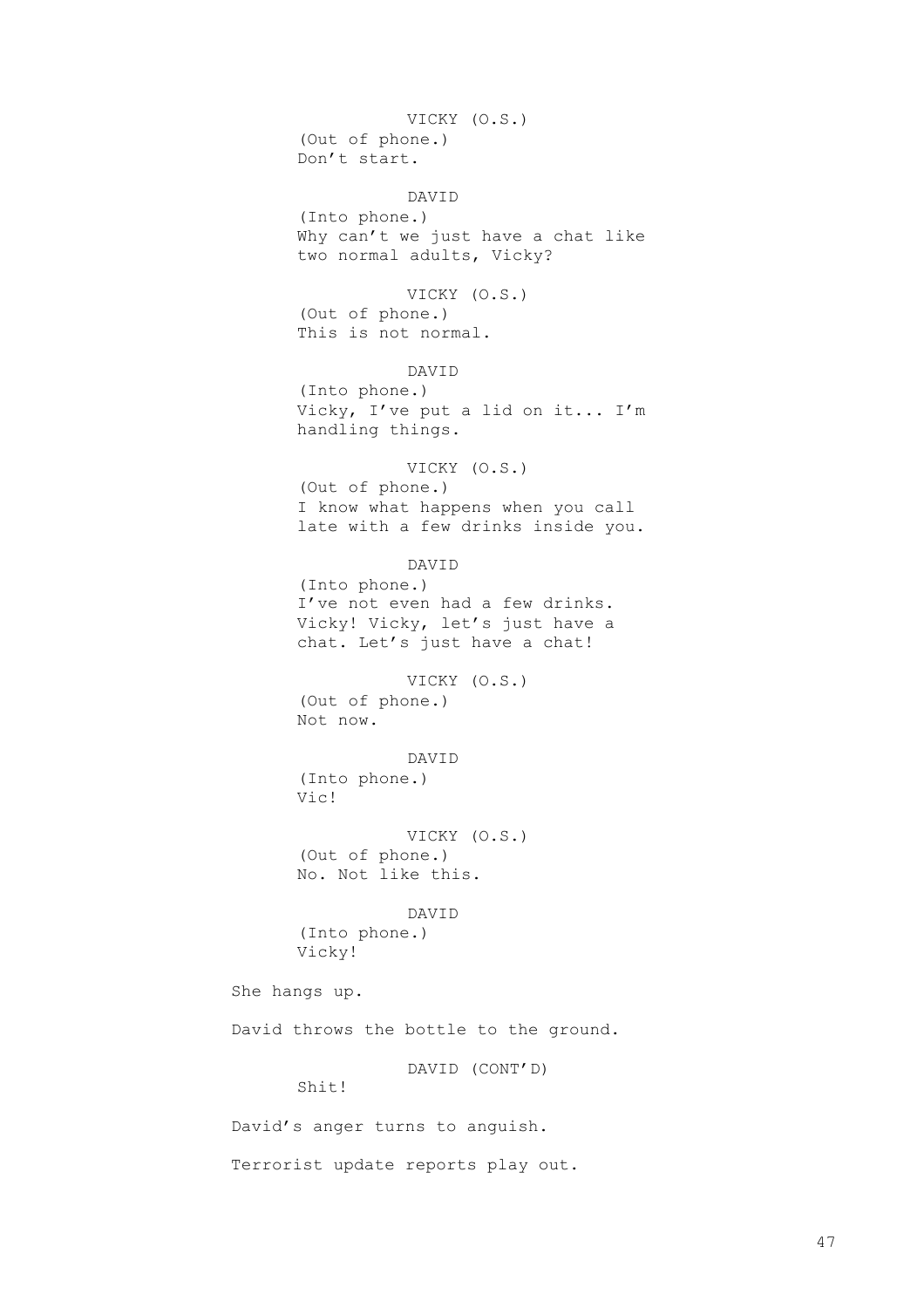VICKY (O.S.)
(Out of phone.)
Don't start.

DAVID
(Into phone.)
Why can't we just have a chat like two normal adults, Vicky?

VICKY (O.S.)
(Out of phone.)
This is not normal.

DAVID
(Into phone.)
Vicky, I've put a lid on it... I'm handling things.

VICKY (O.S.)
(Out of phone.)
I know what happens when you call late with a few drinks inside you.

DAVID
(Into phone.)
I've not even had a few drinks. Vicky! Vicky, let's just have a chat. Let's just have a chat!

VICKY (O.S.)
(Out of phone.)
Not now.

DAVID
(Into phone.)
Vic!

VICKY (O.S.)
(Out of phone.)
No. Not like this.

DAVID
(Into phone.)
Vicky!

She hangs up.

David throws the bottle to the ground.

DAVID (CONT'D)
Shit!

David's anger turns to anguish.

Terrorist update reports play out.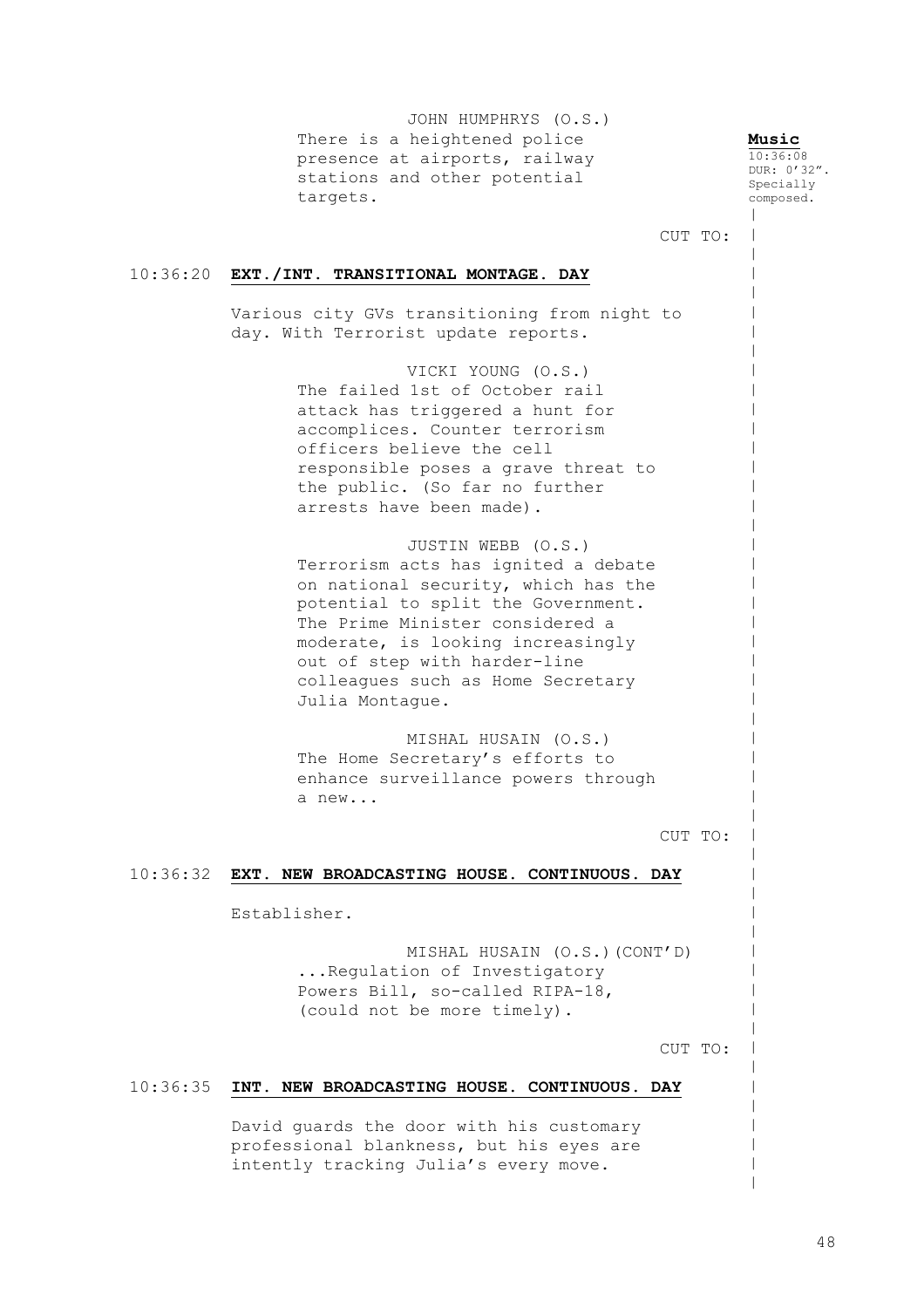JOHN HUMPHRYS (O.S.)
There is a heightened police presence at airports, railway stations and other potential targets.

**Music**
10:36:08
DUR: 0'32".
Specially composed.

CUT TO:

10:36:20 **EXT./INT. TRANSITIONAL MONTAGE. DAY**

Various city GVs transitioning from night to day. With Terrorist update reports.

VICKI YOUNG (O.S.)
The failed 1st of October rail attack has triggered a hunt for accomplices. Counter terrorism officers believe the cell responsible poses a grave threat to the public. (So far no further arrests have been made).

JUSTIN WEBB (O.S.)
Terrorism acts has ignited a debate on national security, which has the potential to split the Government. The Prime Minister considered a moderate, is looking increasingly out of step with harder-line colleagues such as Home Secretary Julia Montague.

MISHAL HUSAIN (O.S.)
The Home Secretary's efforts to enhance surveillance powers through a new...

CUT TO:

10:36:32 **EXT. NEW BROADCASTING HOUSE. CONTINUOUS. DAY**

Establisher.

MISHAL HUSAIN (O.S.)(CONT'D)
...Regulation of Investigatory Powers Bill, so-called RIPA-18, (could not be more timely).

CUT TO:

10:36:35 **INT. NEW BROADCASTING HOUSE. CONTINUOUS. DAY**

David guards the door with his customary professional blankness, but his eyes are intently tracking Julia's every move.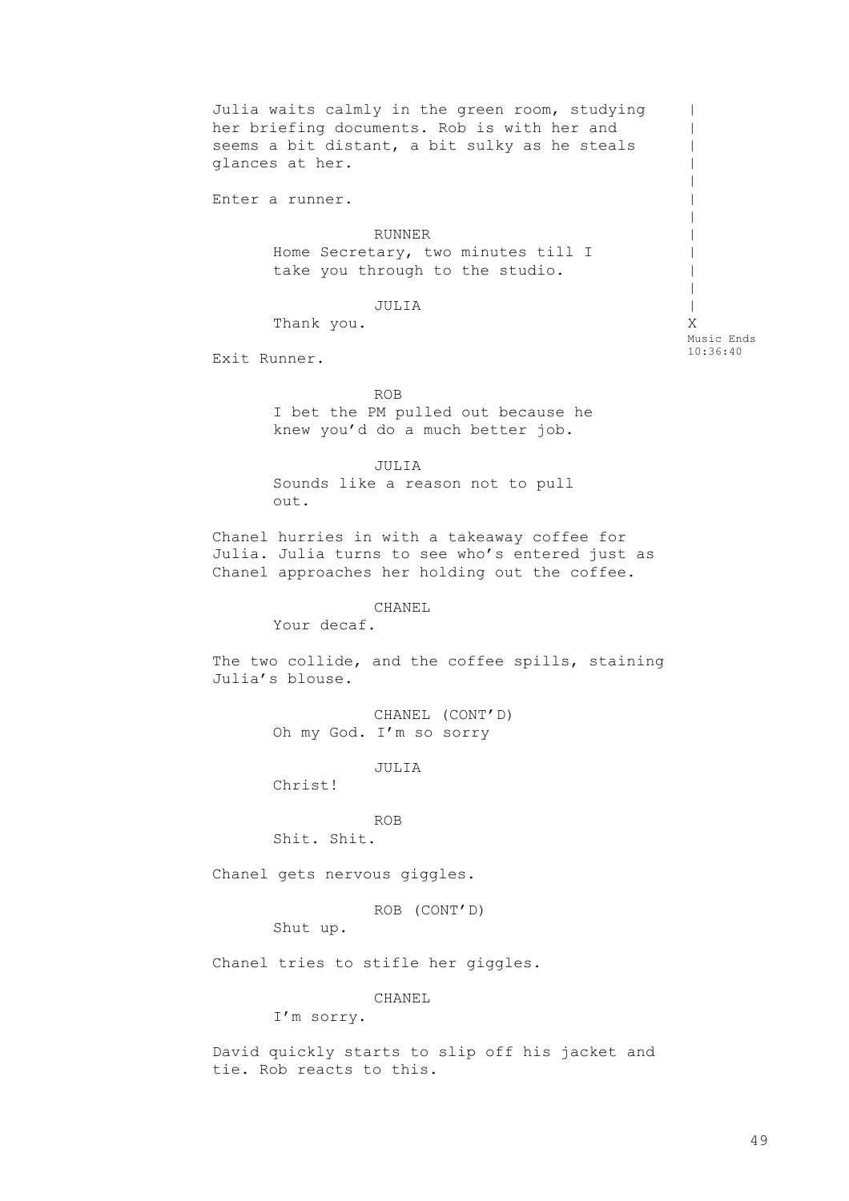Julia waits calmly in the green room, studying her briefing documents. Rob is with her and seems a bit distant, a bit sulky as he steals glances at her.

Enter a runner.

RUNNER
Home Secretary, two minutes till I take you through to the studio.

JULIA
Thank you.

Music Ends 10:36:40

Exit Runner.

ROB
I bet the PM pulled out because he knew you'd do a much better job.

JULIA
Sounds like a reason not to pull out.

Chanel hurries in with a takeaway coffee for Julia. Julia turns to see who's entered just as Chanel approaches her holding out the coffee.

CHANEL
Your decaf.

The two collide, and the coffee spills, staining Julia's blouse.

CHANEL (CONT'D)
Oh my God. I'm so sorry

JULIA
Christ!

ROB
Shit. Shit.

Chanel gets nervous giggles.

ROB (CONT'D)
Shut up.

Chanel tries to stifle her giggles.

CHANEL
I'm sorry.

David quickly starts to slip off his jacket and tie. Rob reacts to this.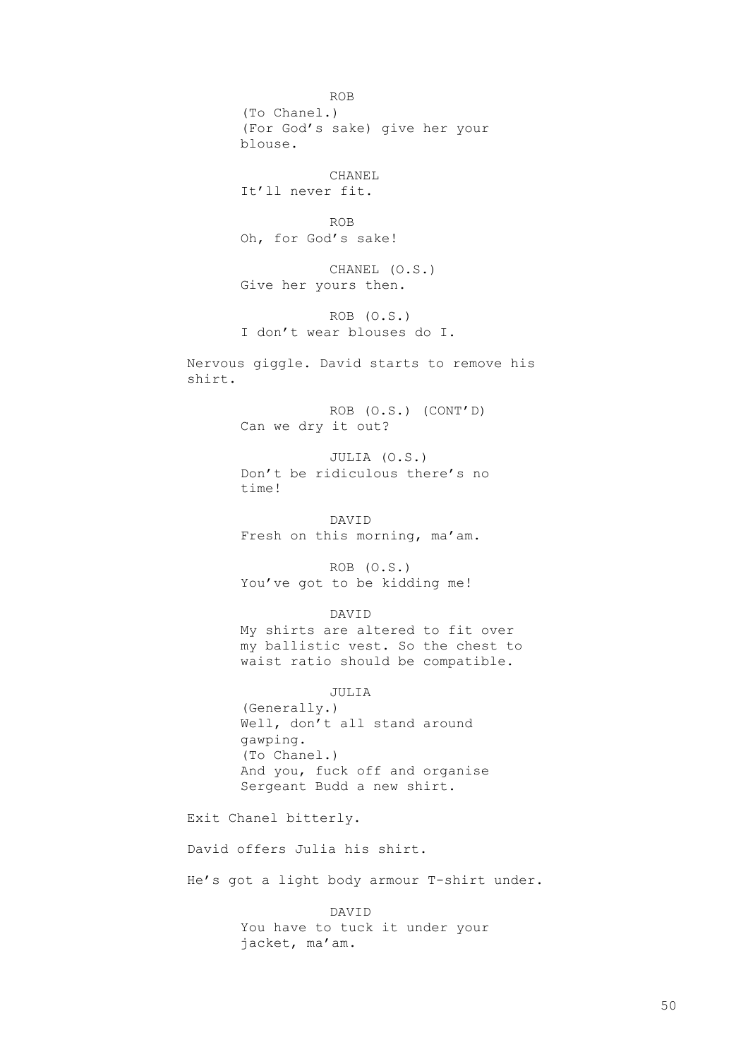ROB
(To Chanel.)
(For God's sake) give her your blouse.

CHANEL
It'll never fit.

ROB
Oh, for God's sake!

CHANEL (O.S.)
Give her yours then.

ROB (O.S.)
I don't wear blouses do I.

Nervous giggle. David starts to remove his shirt.

ROB (O.S.) (CONT'D)
Can we dry it out?

JULIA (O.S.)
Don't be ridiculous there's no time!

DAVID
Fresh on this morning, ma'am.

ROB (O.S.)
You've got to be kidding me!

DAVID
My shirts are altered to fit over my ballistic vest. So the chest to waist ratio should be compatible.

JULIA
(Generally.)
Well, don't all stand around gawping.
(To Chanel.)
And you, fuck off and organise Sergeant Budd a new shirt.

Exit Chanel bitterly.

David offers Julia his shirt.

He's got a light body armour T-shirt under.

DAVID
You have to tuck it under your jacket, ma'am.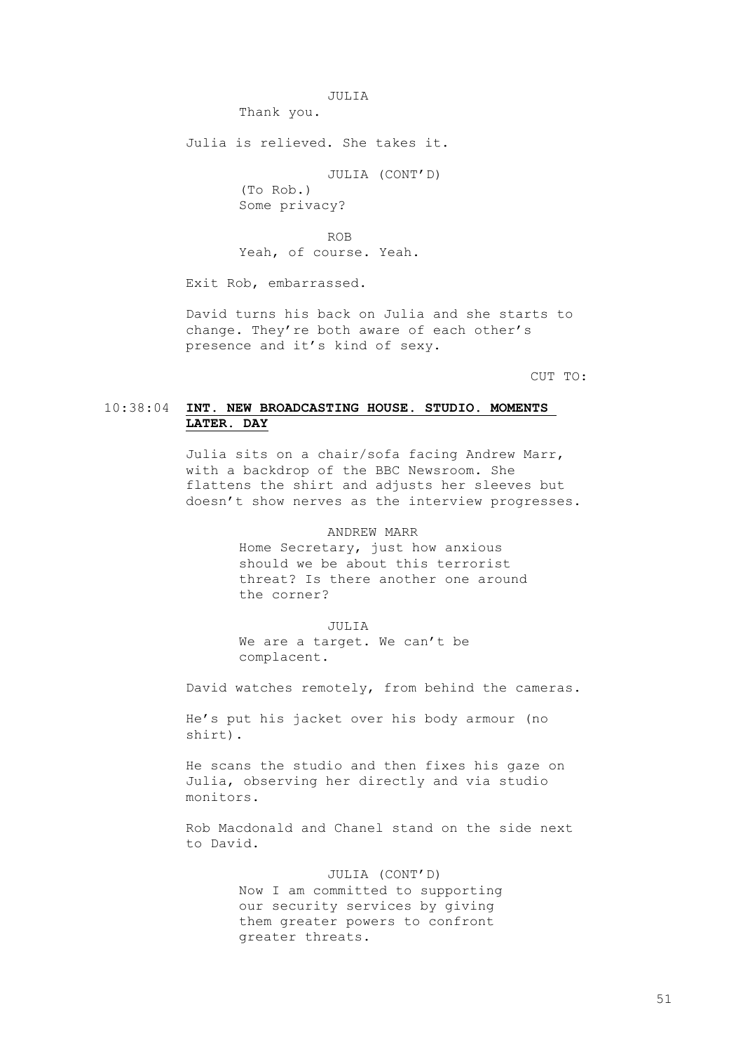JULIA

Thank you.

Julia is relieved. She takes it.

JULIA (CONT'D)

(To Rob.)

Some privacy?

ROB

Yeah, of course. Yeah.

Exit Rob, embarrassed.

David turns his back on Julia and she starts to change. They're both aware of each other's presence and it's kind of sexy.

CUT TO:

10:38:04 **INT. NEW BROADCASTING HOUSE. STUDIO. MOMENTS LATER. DAY**

Julia sits on a chair/sofa facing Andrew Marr, with a backdrop of the BBC Newsroom. She flattens the shirt and adjusts her sleeves but doesn't show nerves as the interview progresses.

ANDREW MARR

Home Secretary, just how anxious should we be about this terrorist threat? Is there another one around the corner?

JULIA

We are a target. We can't be complacent.

David watches remotely, from behind the cameras.

He's put his jacket over his body armour (no shirt).

He scans the studio and then fixes his gaze on Julia, observing her directly and via studio monitors.

Rob Macdonald and Chanel stand on the side next to David.

JULIA (CONT'D)

Now I am committed to supporting our security services by giving them greater powers to confront greater threats.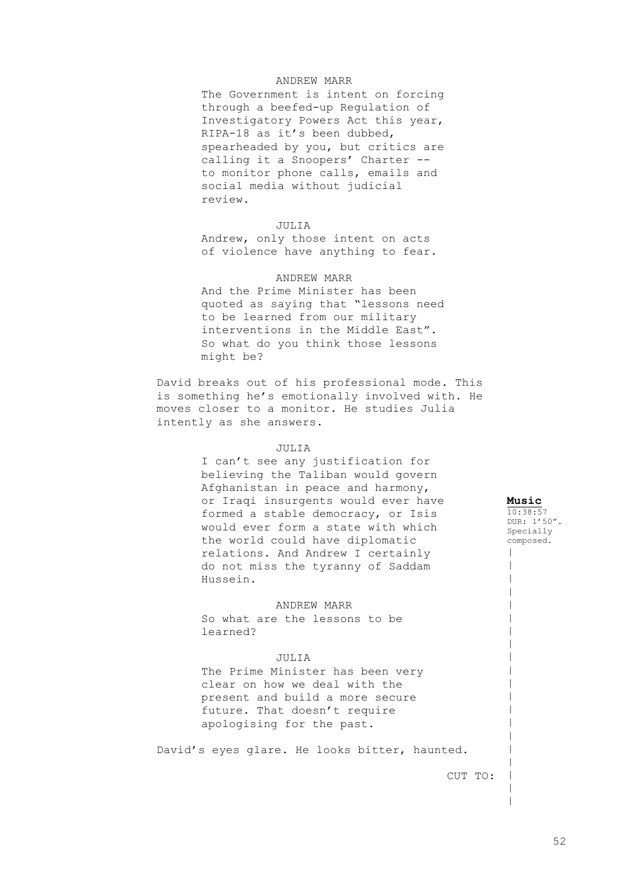ANDREW MARR

The Government is intent on forcing through a beefed-up Regulation of Investigatory Powers Act this year, RIPA-18 as it's been dubbed, spearheaded by you, but critics are calling it a Snoopers' Charter -- to monitor phone calls, emails and social media without judicial review.

JULIA

Andrew, only those intent on acts of violence have anything to fear.

ANDREW MARR

And the Prime Minister has been quoted as saying that "lessons need to be learned from our military interventions in the Middle East". So what do you think those lessons might be?

David breaks out of his professional mode. This is something he's emotionally involved with. He moves closer to a monitor. He studies Julia intently as she answers.

JULIA

I can't see any justification for believing the Taliban would govern Afghanistan in peace and harmony, or Iraqi insurgents would ever have formed a stable democracy, or Isis would ever form a state with which the world could have diplomatic relations. And Andrew I certainly do not miss the tyranny of Saddam Hussein.

**Music**
10:38:57
DUR: 1'50".
Specially composed.

ANDREW MARR

So what are the lessons to be learned?

JULIA

The Prime Minister has been very clear on how we deal with the present and build a more secure future. That doesn't require apologising for the past.

David's eyes glare. He looks bitter, haunted.

CUT TO: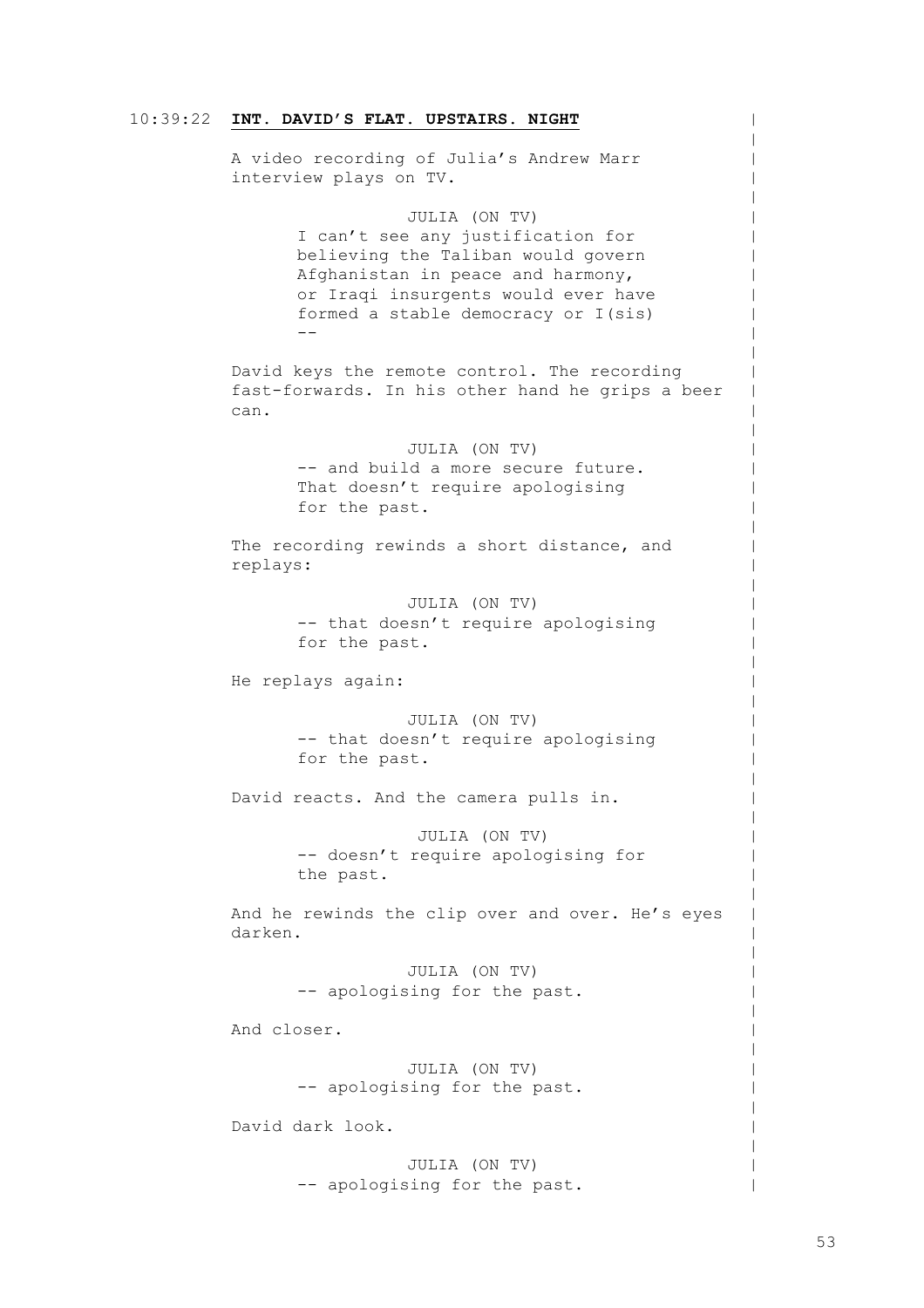10:39:22 **INT. DAVID'S FLAT. UPSTAIRS. NIGHT**

A video recording of Julia's Andrew Marr interview plays on TV.

JULIA (ON TV)
I can't see any justification for believing the Taliban would govern Afghanistan in peace and harmony, or Iraqi insurgents would ever have formed a stable democracy or I(sis) --

David keys the remote control. The recording fast-forwards. In his other hand he grips a beer can.

JULIA (ON TV)
-- and build a more secure future. That doesn't require apologising for the past.

The recording rewinds a short distance, and replays:

JULIA (ON TV)
-- that doesn't require apologising for the past.

He replays again:

JULIA (ON TV)
-- that doesn't require apologising for the past.

David reacts. And the camera pulls in.

JULIA (ON TV)
-- doesn't require apologising for the past.

And he rewinds the clip over and over. He's eyes darken.

JULIA (ON TV)
-- apologising for the past.

And closer.

JULIA (ON TV)
-- apologising for the past.

David dark look.

JULIA (ON TV)
-- apologising for the past.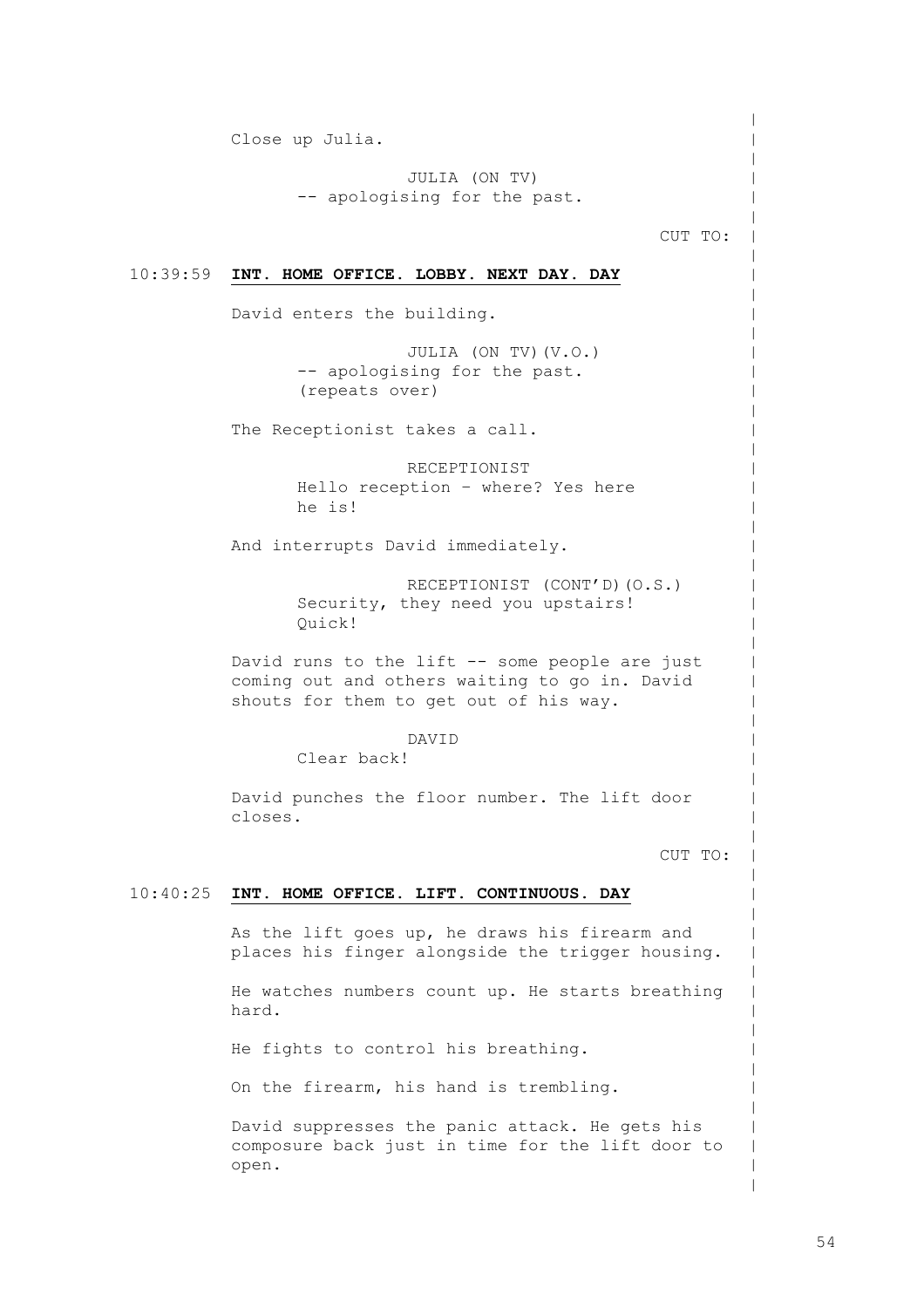Close up Julia.

JULIA (ON TV)
-- apologising for the past.

CUT TO:

10:39:59 **INT. HOME OFFICE. LOBBY. NEXT DAY. DAY**

David enters the building.

JULIA (ON TV)(V.O.)
-- apologising for the past.
(repeats over)

The Receptionist takes a call.

RECEPTIONIST
Hello reception – where? Yes here he is!

And interrupts David immediately.

RECEPTIONIST (CONT'D)(O.S.)
Security, they need you upstairs! Quick!

David runs to the lift -- some people are just coming out and others waiting to go in. David shouts for them to get out of his way.

DAVID
Clear back!

David punches the floor number. The lift door closes.

CUT TO:

10:40:25 **INT. HOME OFFICE. LIFT. CONTINUOUS. DAY**

As the lift goes up, he draws his firearm and places his finger alongside the trigger housing.

He watches numbers count up. He starts breathing hard.

He fights to control his breathing.

On the firearm, his hand is trembling.

David suppresses the panic attack. He gets his composure back just in time for the lift door to open.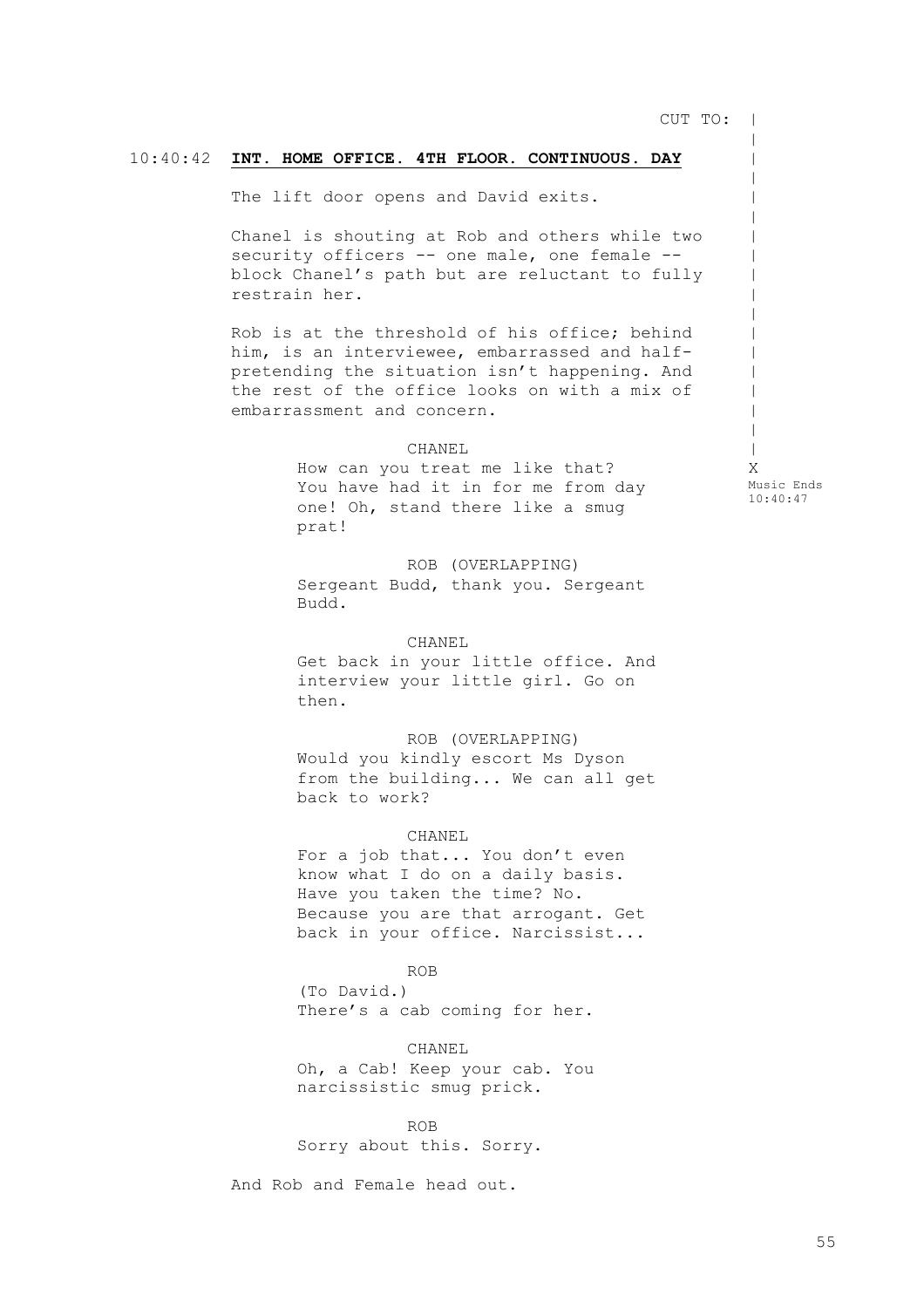CUT TO:

10:40:42 **INT. HOME OFFICE. 4TH FLOOR. CONTINUOUS. DAY**

The lift door opens and David exits.

Chanel is shouting at Rob and others while two security officers -- one male, one female -- block Chanel's path but are reluctant to fully restrain her.

Rob is at the threshold of his office; behind him, is an interviewee, embarrassed and half-pretending the situation isn't happening. And the rest of the office looks on with a mix of embarrassment and concern.

CHANEL
How can you treat me like that? You have had it in for me from day one! Oh, stand there like a smug prat!

X
Music Ends
10:40:47

ROB (OVERLAPPING)
Sergeant Budd, thank you. Sergeant Budd.

CHANEL
Get back in your little office. And interview your little girl. Go on then.

ROB (OVERLAPPING)
Would you kindly escort Ms Dyson from the building... We can all get back to work?

CHANEL
For a job that... You don't even know what I do on a daily basis. Have you taken the time? No. Because you are that arrogant. Get back in your office. Narcissist...

ROB
(To David.)
There's a cab coming for her.

CHANEL
Oh, a Cab! Keep your cab. You narcissistic smug prick.

ROB
Sorry about this. Sorry.

And Rob and Female head out.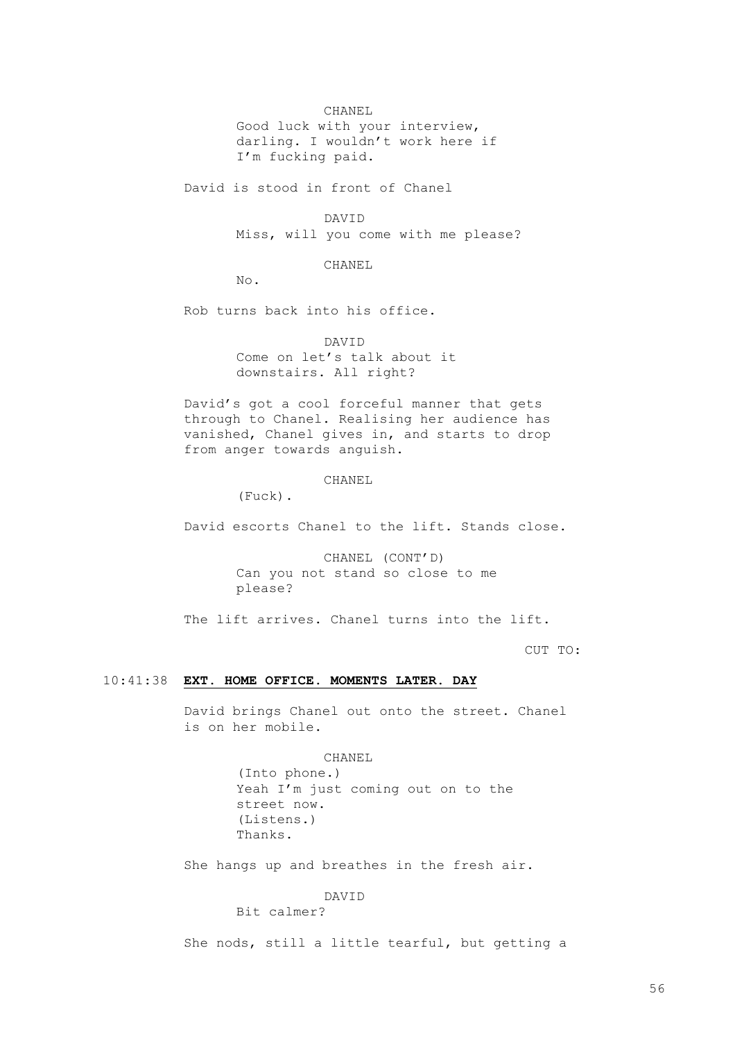CHANEL

Good luck with your interview, darling. I wouldn't work here if I'm fucking paid.

David is stood in front of Chanel

DAVID

Miss, will you come with me please?

CHANEL

No.

Rob turns back into his office.

DAVID

Come on let's talk about it downstairs. All right?

David's got a cool forceful manner that gets through to Chanel. Realising her audience has vanished, Chanel gives in, and starts to drop from anger towards anguish.

CHANEL

(Fuck).

David escorts Chanel to the lift. Stands close.

CHANEL (CONT'D)

Can you not stand so close to me please?

The lift arrives. Chanel turns into the lift.

CUT TO:

10:41:38 **EXT. HOME OFFICE. MOMENTS LATER. DAY**

David brings Chanel out onto the street. Chanel is on her mobile.

CHANEL

(Into phone.)
Yeah I'm just coming out on to the street now.
(Listens.)
Thanks.

She hangs up and breathes in the fresh air.

DAVID

Bit calmer?

She nods, still a little tearful, but getting a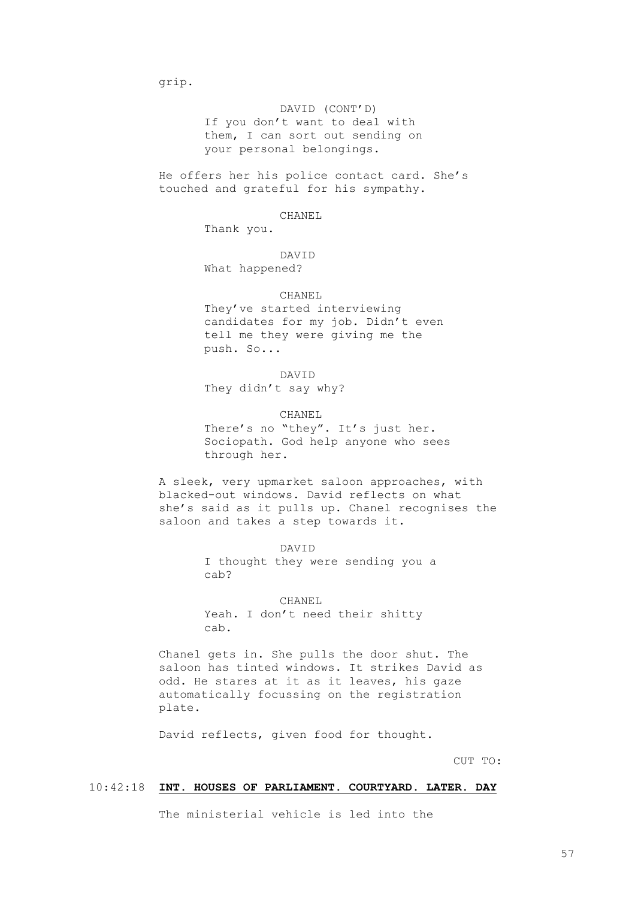grip.

DAVID (CONT'D)
If you don't want to deal with them, I can sort out sending on your personal belongings.

He offers her his police contact card. She's touched and grateful for his sympathy.

CHANEL
Thank you.

DAVID
What happened?

CHANEL
They've started interviewing candidates for my job. Didn't even tell me they were giving me the push. So...

DAVID
They didn't say why?

CHANEL
There's no "they". It's just her. Sociopath. God help anyone who sees through her.

A sleek, very upmarket saloon approaches, with blacked-out windows. David reflects on what she's said as it pulls up. Chanel recognises the saloon and takes a step towards it.

DAVID
I thought they were sending you a cab?

CHANEL
Yeah. I don't need their shitty cab.

Chanel gets in. She pulls the door shut. The saloon has tinted windows. It strikes David as odd. He stares at it as it leaves, his gaze automatically focussing on the registration plate.

David reflects, given food for thought.

CUT TO:

10:42:18 **INT. HOUSES OF PARLIAMENT. COURTYARD. LATER. DAY**

The ministerial vehicle is led into the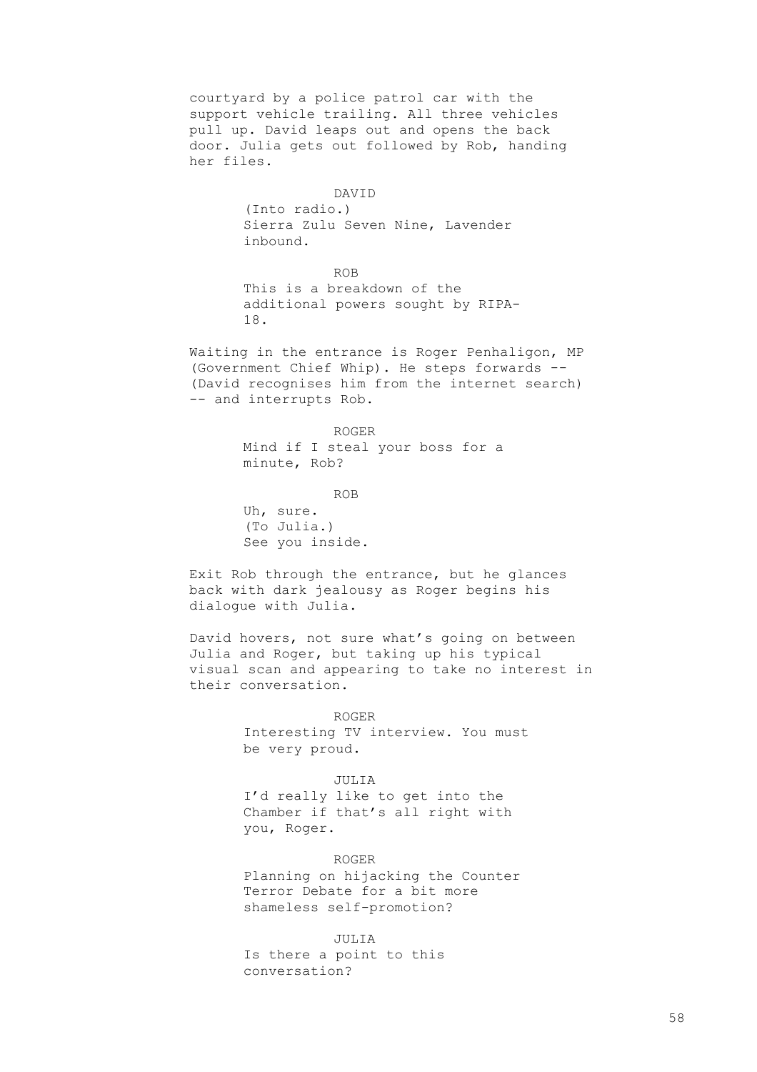courtyard by a police patrol car with the support vehicle trailing. All three vehicles pull up. David leaps out and opens the back door. Julia gets out followed by Rob, handing her files.

DAVID
(Into radio.)
Sierra Zulu Seven Nine, Lavender inbound.

ROB
This is a breakdown of the additional powers sought by RIPA-18.

Waiting in the entrance is Roger Penhaligon, MP (Government Chief Whip). He steps forwards -- (David recognises him from the internet search) -- and interrupts Rob.

ROGER
Mind if I steal your boss for a minute, Rob?

ROB
Uh, sure.
(To Julia.)
See you inside.

Exit Rob through the entrance, but he glances back with dark jealousy as Roger begins his dialogue with Julia.

David hovers, not sure what's going on between Julia and Roger, but taking up his typical visual scan and appearing to take no interest in their conversation.

ROGER
Interesting TV interview. You must be very proud.

JULIA
I'd really like to get into the Chamber if that's all right with you, Roger.

ROGER
Planning on hijacking the Counter Terror Debate for a bit more shameless self-promotion?

JULIA
Is there a point to this conversation?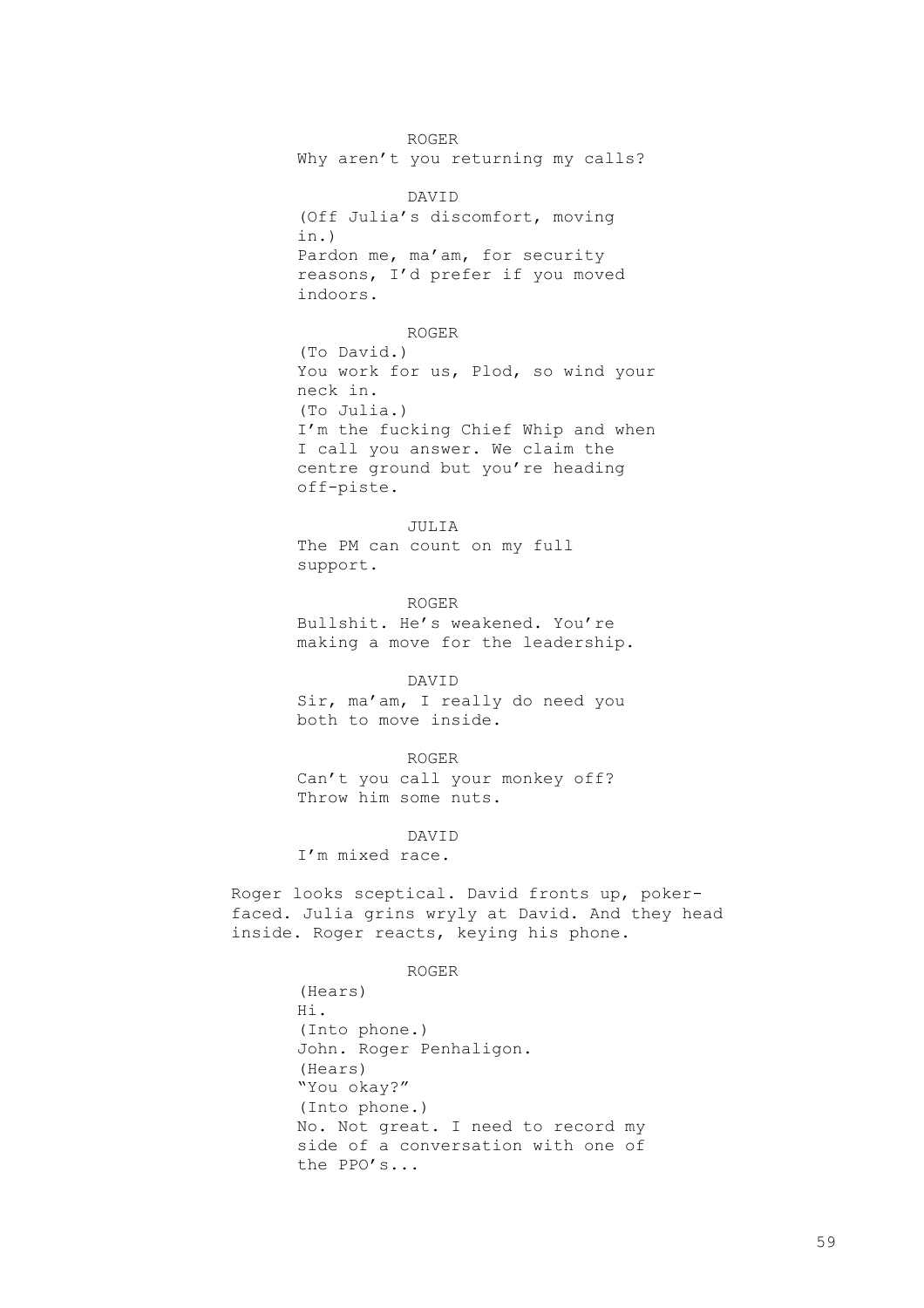ROGER
Why aren't you returning my calls?

DAVID
(Off Julia's discomfort, moving in.)
Pardon me, ma'am, for security reasons, I'd prefer if you moved indoors.

ROGER
(To David.)
You work for us, Plod, so wind your neck in.
(To Julia.)
I'm the fucking Chief Whip and when I call you answer. We claim the centre ground but you're heading off-piste.

JULIA
The PM can count on my full support.

ROGER
Bullshit. He's weakened. You're making a move for the leadership.

DAVID
Sir, ma'am, I really do need you both to move inside.

ROGER
Can't you call your monkey off? Throw him some nuts.

DAVID
I'm mixed race.

Roger looks sceptical. David fronts up, poker-faced. Julia grins wryly at David. And they head inside. Roger reacts, keying his phone.

ROGER
(Hears)
Hi.
(Into phone.)
John. Roger Penhaligon.
(Hears)
"You okay?"
(Into phone.)
No. Not great. I need to record my side of a conversation with one of the PPO's...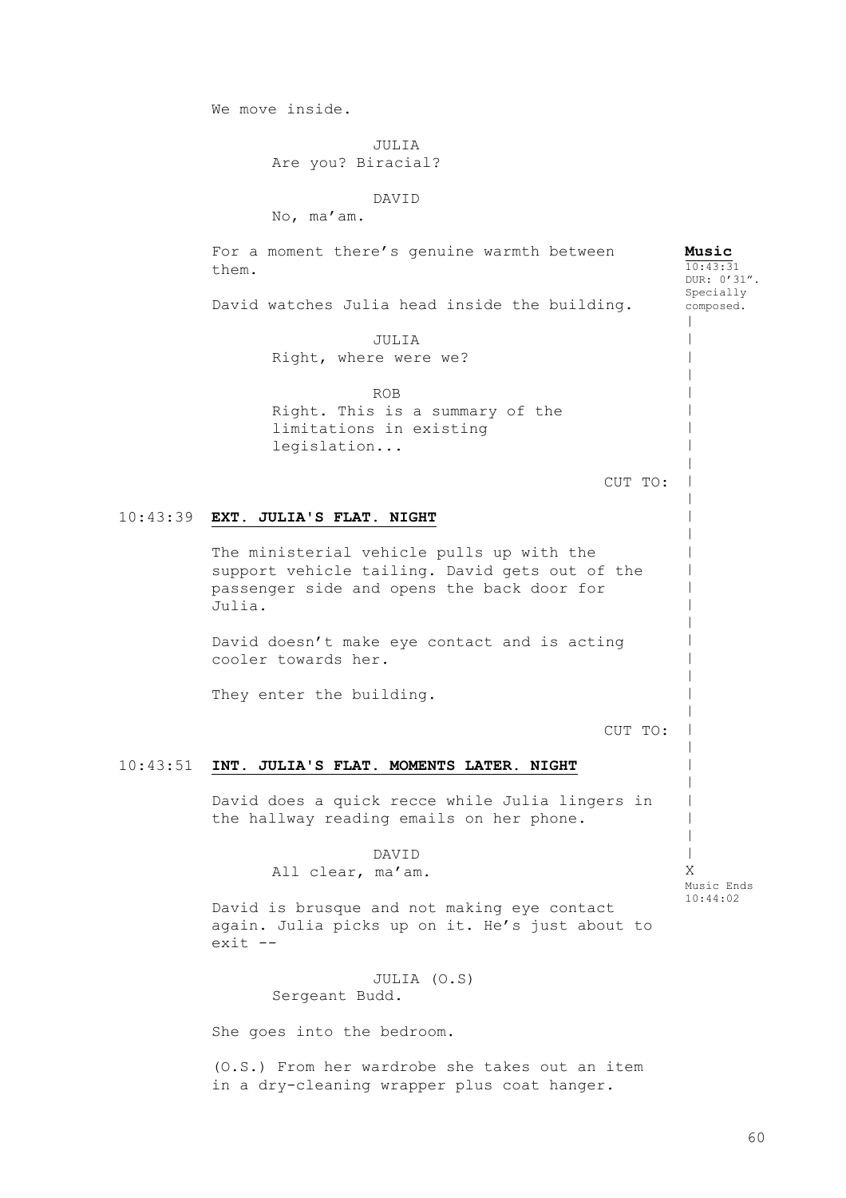We move inside.

JULIA
Are you? Biracial?

DAVID
No, ma'am.

For a moment there's genuine warmth between them.

**Music**
10:43:31
DUR: 0'31". Specially composed.

David watches Julia head inside the building.

JULIA
Right, where were we?

ROB
Right. This is a summary of the limitations in existing legislation...

CUT TO:

10:43:39 **EXT. JULIA'S FLAT. NIGHT**

The ministerial vehicle pulls up with the support vehicle tailing. David gets out of the passenger side and opens the back door for Julia.

David doesn't make eye contact and is acting cooler towards her.

They enter the building.

CUT TO:

10:43:51 **INT. JULIA'S FLAT. MOMENTS LATER. NIGHT**

David does a quick recce while Julia lingers in the hallway reading emails on her phone.

DAVID
All clear, ma'am.

X
Music Ends
10:44:02

David is brusque and not making eye contact again. Julia picks up on it. He's just about to exit --

JULIA (O.S)
Sergeant Budd.

She goes into the bedroom.

(O.S.) From her wardrobe she takes out an item in a dry-cleaning wrapper plus coat hanger.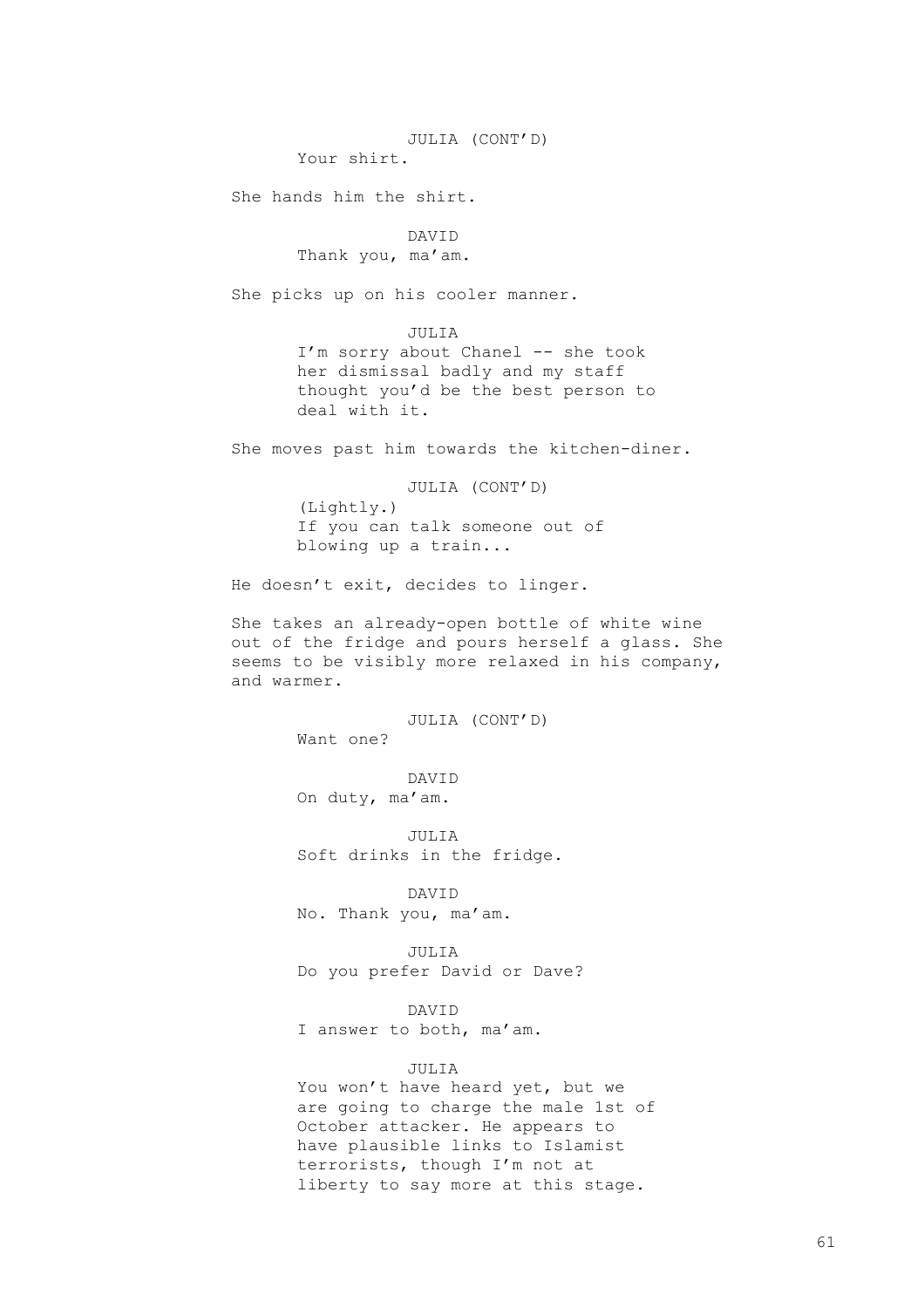JULIA (CONT'D)
Your shirt.

She hands him the shirt.

DAVID
Thank you, ma'am.

She picks up on his cooler manner.

JULIA
I'm sorry about Chanel -- she took her dismissal badly and my staff thought you'd be the best person to deal with it.

She moves past him towards the kitchen-diner.

JULIA (CONT'D)
(Lightly.)
If you can talk someone out of blowing up a train...

He doesn't exit, decides to linger.

She takes an already-open bottle of white wine out of the fridge and pours herself a glass. She seems to be visibly more relaxed in his company, and warmer.

JULIA (CONT'D)
Want one?

DAVID
On duty, ma'am.

JULIA
Soft drinks in the fridge.

DAVID
No. Thank you, ma'am.

JULIA
Do you prefer David or Dave?

DAVID
I answer to both, ma'am.

JULIA
You won't have heard yet, but we are going to charge the male 1st of October attacker. He appears to have plausible links to Islamist terrorists, though I'm not at liberty to say more at this stage.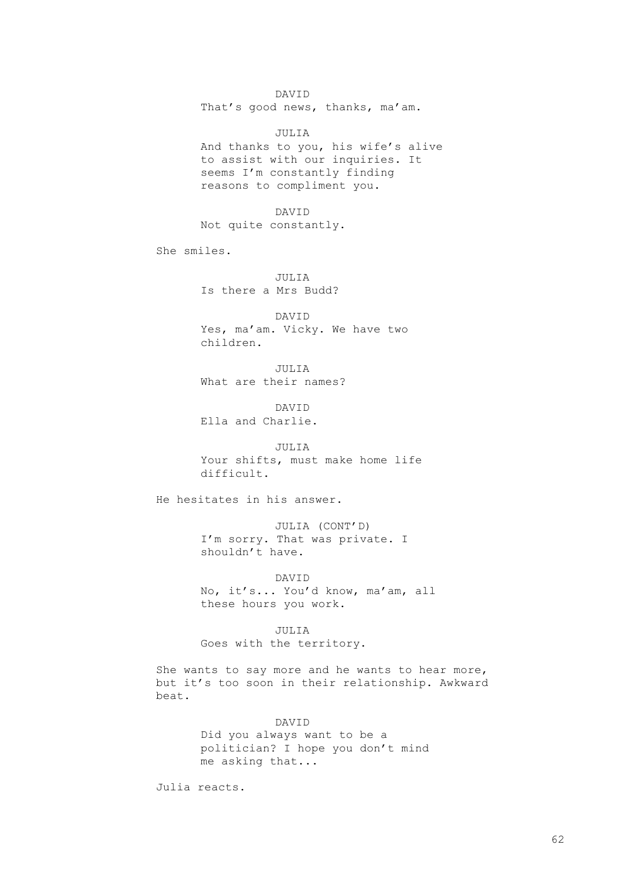DAVID

That's good news, thanks, ma'am.

JULIA

And thanks to you, his wife's alive to assist with our inquiries. It seems I'm constantly finding reasons to compliment you.

DAVID

Not quite constantly.

She smiles.

JULIA

Is there a Mrs Budd?

DAVID

Yes, ma'am. Vicky. We have two children.

JULIA

What are their names?

DAVID

Ella and Charlie.

JULIA

Your shifts, must make home life difficult.

He hesitates in his answer.

JULIA (CONT'D)

I'm sorry. That was private. I shouldn't have.

DAVID

No, it's... You'd know, ma'am, all these hours you work.

JULIA

Goes with the territory.

She wants to say more and he wants to hear more, but it's too soon in their relationship. Awkward beat.

DAVID

Did you always want to be a politician? I hope you don't mind me asking that...

Julia reacts.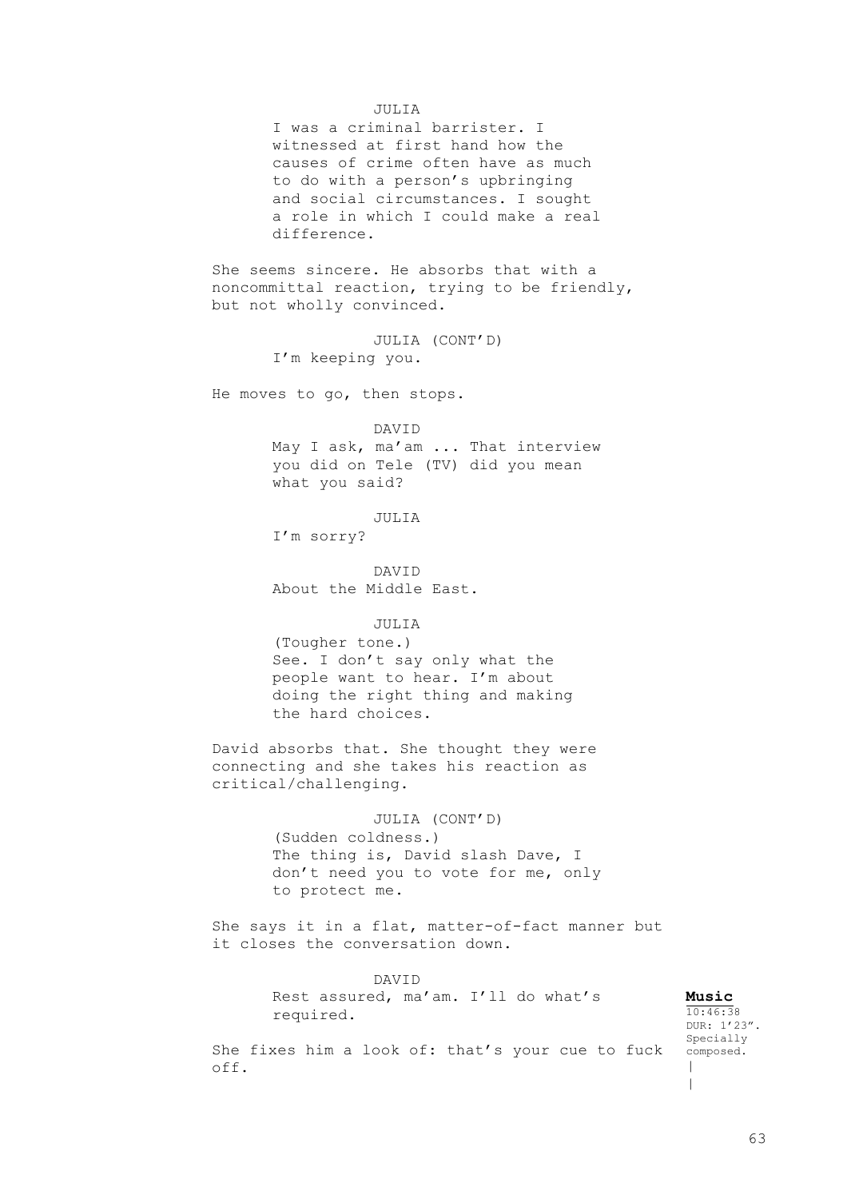JULIA

I was a criminal barrister. I witnessed at first hand how the causes of crime often have as much to do with a person's upbringing and social circumstances. I sought a role in which I could make a real difference.

She seems sincere. He absorbs that with a noncommittal reaction, trying to be friendly, but not wholly convinced.

JULIA (CONT'D)

I'm keeping you.

He moves to go, then stops.

DAVID

May I ask, ma'am ... That interview you did on Tele (TV) did you mean what you said?

JULIA

I'm sorry?

DAVID

About the Middle East.

JULIA

(Tougher tone.)
See. I don't say only what the people want to hear. I'm about doing the right thing and making the hard choices.

David absorbs that. She thought they were connecting and she takes his reaction as critical/challenging.

JULIA (CONT'D)

(Sudden coldness.)
The thing is, David slash Dave, I don't need you to vote for me, only to protect me.

She says it in a flat, matter-of-fact manner but it closes the conversation down.

DAVID

Rest assured, ma'am. I'll do what's required.

She fixes him a look of: that's your cue to fuck off.

**Music**
10:46:38
DUR: 1'23".
Specially composed.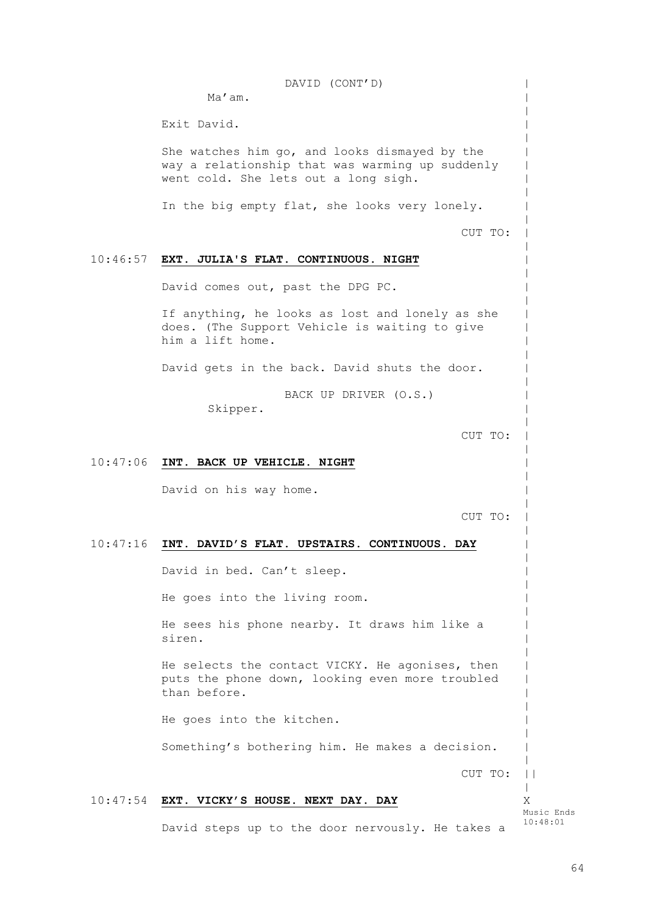DAVID (CONT'D)

Ma'am.

Exit David.

She watches him go, and looks dismayed by the way a relationship that was warming up suddenly went cold. She lets out a long sigh.

In the big empty flat, she looks very lonely.

CUT TO:

10:46:57 **EXT. JULIA'S FLAT. CONTINUOUS. NIGHT**

David comes out, past the DPG PC.

If anything, he looks as lost and lonely as she does. (The Support Vehicle is waiting to give him a lift home.

David gets in the back. David shuts the door.

BACK UP DRIVER (O.S.)

Skipper.

CUT TO:

10:47:06 **INT. BACK UP VEHICLE. NIGHT**

David on his way home.

CUT TO:

10:47:16 **INT. DAVID'S FLAT. UPSTAIRS. CONTINUOUS. DAY**

David in bed. Can't sleep.

He goes into the living room.

He sees his phone nearby. It draws him like a siren.

He selects the contact VICKY. He agonises, then puts the phone down, looking even more troubled than before.

He goes into the kitchen.

Something's bothering him. He makes a decision.

CUT TO:

10:47:54 **EXT. VICKY'S HOUSE. NEXT DAY. DAY**

X
Music Ends
10:48:01

David steps up to the door nervously. He takes a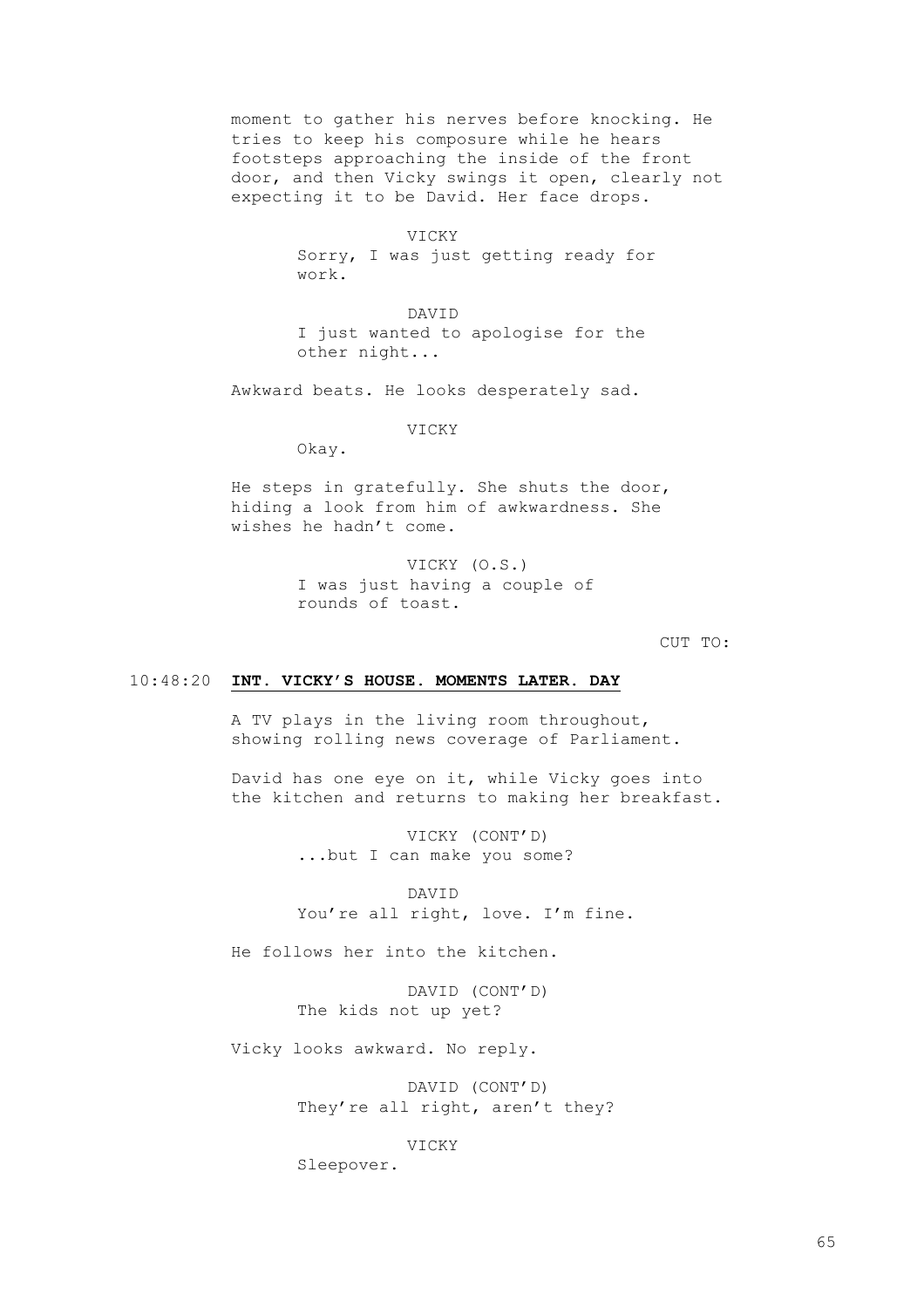moment to gather his nerves before knocking. He tries to keep his composure while he hears footsteps approaching the inside of the front door, and then Vicky swings it open, clearly not expecting it to be David. Her face drops.

VICKY
Sorry, I was just getting ready for work.

DAVID
I just wanted to apologise for the other night...

Awkward beats. He looks desperately sad.

VICKY
Okay.

He steps in gratefully. She shuts the door, hiding a look from him of awkwardness. She wishes he hadn't come.

VICKY (O.S.)
I was just having a couple of rounds of toast.

CUT TO:

10:48:20 **INT. VICKY'S HOUSE. MOMENTS LATER. DAY**

A TV plays in the living room throughout, showing rolling news coverage of Parliament.

David has one eye on it, while Vicky goes into the kitchen and returns to making her breakfast.

VICKY (CONT'D)
...but I can make you some?

DAVID
You're all right, love. I'm fine.

He follows her into the kitchen.

DAVID (CONT'D)
The kids not up yet?

Vicky looks awkward. No reply.

DAVID (CONT'D)
They're all right, aren't they?

VICKY
Sleepover.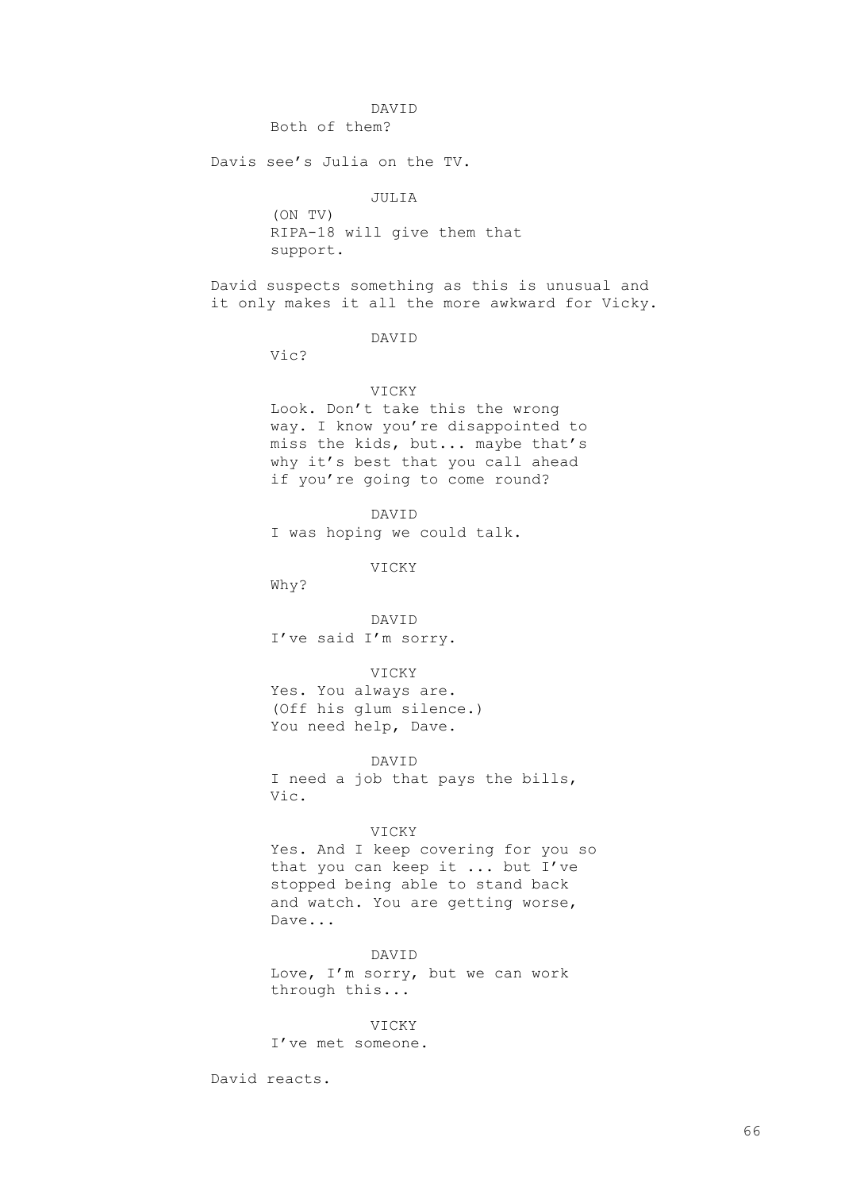DAVID
Both of them?

Davis see's Julia on the TV.

JULIA
(ON TV)
RIPA-18 will give them that support.

David suspects something as this is unusual and it only makes it all the more awkward for Vicky.

DAVID
Vic?

VICKY
Look. Don't take this the wrong way. I know you're disappointed to miss the kids, but... maybe that's why it's best that you call ahead if you're going to come round?

DAVID
I was hoping we could talk.

VICKY
Why?

DAVID
I've said I'm sorry.

VICKY
Yes. You always are.
(Off his glum silence.)
You need help, Dave.

DAVID
I need a job that pays the bills, Vic.

VICKY
Yes. And I keep covering for you so that you can keep it ... but I've stopped being able to stand back and watch. You are getting worse, Dave...

DAVID
Love, I'm sorry, but we can work through this...

VICKY
I've met someone.

David reacts.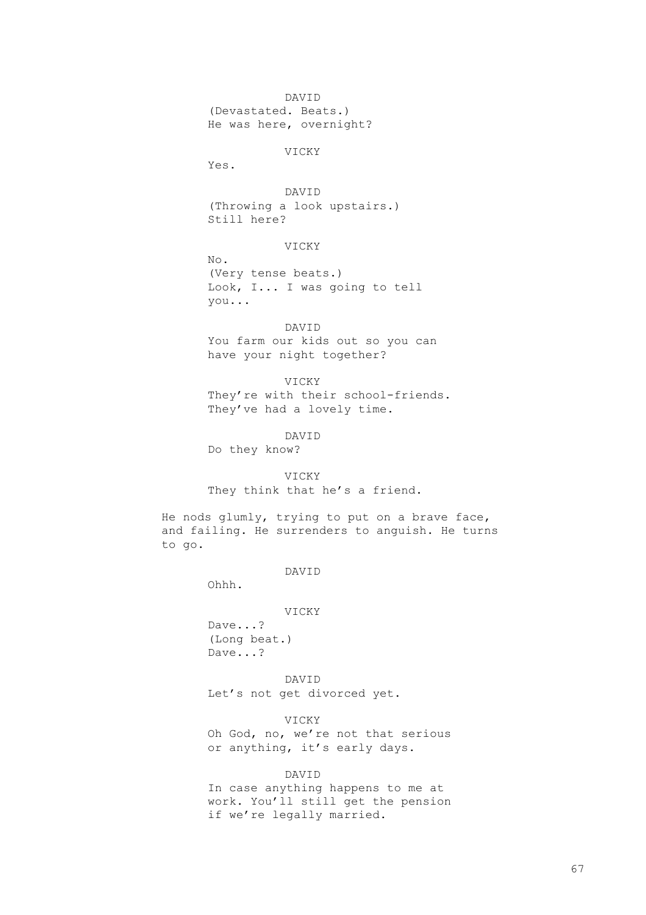DAVID
(Devastated. Beats.)
He was here, overnight?

VICKY
Yes.

DAVID
(Throwing a look upstairs.)
Still here?

VICKY
No.
(Very tense beats.)
Look, I... I was going to tell you...

DAVID
You farm our kids out so you can have your night together?

VICKY
They're with their school-friends. They've had a lovely time.

DAVID
Do they know?

VICKY
They think that he's a friend.

He nods glumly, trying to put on a brave face, and failing. He surrenders to anguish. He turns to go.

DAVID
Ohhh.

VICKY
Dave...?
(Long beat.)
Dave...?

DAVID
Let's not get divorced yet.

VICKY
Oh God, no, we're not that serious or anything, it's early days.

DAVID
In case anything happens to me at work. You'll still get the pension if we're legally married.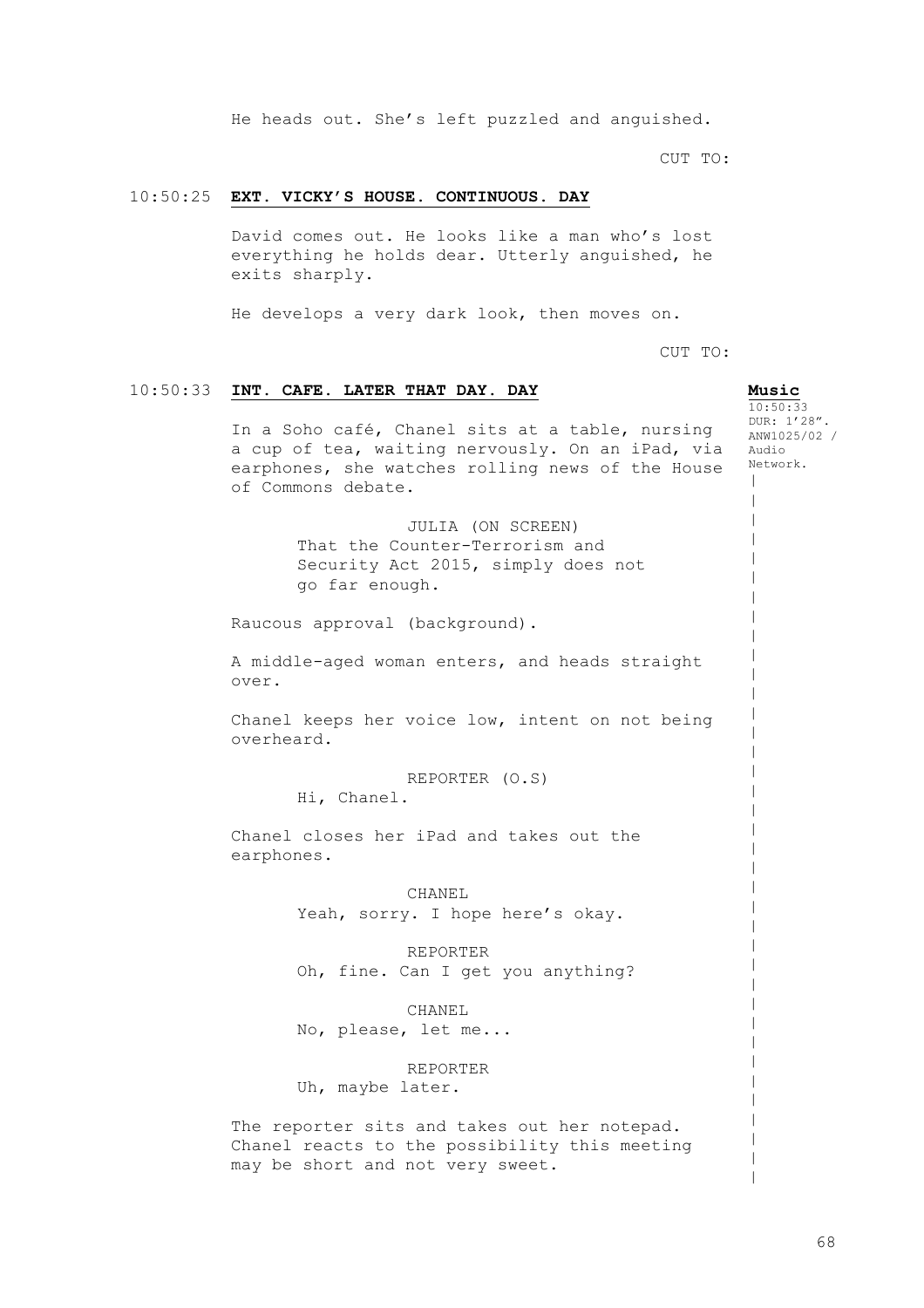He heads out. She's left puzzled and anguished.

CUT TO:

10:50:25 **EXT. VICKY'S HOUSE. CONTINUOUS. DAY**

David comes out. He looks like a man who's lost everything he holds dear. Utterly anguished, he exits sharply.

He develops a very dark look, then moves on.

CUT TO:

10:50:33 **INT. CAFE. LATER THAT DAY. DAY**

**Music**
10:50:33
DUR: 1'28".
ANW1025/02 /
Audio
Network.

In a Soho café, Chanel sits at a table, nursing a cup of tea, waiting nervously. On an iPad, via earphones, she watches rolling news of the House of Commons debate.

JULIA (ON SCREEN)
That the Counter-Terrorism and Security Act 2015, simply does not go far enough.

Raucous approval (background).

A middle-aged woman enters, and heads straight over.

Chanel keeps her voice low, intent on not being overheard.

REPORTER (O.S)
Hi, Chanel.

Chanel closes her iPad and takes out the earphones.

CHANEL
Yeah, sorry. I hope here's okay.

REPORTER
Oh, fine. Can I get you anything?

CHANEL
No, please, let me...

REPORTER
Uh, maybe later.

The reporter sits and takes out her notepad. Chanel reacts to the possibility this meeting may be short and not very sweet.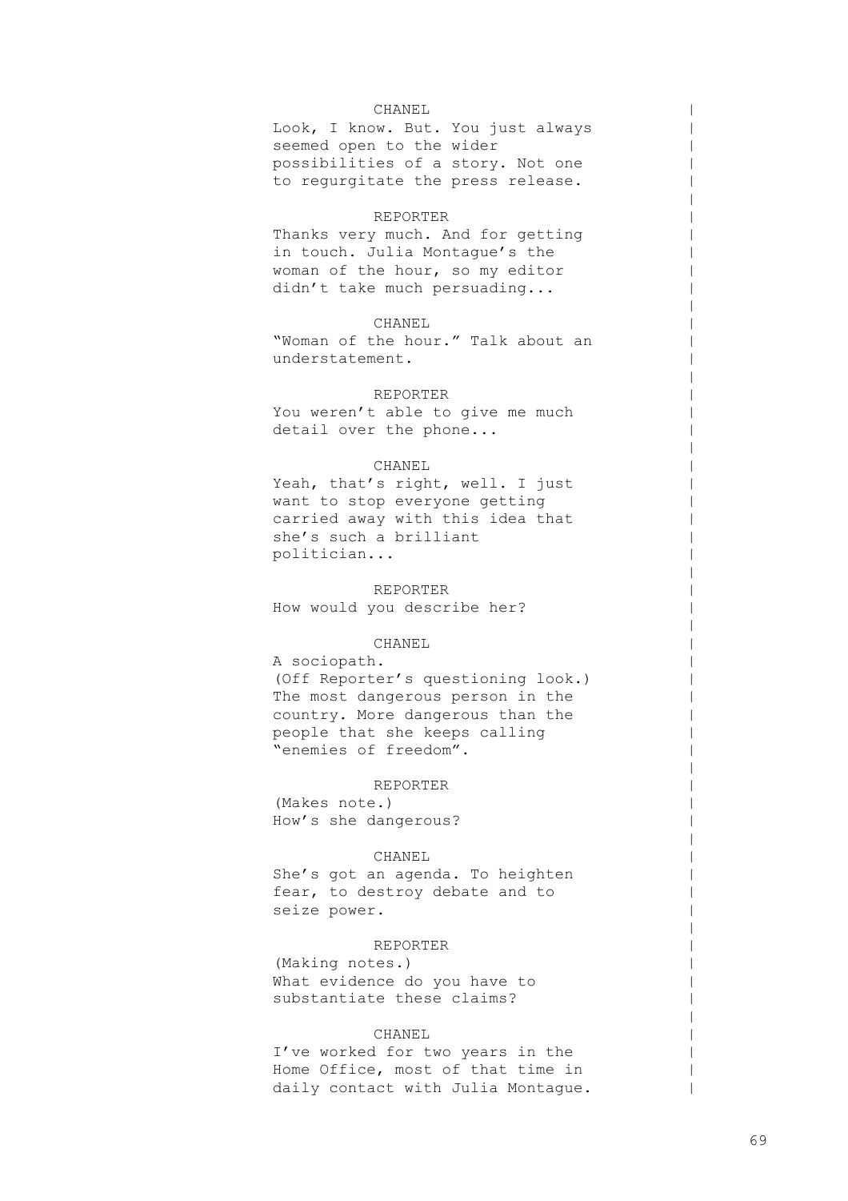CHANEL

Look, I know. But. You just always seemed open to the wider possibilities of a story. Not one to regurgitate the press release.

REPORTER

Thanks very much. And for getting in touch. Julia Montague's the woman of the hour, so my editor didn't take much persuading...

CHANEL

"Woman of the hour." Talk about an understatement.

REPORTER

You weren't able to give me much detail over the phone...

CHANEL

Yeah, that's right, well. I just want to stop everyone getting carried away with this idea that she's such a brilliant politician...

REPORTER

How would you describe her?

CHANEL

A sociopath.
(Off Reporter's questioning look.)
The most dangerous person in the country. More dangerous than the people that she keeps calling "enemies of freedom".

REPORTER

(Makes note.)
How's she dangerous?

CHANEL

She's got an agenda. To heighten fear, to destroy debate and to seize power.

REPORTER

(Making notes.)
What evidence do you have to substantiate these claims?

CHANEL

I've worked for two years in the Home Office, most of that time in daily contact with Julia Montague.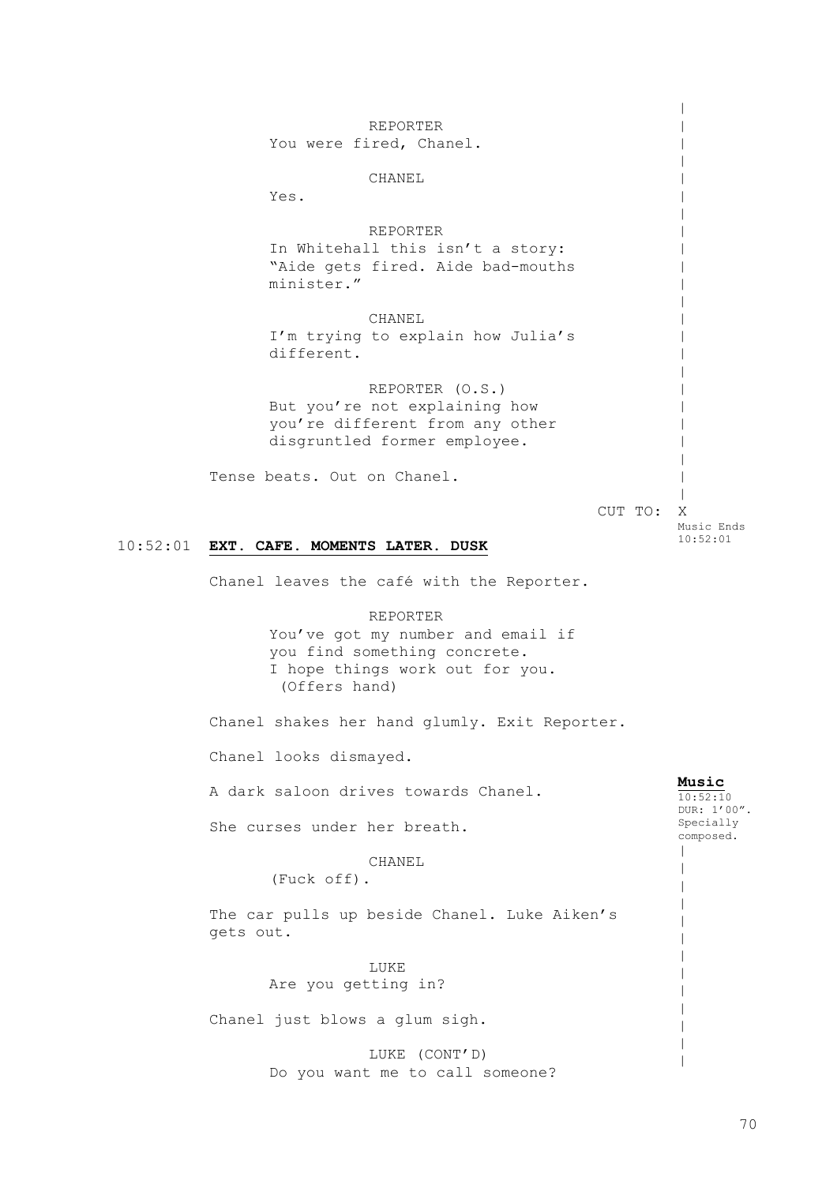REPORTER
You were fired, Chanel.

CHANEL
Yes.

REPORTER
In Whitehall this isn't a story: "Aide gets fired. Aide bad-mouths minister."

CHANEL
I'm trying to explain how Julia's different.

REPORTER (O.S.)
But you're not explaining how you're different from any other disgruntled former employee.

Tense beats. Out on Chanel.

CUT TO: X

Music Ends 10:52:01

10:52:01 **EXT. CAFE. MOMENTS LATER. DUSK**

Chanel leaves the café with the Reporter.

REPORTER
You've got my number and email if you find something concrete.
I hope things work out for you.
(Offers hand)

Chanel shakes her hand glumly. Exit Reporter.

Chanel looks dismayed.

**Music**
10:52:10
DUR: 1'00".
Specially composed.

A dark saloon drives towards Chanel.

She curses under her breath.

CHANEL
(Fuck off).

The car pulls up beside Chanel. Luke Aiken's gets out.

LUKE
Are you getting in?

Chanel just blows a glum sigh.

LUKE (CONT'D)
Do you want me to call someone?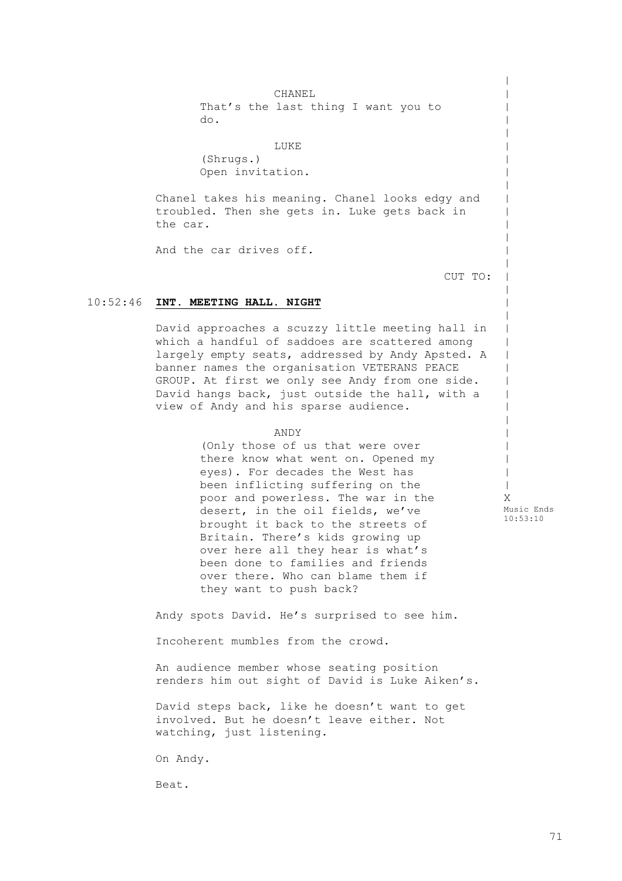CHANEL
That's the last thing I want you to do.

LUKE
(Shrugs.)
Open invitation.

Chanel takes his meaning. Chanel looks edgy and troubled. Then she gets in. Luke gets back in the car.

And the car drives off.

CUT TO:

10:52:46 **INT. MEETING HALL. NIGHT**

David approaches a scuzzy little meeting hall in which a handful of saddoes are scattered among largely empty seats, addressed by Andy Apsted. A banner names the organisation VETERANS PEACE GROUP. At first we only see Andy from one side. David hangs back, just outside the hall, with a view of Andy and his sparse audience.

ANDY
(Only those of us that were over there know what went on. Opened my eyes). For decades the West has been inflicting suffering on the poor and powerless. The war in the desert, in the oil fields, we've brought it back to the streets of Britain. There's kids growing up over here all they hear is what's been done to families and friends over there. Who can blame them if they want to push back?

X
Music Ends
10:53:10

Andy spots David. He's surprised to see him.

Incoherent mumbles from the crowd.

An audience member whose seating position renders him out sight of David is Luke Aiken's.

David steps back, like he doesn't want to get involved. But he doesn't leave either. Not watching, just listening.

On Andy.

Beat.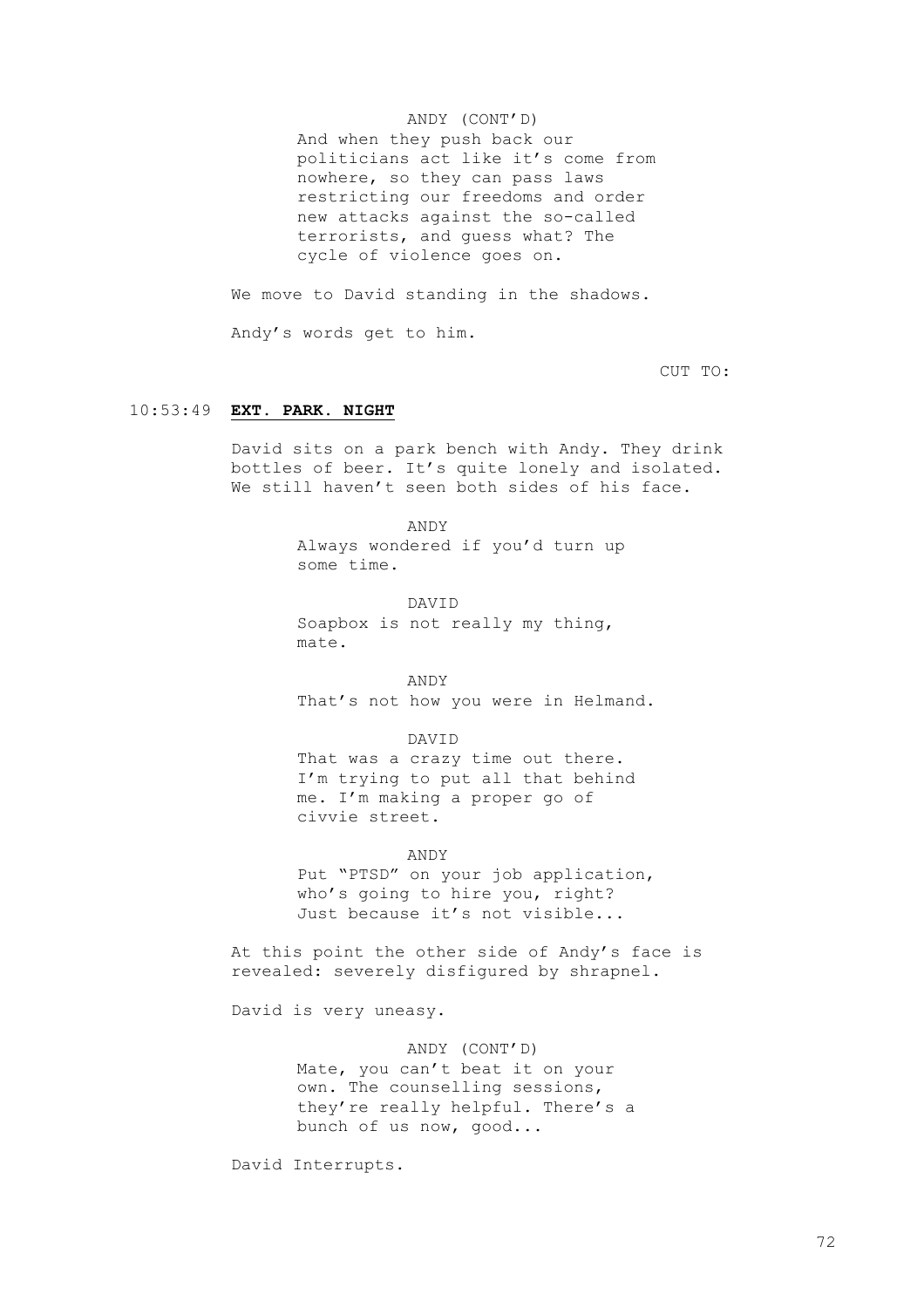ANDY (CONT'D)
And when they push back our politicians act like it's come from nowhere, so they can pass laws restricting our freedoms and order new attacks against the so-called terrorists, and guess what? The cycle of violence goes on.

We move to David standing in the shadows.

Andy's words get to him.

CUT TO:

10:53:49 **EXT. PARK. NIGHT**

David sits on a park bench with Andy. They drink bottles of beer. It's quite lonely and isolated. We still haven't seen both sides of his face.

ANDY
Always wondered if you'd turn up some time.

DAVID
Soapbox is not really my thing, mate.

ANDY
That's not how you were in Helmand.

DAVID
That was a crazy time out there. I'm trying to put all that behind me. I'm making a proper go of civvie street.

ANDY
Put "PTSD" on your job application, who's going to hire you, right? Just because it's not visible...

At this point the other side of Andy's face is revealed: severely disfigured by shrapnel.

David is very uneasy.

ANDY (CONT'D)
Mate, you can't beat it on your own. The counselling sessions, they're really helpful. There's a bunch of us now, good...

David Interrupts.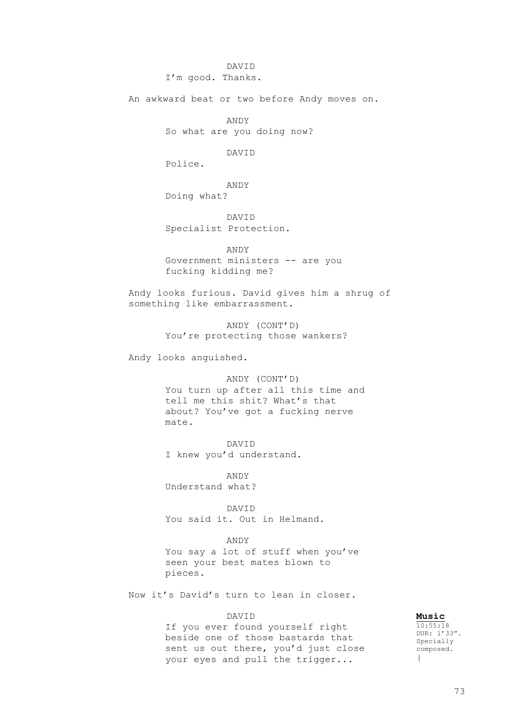DAVID
I'm good. Thanks.

An awkward beat or two before Andy moves on.

ANDY
So what are you doing now?

DAVID
Police.

ANDY
Doing what?

DAVID
Specialist Protection.

ANDY
Government ministers -- are you fucking kidding me?

Andy looks furious. David gives him a shrug of something like embarrassment.

ANDY (CONT'D)
You're protecting those wankers?

Andy looks anguished.

ANDY (CONT'D)
You turn up after all this time and tell me this shit? What's that about? You've got a fucking nerve mate.

DAVID
I knew you'd understand.

ANDY
Understand what?

DAVID
You said it. Out in Helmand.

ANDY
You say a lot of stuff when you've seen your best mates blown to pieces.

Now it's David's turn to lean in closer.

DAVID
If you ever found yourself right beside one of those bastards that sent us out there, you'd just close your eyes and pull the trigger...

**Music**
10:55:18
DUR: 1'33".
Specially composed.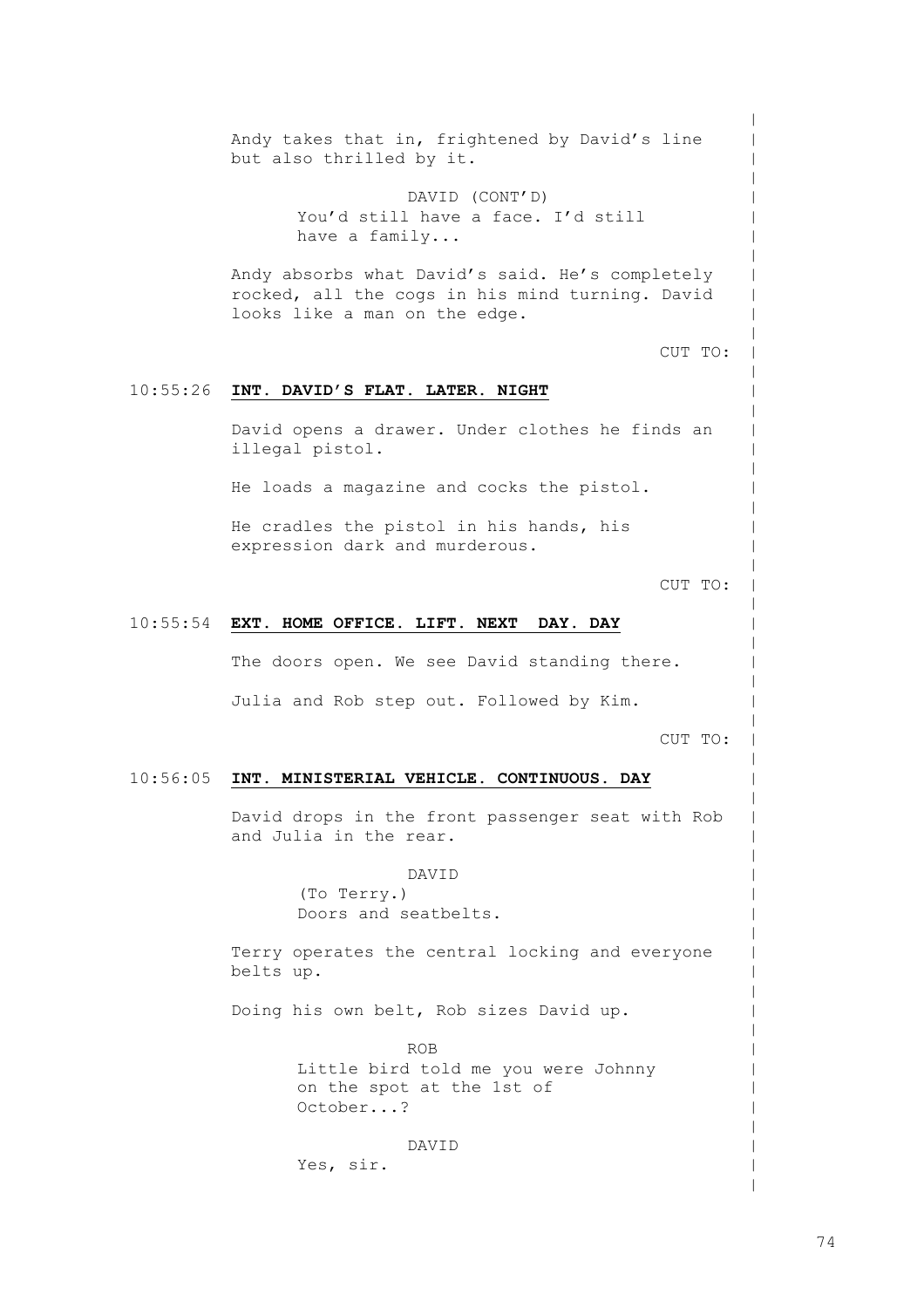Andy takes that in, frightened by David's line but also thrilled by it.

DAVID (CONT'D)
You'd still have a face. I'd still have a family...

Andy absorbs what David's said. He's completely rocked, all the cogs in his mind turning. David looks like a man on the edge.

CUT TO:

10:55:26 **INT. DAVID'S FLAT. LATER. NIGHT**

David opens a drawer. Under clothes he finds an illegal pistol.

He loads a magazine and cocks the pistol.

He cradles the pistol in his hands, his expression dark and murderous.

CUT TO:

10:55:54 **EXT. HOME OFFICE. LIFT. NEXT DAY. DAY**

The doors open. We see David standing there.

Julia and Rob step out. Followed by Kim.

CUT TO:

10:56:05 **INT. MINISTERIAL VEHICLE. CONTINUOUS. DAY**

David drops in the front passenger seat with Rob and Julia in the rear.

DAVID
(To Terry.)
Doors and seatbelts.

Terry operates the central locking and everyone belts up.

Doing his own belt, Rob sizes David up.

ROB
Little bird told me you were Johnny on the spot at the 1st of October...?

DAVID
Yes, sir.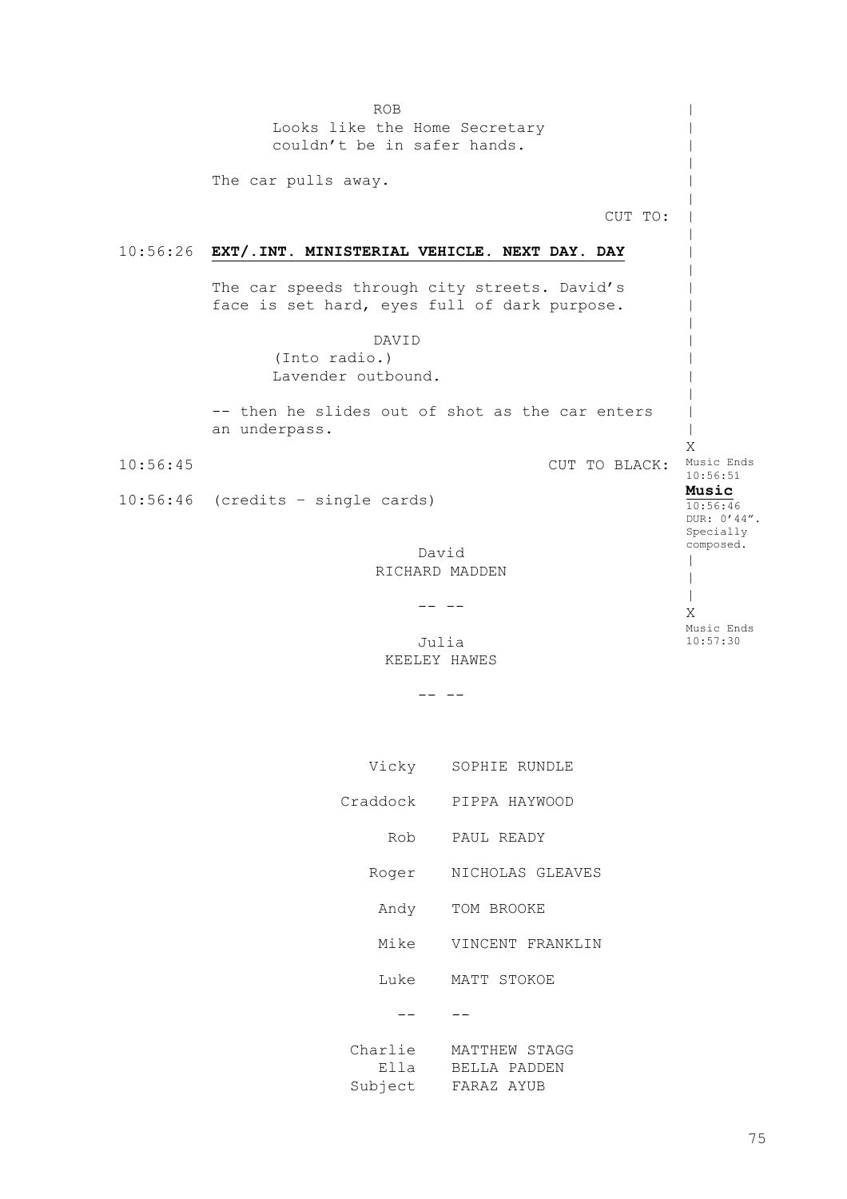ROB
Looks like the Home Secretary couldn't be in safer hands.

The car pulls away.

CUT TO:

10:56:26 **EXT/.INT. MINISTERIAL VEHICLE. NEXT DAY. DAY**

The car speeds through city streets. David's face is set hard, eyes full of dark purpose.

DAVID
(Into radio.)
Lavender outbound.

-- then he slides out of shot as the car enters an underpass.

X
Music Ends 10:56:51

10:56:45 CUT TO BLACK:

10:56:46 (credits – single cards)

**Music**
10:56:46
DUR: 0'44".
Specially composed.

David
RICHARD MADDEN

-- --

X
Music Ends 10:57:30

Julia
KEELEY HAWES

-- --

| | |
|---|---|
| Vicky | SOPHIE RUNDLE |
| Craddock | PIPPA HAYWOOD |
| Rob | PAUL READY |
| Roger | NICHOLAS GLEAVES |
| Andy | TOM BROOKE |
| Mike | VINCENT FRANKLIN |
| Luke | MATT STOKOE |
| -- | -- |
| Charlie | MATTHEW STAGG |
| Ella | BELLA PADDEN |
| Subject | FARAZ AYUB |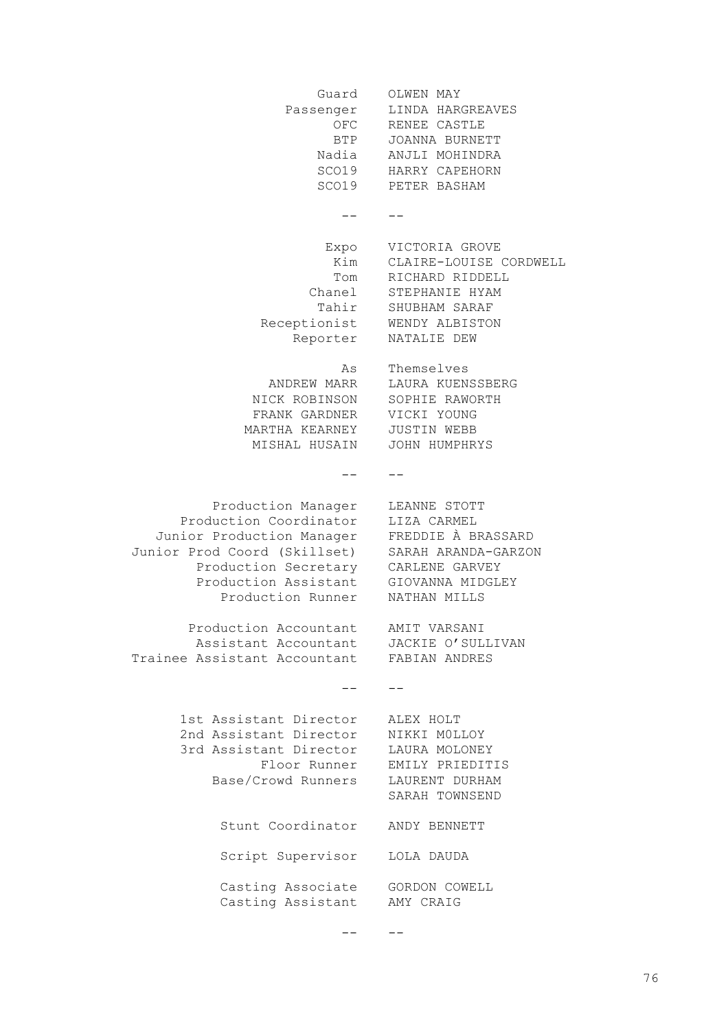| | |
|---|---|
| Guard | OLWEN MAY |
| Passenger | LINDA HARGREAVES |
| OFC | RENEE CASTLE |
| BTP | JOANNA BURNETT |
| Nadia | ANJLI MOHINDRA |
| SCO19 | HARRY CAPEHORN |
| SCO19 | PETER BASHAM |

-- --

| | |
|---|---|
| Expo | VICTORIA GROVE |
| Kim | CLAIRE-LOUISE CORDWELL |
| Tom | RICHARD RIDDELL |
| Chanel | STEPHANIE HYAM |
| Tahir | SHUBHAM SARAF |
| Receptionist | WENDY ALBISTON |
| Reporter | NATALIE DEW |

| | |
|---|---|
| As | Themselves |
| ANDREW MARR | LAURA KUENSSBERG |
| NICK ROBINSON | SOPHIE RAWORTH |
| FRANK GARDNER | VICKI YOUNG |
| MARTHA KEARNEY | JUSTIN WEBB |
| MISHAL HUSAIN | JOHN HUMPHRYS |

-- --

| | |
|---|---|
| Production Manager | LEANNE STOTT |
| Production Coordinator | LIZA CARMEL |
| Junior Production Manager | FREDDIE À BRASSARD |
| Junior Prod Coord (Skillset) | SARAH ARANDA-GARZON |
| Production Secretary | CARLENE GARVEY |
| Production Assistant | GIOVANNA MIDGLEY |
| Production Runner | NATHAN MILLS |

| | |
|---|---|
| Production Accountant | AMIT VARSANI |
| Assistant Accountant | JACKIE O'SULLIVAN |
| Trainee Assistant Accountant | FABIAN ANDRES |

-- --

| | |
|---|---|
| 1st Assistant Director | ALEX HOLT |
| 2nd Assistant Director | NIKKI M0LLOY |
| 3rd Assistant Director | LAURA MOLONEY |
| Floor Runner | EMILY PRIEDITIS |
| Base/Crowd Runners | LAURENT DURHAM |
| | SARAH TOWNSEND |

| | |
|---|---|
| Stunt Coordinator | ANDY BENNETT |

| | |
|---|---|
| Script Supervisor | LOLA DAUDA |

| | |
|---|---|
| Casting Associate | GORDON COWELL |
| Casting Assistant | AMY CRAIG |

-- --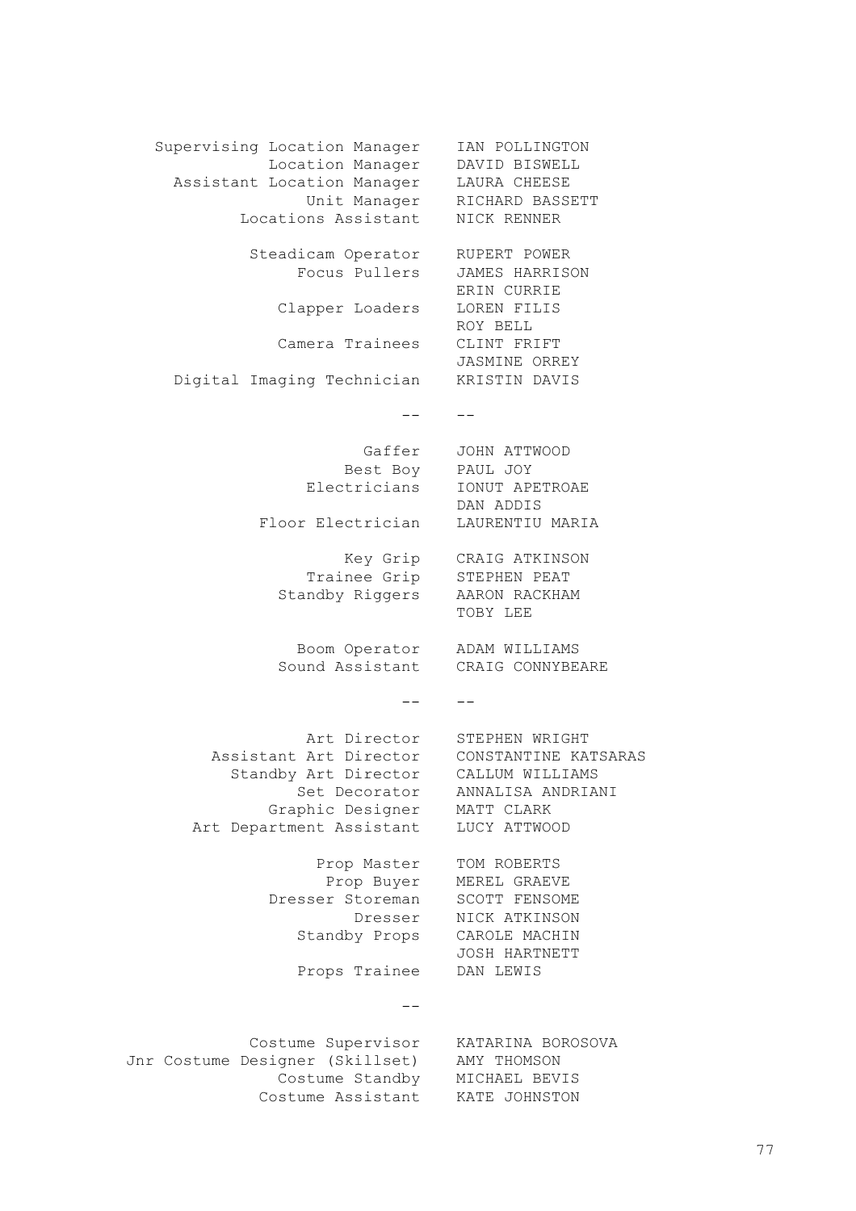| | |
|---|---|
| Supervising Location Manager | IAN POLLINGTON |
| Location Manager | DAVID BISWELL |
| Assistant Location Manager | LAURA CHEESE |
| Unit Manager | RICHARD BASSETT |
| Locations Assistant | NICK RENNER |
| | |
| Steadicam Operator | RUPERT POWER |
| Focus Pullers | JAMES HARRISON |
| | ERIN CURRIE |
| Clapper Loaders | LOREN FILIS |
| | ROY BELL |
| Camera Trainees | CLINT FRIFT |
| | JASMINE ORREY |
| Digital Imaging Technician | KRISTIN DAVIS |

-- --

| | |
|---|---|
| Gaffer | JOHN ATTWOOD |
| Best Boy | PAUL JOY |
| Electricians | IONUT APETROAE |
| | DAN ADDIS |
| Floor Electrician | LAURENTIU MARIA |
| | |
| Key Grip | CRAIG ATKINSON |
| Trainee Grip | STEPHEN PEAT |
| Standby Riggers | AARON RACKHAM |
| | TOBY LEE |
| | |
| Boom Operator | ADAM WILLIAMS |
| Sound Assistant | CRAIG CONNYBEARE |

-- --

| | |
|---|---|
| Art Director | STEPHEN WRIGHT |
| Assistant Art Director | CONSTANTINE KATSARAS |
| Standby Art Director | CALLUM WILLIAMS |
| Set Decorator | ANNALISA ANDRIANI |
| Graphic Designer | MATT CLARK |
| Art Department Assistant | LUCY ATTWOOD |
| | |
| Prop Master | TOM ROBERTS |
| Prop Buyer | MEREL GRAEVE |
| Dresser Storeman | SCOTT FENSOME |
| Dresser | NICK ATKINSON |
| Standby Props | CAROLE MACHIN |
| | JOSH HARTNETT |
| Props Trainee | DAN LEWIS |

--

| | |
|---|---|
| Costume Supervisor | KATARINA BOROSOVA |
| Jnr Costume Designer (Skillset) | AMY THOMSON |
| Costume Standby | MICHAEL BEVIS |
| Costume Assistant | KATE JOHNSTON |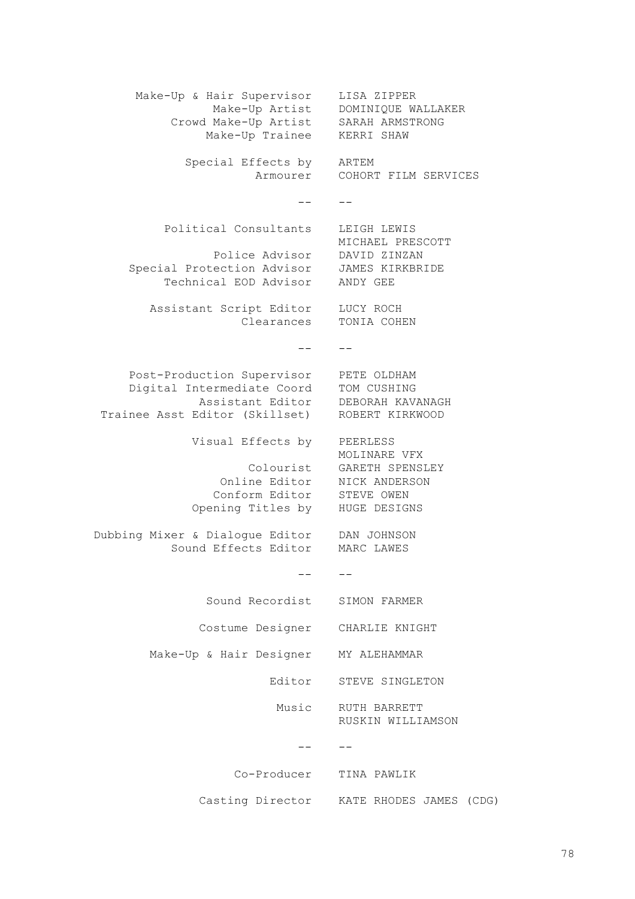| | |
|---|---|
| Make-Up & Hair Supervisor | LISA ZIPPER |
| Make-Up Artist | DOMINIQUE WALLAKER |
| Crowd Make-Up Artist | SARAH ARMSTRONG |
| Make-Up Trainee | KERRI SHAW |
| | |
| Special Effects by | ARTEM |
| Armourer | COHORT FILM SERVICES |

-- --

| | |
|---|---|
| Political Consultants | LEIGH LEWIS<br>MICHAEL PRESCOTT |
| Police Advisor | DAVID ZINZAN |
| Special Protection Advisor | JAMES KIRKBRIDE |
| Technical EOD Advisor | ANDY GEE |
| | |
| Assistant Script Editor | LUCY ROCH |
| Clearances | TONIA COHEN |

-- --

| | |
|---|---|
| Post-Production Supervisor | PETE OLDHAM |
| Digital Intermediate Coord | TOM CUSHING |
| Assistant Editor | DEBORAH KAVANAGH |
| Trainee Asst Editor (Skillset) | ROBERT KIRKWOOD |
| | |
| Visual Effects by | PEERLESS<br>MOLINARE VFX |
| Colourist | GARETH SPENSLEY |
| Online Editor | NICK ANDERSON |
| Conform Editor | STEVE OWEN |
| Opening Titles by | HUGE DESIGNS |
| | |
| Dubbing Mixer & Dialogue Editor | DAN JOHNSON |
| Sound Effects Editor | MARC LAWES |

-- --

| | |
|---|---|
| Sound Recordist | SIMON FARMER |
| Costume Designer | CHARLIE KNIGHT |
| Make-Up & Hair Designer | MY ALEHAMMAR |
| Editor | STEVE SINGLETON |
| Music | RUTH BARRETT<br>RUSKIN WILLIAMSON |

-- --

| | |
|---|---|
| Co-Producer | TINA PAWLIK |
| Casting Director | KATE RHODES JAMES (CDG) |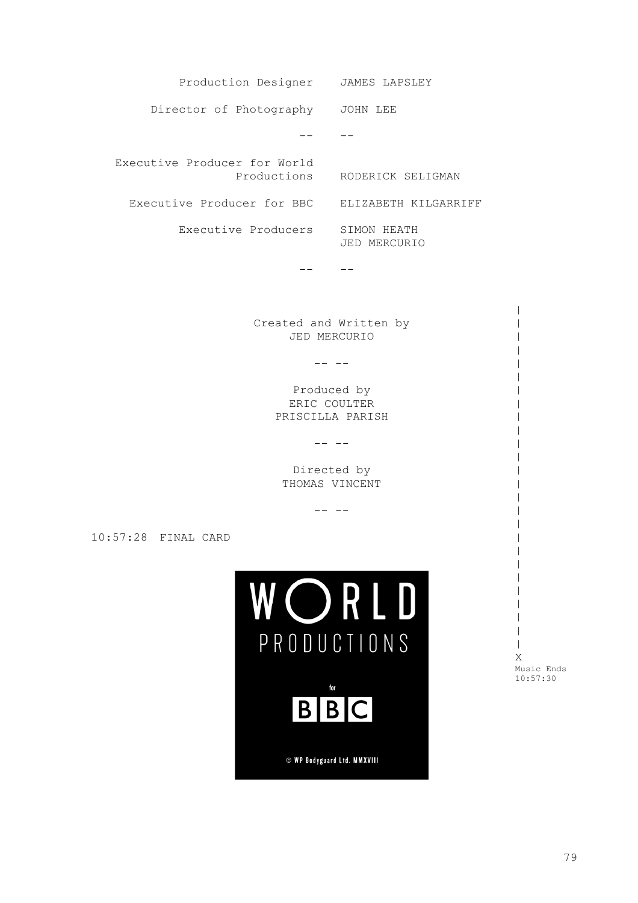Production Designer JAMES LAPSLEY

Director of Photography JOHN LEE

-- --

Executive Producer for World Productions RODERICK SELIGMAN

Executive Producer for BBC ELIZABETH KILGARRIFF

Executive Producers SIMON HEATH
JED MERCURIO

-- --

Created and Written by
JED MERCURIO

-- --

Produced by
ERIC COULTER
PRISCILLA PARISH

-- --

Directed by
THOMAS VINCENT

-- --

10:57:28 FINAL CARD

WORLD PRODUCTIONS

for

BBC

© WP Bodyguard Ltd. MMXVIII

X
Music Ends
10:57:30